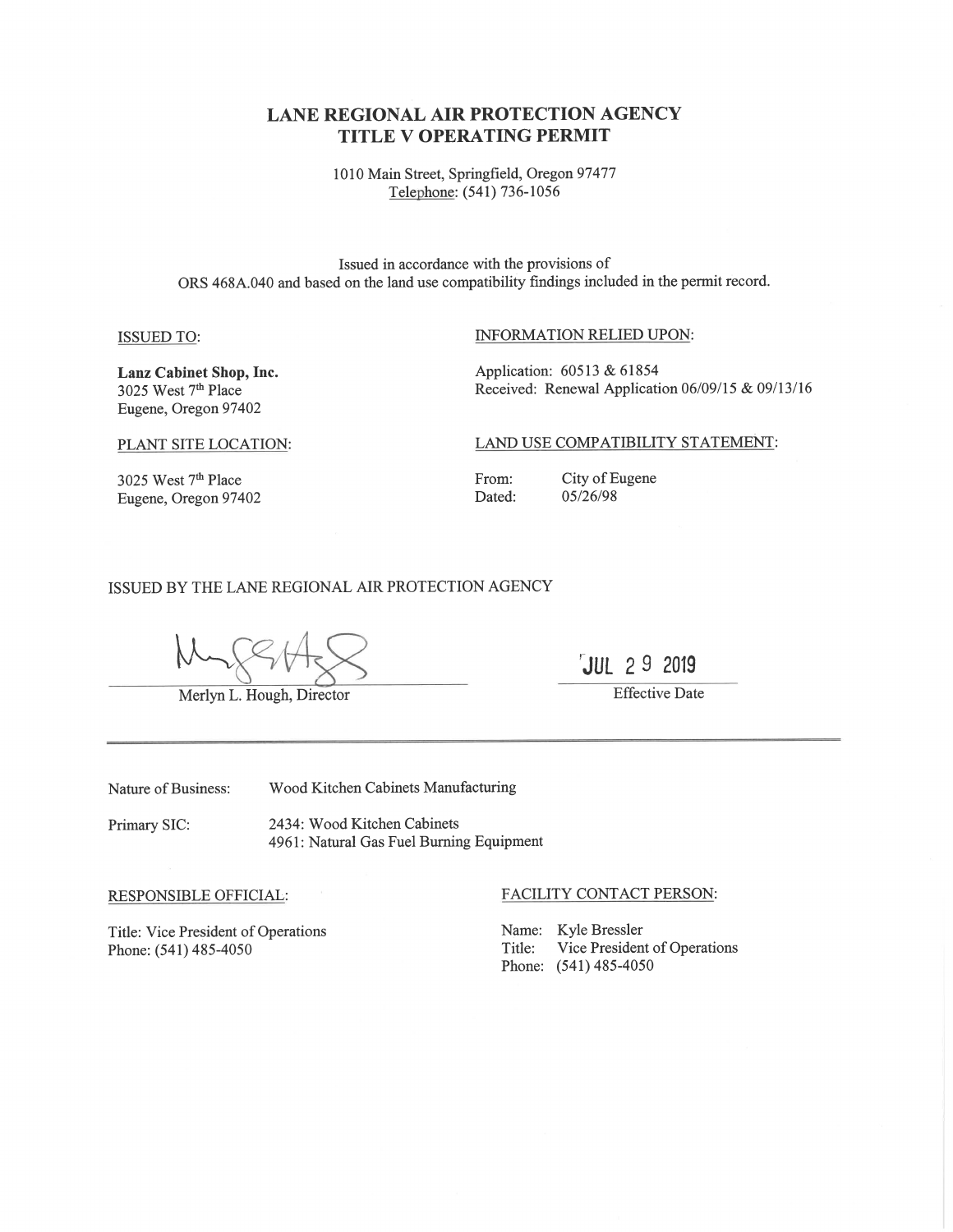# LANE REGIONAL AIR PROTECTION AGENCY
# TITLE V OPERATING PERMIT

1010 Main Street, Springfield, Oregon 97477
Telephone: (541) 736-1056

Issued in accordance with the provisions of
ORS 468A.040 and based on the land use compatibility findings included in the permit record.

ISSUED TO:

**Lanz Cabinet Shop, Inc.**
3025 West 7th Place
Eugene, Oregon 97402

PLANT SITE LOCATION:

3025 West 7th Place
Eugene, Oregon 97402

INFORMATION RELIED UPON:

Application: 60513 & 61854
Received: Renewal Application 06/09/15 & 09/13/16

LAND USE COMPATIBILITY STATEMENT:

From: City of Eugene
Dated: 05/26/98

ISSUED BY THE LANE REGIONAL AIR PROTECTION AGENCY

Merlyn L. Hough, Director

JUL 29 2019
Effective Date

---

Nature of Business: Wood Kitchen Cabinets Manufacturing

Primary SIC: 2434: Wood Kitchen Cabinets
4961: Natural Gas Fuel Burning Equipment

RESPONSIBLE OFFICIAL:

Title: Vice President of Operations
Phone: (541) 485-4050

FACILITY CONTACT PERSON:

Name: Kyle Bressler
Title: Vice President of Operations
Phone: (541) 485-4050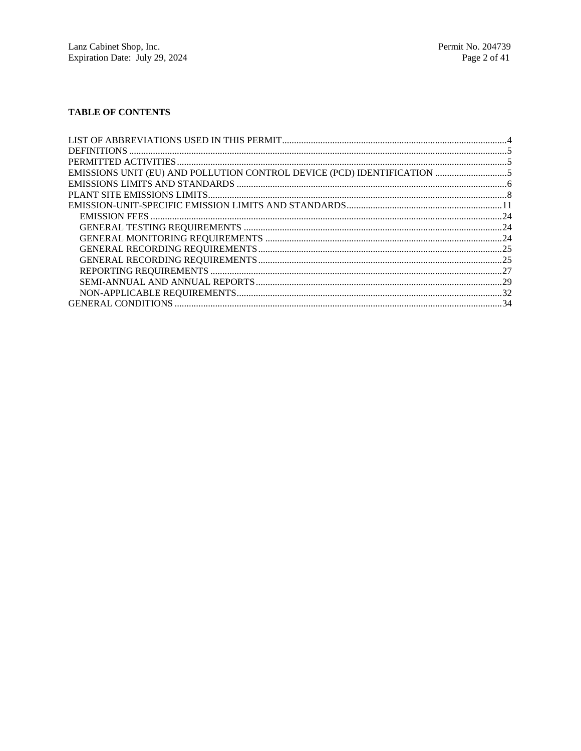**TABLE OF CONTENTS**

LIST OF ABBREVIATIONS USED IN THIS PERMIT.....4
DEFINITIONS.....5
PERMITTED ACTIVITIES.....5
EMISSIONS UNIT (EU) AND POLLUTION CONTROL DEVICE (PCD) IDENTIFICATION.....5
EMISSIONS LIMITS AND STANDARDS.....6
PLANT SITE EMISSIONS LIMITS.....8
EMISSION-UNIT-SPECIFIC EMISSION LIMITS AND STANDARDS.....11
- EMISSION FEES.....24
- GENERAL TESTING REQUIREMENTS.....24
- GENERAL MONITORING REQUIREMENTS.....24
- GENERAL RECORDING REQUIREMENTS.....25
- GENERAL RECORDING REQUIREMENTS.....25
- REPORTING REQUIREMENTS.....27
- SEMI-ANNUAL AND ANNUAL REPORTS.....29
- NON-APPLICABLE REQUIREMENTS.....32

GENERAL CONDITIONS.....34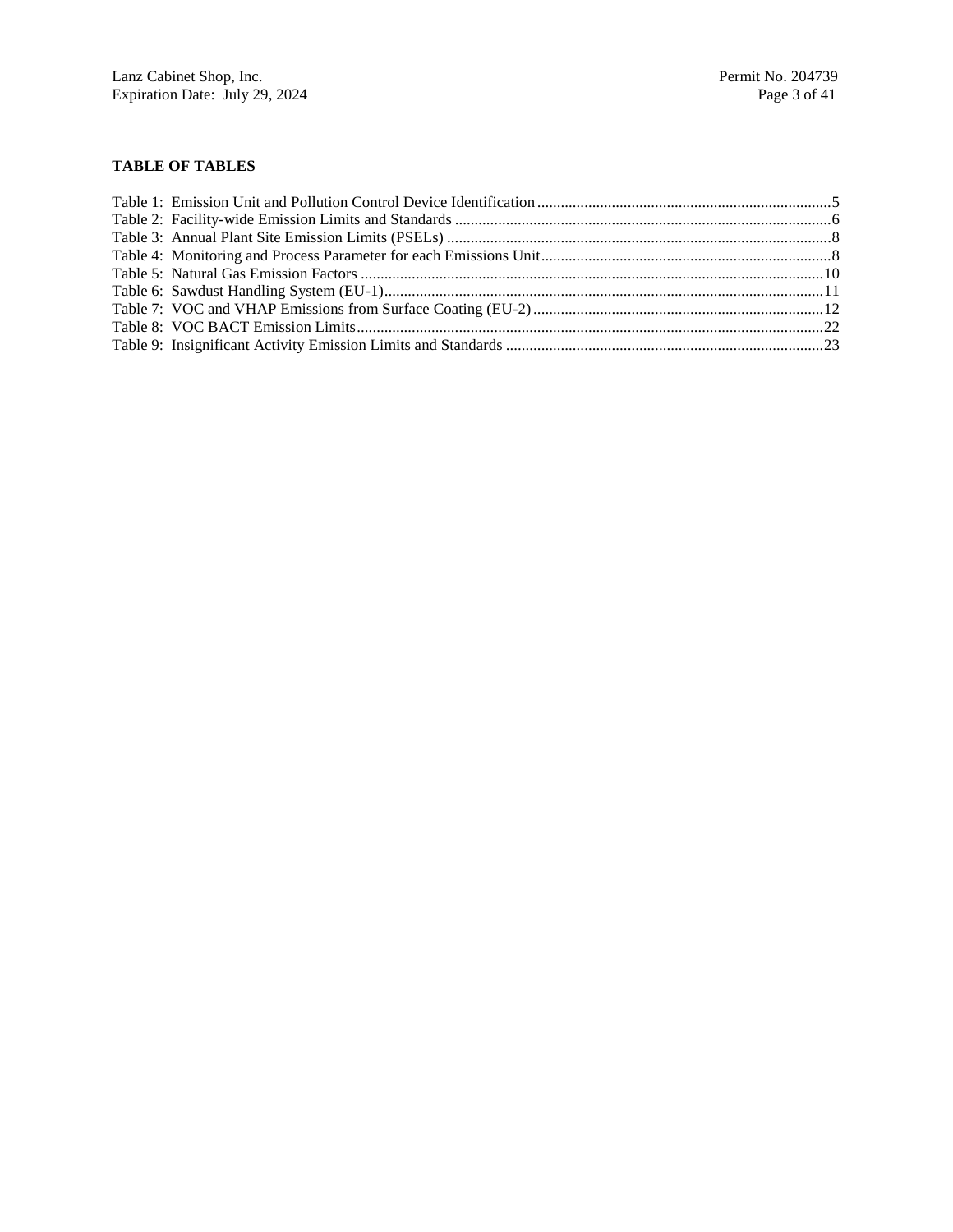**TABLE OF TABLES**

Table 1: Emission Unit and Pollution Control Device Identification ....................5
Table 2: Facility-wide Emission Limits and Standards ....................6
Table 3: Annual Plant Site Emission Limits (PSELs) ....................8
Table 4: Monitoring and Process Parameter for each Emissions Unit....................8
Table 5: Natural Gas Emission Factors ....................10
Table 6: Sawdust Handling System (EU-1)....................11
Table 7: VOC and VHAP Emissions from Surface Coating (EU-2) ....................12
Table 8: VOC BACT Emission Limits....................22
Table 9: Insignificant Activity Emission Limits and Standards ....................23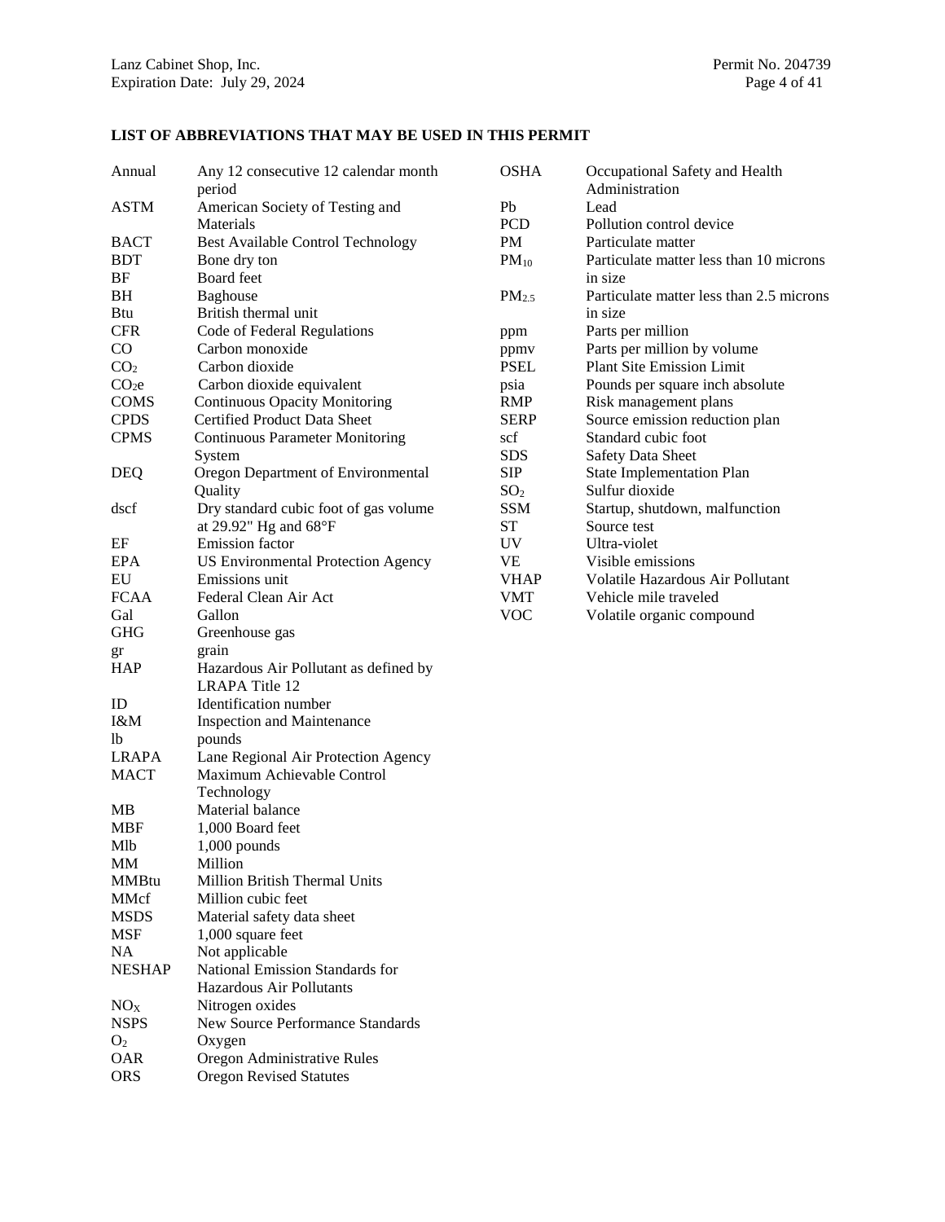**LIST OF ABBREVIATIONS THAT MAY BE USED IN THIS PERMIT**

| Abbreviation | Definition |
|---|---|
| Annual | Any 12 consecutive 12 calendar month period |
| ASTM | American Society of Testing and Materials |
| BACT | Best Available Control Technology |
| BDT | Bone dry ton |
| BF | Board feet |
| BH | Baghouse |
| Btu | British thermal unit |
| CFR | Code of Federal Regulations |
| CO | Carbon monoxide |
| $CO_2$ | Carbon dioxide |
| $CO_2e$ | Carbon dioxide equivalent |
| COMS | Continuous Opacity Monitoring |
| CPDS | Certified Product Data Sheet |
| CPMS | Continuous Parameter Monitoring System |
| DEQ | Oregon Department of Environmental Quality |
| dscf | Dry standard cubic foot of gas volume at 29.92" Hg and 68°F |
| EF | Emission factor |
| EPA | US Environmental Protection Agency |
| EU | Emissions unit |
| FCAA | Federal Clean Air Act |
| Gal | Gallon |
| GHG | Greenhouse gas |
| gr | grain |
| HAP | Hazardous Air Pollutant as defined by LRAPA Title 12 |
| ID | Identification number |
| I&M | Inspection and Maintenance |
| lb | pounds |
| LRAPA | Lane Regional Air Protection Agency |
| MACT | Maximum Achievable Control Technology |
| MB | Material balance |
| MBF | 1,000 Board feet |
| Mlb | 1,000 pounds |
| MM | Million |
| MMBtu | Million British Thermal Units |
| MMcf | Million cubic feet |
| MSDS | Material safety data sheet |
| MSF | 1,000 square feet |
| NA | Not applicable |
| NESHAP | National Emission Standards for Hazardous Air Pollutants |
| $NO_X$ | Nitrogen oxides |
| NSPS | New Source Performance Standards |
| $O_2$ | Oxygen |
| OAR | Oregon Administrative Rules |
| ORS | Oregon Revised Statutes |
| OSHA | Occupational Safety and Health Administration |
| Pb | Lead |
| PCD | Pollution control device |
| PM | Particulate matter |
| $PM_{10}$ | Particulate matter less than 10 microns in size |
| $PM_{2.5}$ | Particulate matter less than 2.5 microns in size |
| ppm | Parts per million |
| ppmv | Parts per million by volume |
| PSEL | Plant Site Emission Limit |
| psia | Pounds per square inch absolute |
| RMP | Risk management plans |
| SERP | Source emission reduction plan |
| scf | Standard cubic foot |
| SDS | Safety Data Sheet |
| SIP | State Implementation Plan |
| $SO_2$ | Sulfur dioxide |
| SSM | Startup, shutdown, malfunction |
| ST | Source test |
| UV | Ultra-violet |
| VE | Visible emissions |
| VHAP | Volatile Hazardous Air Pollutant |
| VMT | Vehicle mile traveled |
| VOC | Volatile organic compound |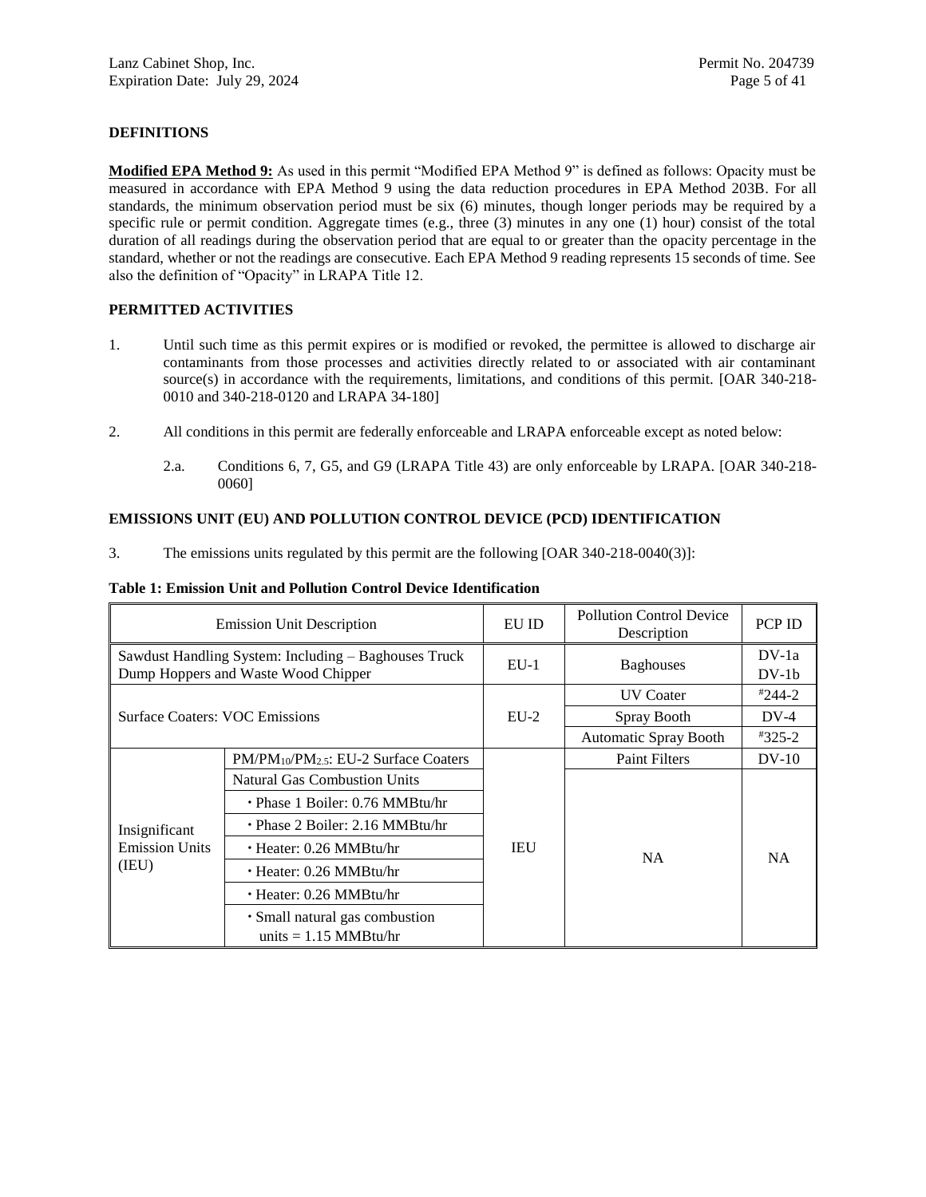**DEFINITIONS**

**Modified EPA Method 9:** As used in this permit "Modified EPA Method 9" is defined as follows: Opacity must be measured in accordance with EPA Method 9 using the data reduction procedures in EPA Method 203B. For all standards, the minimum observation period must be six (6) minutes, though longer periods may be required by a specific rule or permit condition. Aggregate times (e.g., three (3) minutes in any one (1) hour) consist of the total duration of all readings during the observation period that are equal to or greater than the opacity percentage in the standard, whether or not the readings are consecutive. Each EPA Method 9 reading represents 15 seconds of time. See also the definition of "Opacity" in LRAPA Title 12.

**PERMITTED ACTIVITIES**

1. Until such time as this permit expires or is modified or revoked, the permittee is allowed to discharge air contaminants from those processes and activities directly related to or associated with air contaminant source(s) in accordance with the requirements, limitations, and conditions of this permit. [OAR 340-218-0010 and 340-218-0120 and LRAPA 34-180]

2. All conditions in this permit are federally enforceable and LRAPA enforceable except as noted below:

   2.a. Conditions 6, 7, G5, and G9 (LRAPA Title 43) are only enforceable by LRAPA. [OAR 340-218-0060]

**EMISSIONS UNIT (EU) AND POLLUTION CONTROL DEVICE (PCD) IDENTIFICATION**

3. The emissions units regulated by this permit are the following [OAR 340-218-0040(3)]:

**Table 1: Emission Unit and Pollution Control Device Identification**

| Emission Unit Description | | EU ID | Pollution Control Device Description | PCP ID |
|---|---|---|---|---|
| Sawdust Handling System: Including – Baghouses Truck Dump Hoppers and Waste Wood Chipper | | EU-1 | Baghouses | DV-1a DV-1b |
| Surface Coaters: VOC Emissions | | EU-2 | UV Coater | #244-2 |
| | | | Spray Booth | DV-4 |
| | | | Automatic Spray Booth | #325-2 |
| Insignificant Emission Units (IEU) | $PM/PM_{10}/PM_{2.5}$: EU-2 Surface Coaters | IEU | Paint Filters | DV-10 |
| | Natural Gas Combustion Units | | NA | NA |
| | • Phase 1 Boiler: 0.76 MMBtu/hr | | | |
| | • Phase 2 Boiler: 2.16 MMBtu/hr | | | |
| | • Heater: 0.26 MMBtu/hr | | | |
| | • Heater: 0.26 MMBtu/hr | | | |
| | • Heater: 0.26 MMBtu/hr | | | |
| | • Small natural gas combustion units = 1.15 MMBtu/hr | | | |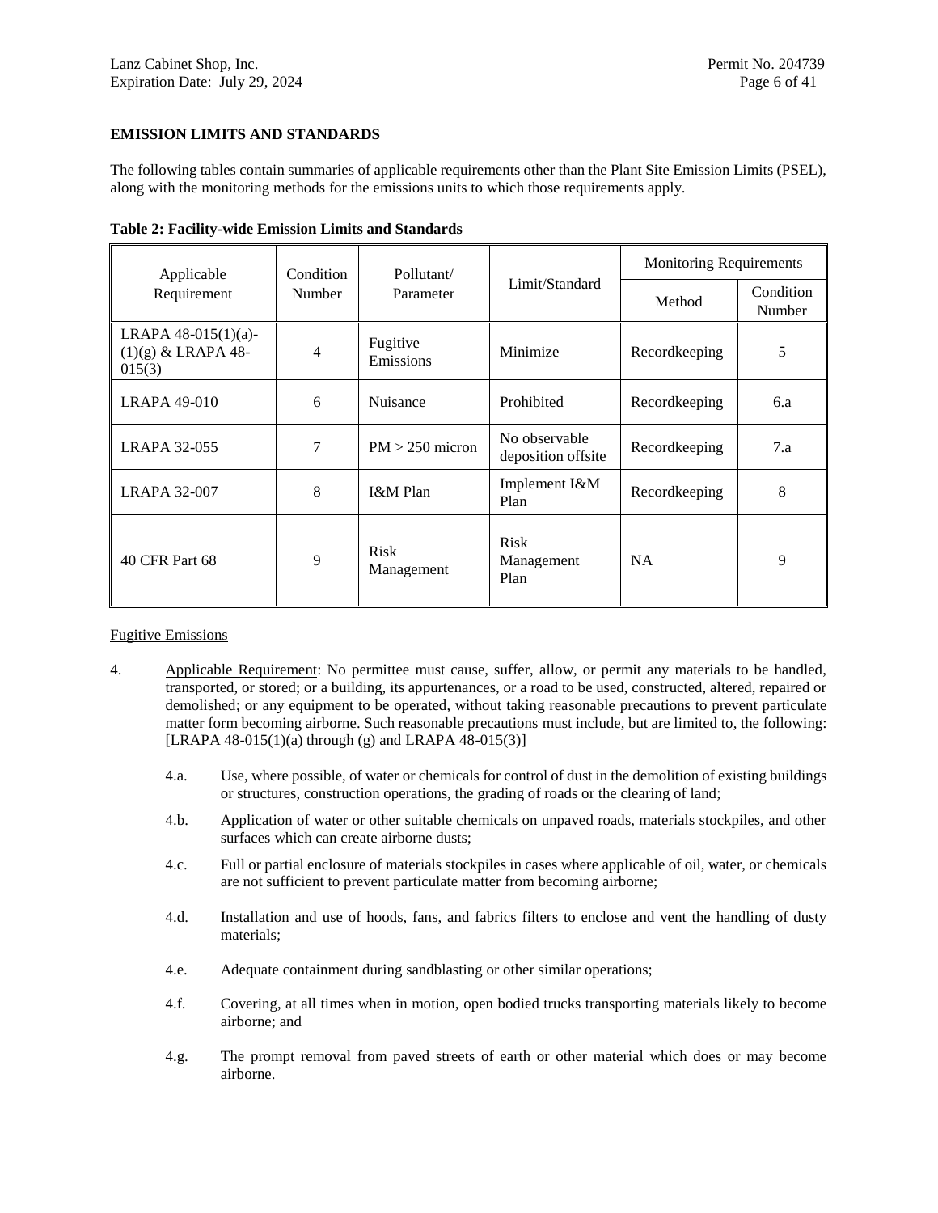**EMISSION LIMITS AND STANDARDS**

The following tables contain summaries of applicable requirements other than the Plant Site Emission Limits (PSEL), along with the monitoring methods for the emissions units to which those requirements apply.

**Table 2: Facility-wide Emission Limits and Standards**

| Applicable Requirement | Condition Number | Pollutant/ Parameter | Limit/Standard | Monitoring Requirements | |
|---|---|---|---|---|---|
| | | | | Method | Condition Number |
| LRAPA 48-015(1)(a)-(1)(g) & LRAPA 48-015(3) | 4 | Fugitive Emissions | Minimize | Recordkeeping | 5 |
| LRAPA 49-010 | 6 | Nuisance | Prohibited | Recordkeeping | 6.a |
| LRAPA 32-055 | 7 | PM > 250 micron | No observable deposition offsite | Recordkeeping | 7.a |
| LRAPA 32-007 | 8 | I&M Plan | Implement I&M Plan | Recordkeeping | 8 |
| 40 CFR Part 68 | 9 | Risk Management | Risk Management Plan | NA | 9 |

Fugitive Emissions

4. Applicable Requirement: No permittee must cause, suffer, allow, or permit any materials to be handled, transported, or stored; or a building, its appurtenances, or a road to be used, constructed, altered, repaired or demolished; or any equipment to be operated, without taking reasonable precautions to prevent particulate matter form becoming airborne. Such reasonable precautions must include, but are limited to, the following: [LRAPA 48-015(1)(a) through (g) and LRAPA 48-015(3)]

   4.a. Use, where possible, of water or chemicals for control of dust in the demolition of existing buildings or structures, construction operations, the grading of roads or the clearing of land;

   4.b. Application of water or other suitable chemicals on unpaved roads, materials stockpiles, and other surfaces which can create airborne dusts;

   4.c. Full or partial enclosure of materials stockpiles in cases where applicable of oil, water, or chemicals are not sufficient to prevent particulate matter from becoming airborne;

   4.d. Installation and use of hoods, fans, and fabrics filters to enclose and vent the handling of dusty materials;

   4.e. Adequate containment during sandblasting or other similar operations;

   4.f. Covering, at all times when in motion, open bodied trucks transporting materials likely to become airborne; and

   4.g. The prompt removal from paved streets of earth or other material which does or may become airborne.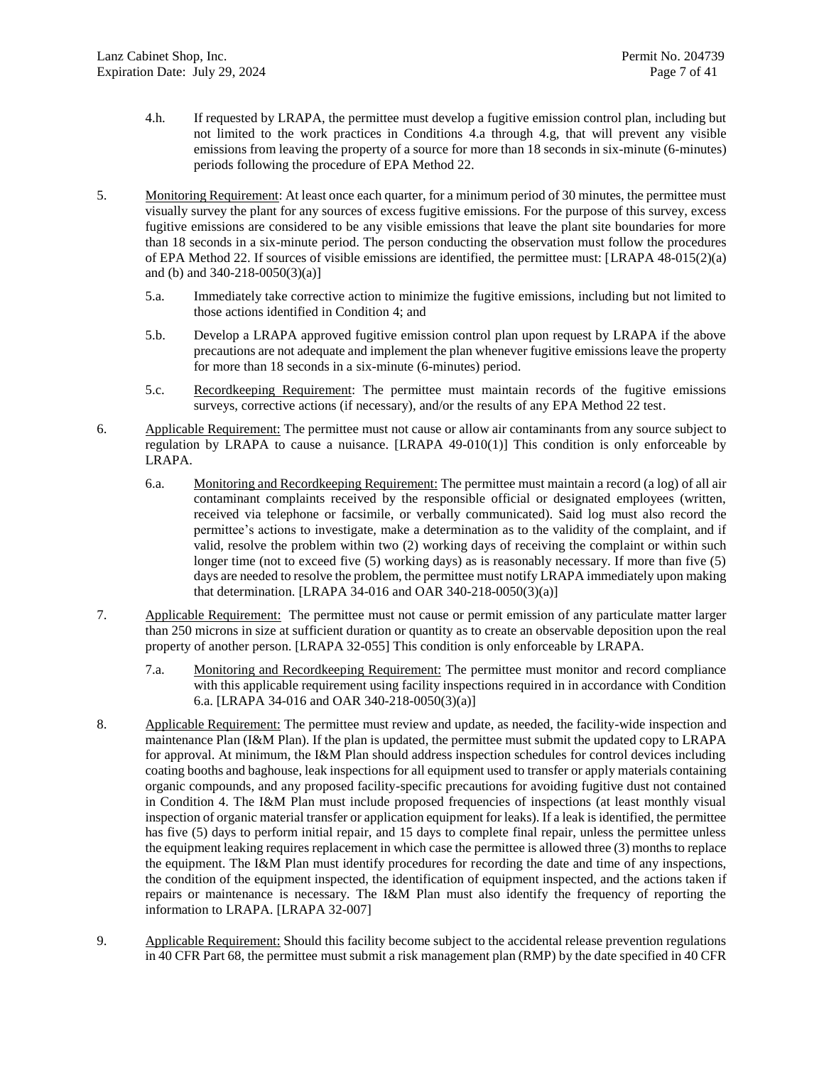4.h. If requested by LRAPA, the permittee must develop a fugitive emission control plan, including but not limited to the work practices in Conditions 4.a through 4.g, that will prevent any visible emissions from leaving the property of a source for more than 18 seconds in six-minute (6-minutes) periods following the procedure of EPA Method 22.

5. Monitoring Requirement: At least once each quarter, for a minimum period of 30 minutes, the permittee must visually survey the plant for any sources of excess fugitive emissions. For the purpose of this survey, excess fugitive emissions are considered to be any visible emissions that leave the plant site boundaries for more than 18 seconds in a six-minute period. The person conducting the observation must follow the procedures of EPA Method 22. If sources of visible emissions are identified, the permittee must: [LRAPA 48-015(2)(a) and (b) and 340-218-0050(3)(a)]

   5.a. Immediately take corrective action to minimize the fugitive emissions, including but not limited to those actions identified in Condition 4; and

   5.b. Develop a LRAPA approved fugitive emission control plan upon request by LRAPA if the above precautions are not adequate and implement the plan whenever fugitive emissions leave the property for more than 18 seconds in a six-minute (6-minutes) period.

   5.c. Recordkeeping Requirement: The permittee must maintain records of the fugitive emissions surveys, corrective actions (if necessary), and/or the results of any EPA Method 22 test.

6. Applicable Requirement: The permittee must not cause or allow air contaminants from any source subject to regulation by LRAPA to cause a nuisance. [LRAPA 49-010(1)] This condition is only enforceable by LRAPA.

   6.a. Monitoring and Recordkeeping Requirement: The permittee must maintain a record (a log) of all air contaminant complaints received by the responsible official or designated employees (written, received via telephone or facsimile, or verbally communicated). Said log must also record the permittee's actions to investigate, make a determination as to the validity of the complaint, and if valid, resolve the problem within two (2) working days of receiving the complaint or within such longer time (not to exceed five (5) working days) as is reasonably necessary. If more than five (5) days are needed to resolve the problem, the permittee must notify LRAPA immediately upon making that determination. [LRAPA 34-016 and OAR 340-218-0050(3)(a)]

7. Applicable Requirement: The permittee must not cause or permit emission of any particulate matter larger than 250 microns in size at sufficient duration or quantity as to create an observable deposition upon the real property of another person. [LRAPA 32-055] This condition is only enforceable by LRAPA.

   7.a. Monitoring and Recordkeeping Requirement: The permittee must monitor and record compliance with this applicable requirement using facility inspections required in in accordance with Condition 6.a. [LRAPA 34-016 and OAR 340-218-0050(3)(a)]

8. Applicable Requirement: The permittee must review and update, as needed, the facility-wide inspection and maintenance Plan (I&M Plan). If the plan is updated, the permittee must submit the updated copy to LRAPA for approval. At minimum, the I&M Plan should address inspection schedules for control devices including coating booths and baghouse, leak inspections for all equipment used to transfer or apply materials containing organic compounds, and any proposed facility-specific precautions for avoiding fugitive dust not contained in Condition 4. The I&M Plan must include proposed frequencies of inspections (at least monthly visual inspection of organic material transfer or application equipment for leaks). If a leak is identified, the permittee has five (5) days to perform initial repair, and 15 days to complete final repair, unless the permittee unless the equipment leaking requires replacement in which case the permittee is allowed three (3) months to replace the equipment. The I&M Plan must identify procedures for recording the date and time of any inspections, the condition of the equipment inspected, the identification of equipment inspected, and the actions taken if repairs or maintenance is necessary. The I&M Plan must also identify the frequency of reporting the information to LRAPA. [LRAPA 32-007]

9. Applicable Requirement: Should this facility become subject to the accidental release prevention regulations in 40 CFR Part 68, the permittee must submit a risk management plan (RMP) by the date specified in 40 CFR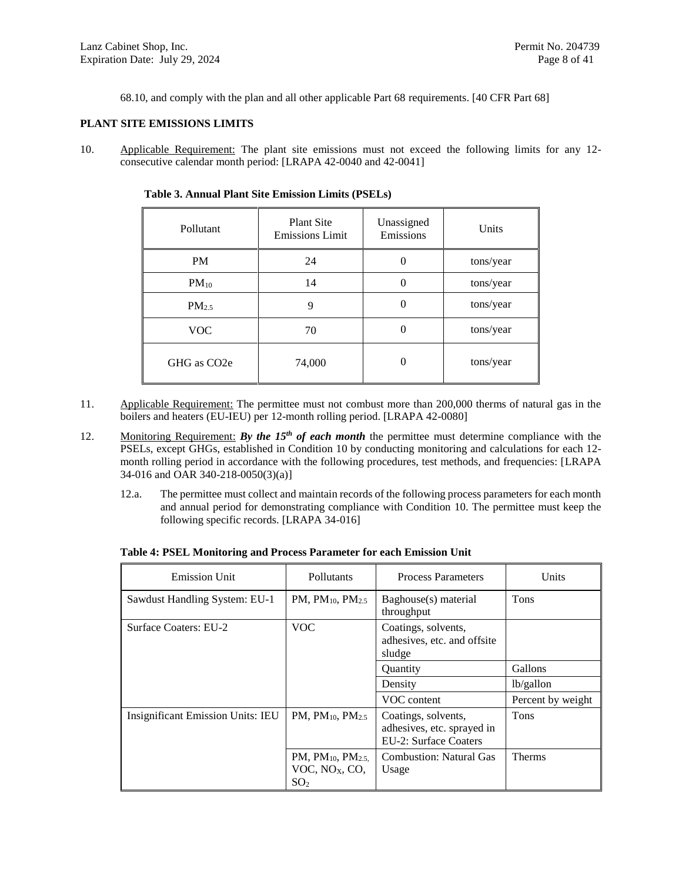68.10, and comply with the plan and all other applicable Part 68 requirements. [40 CFR Part 68]

**PLANT SITE EMISSIONS LIMITS**

10. Applicable Requirement: The plant site emissions must not exceed the following limits for any 12-consecutive calendar month period: [LRAPA 42-0040 and 42-0041]

**Table 3. Annual Plant Site Emission Limits (PSELs)**

| Pollutant | Plant Site Emissions Limit | Unassigned Emissions | Units |
|---|---|---|---|
| PM | 24 | 0 | tons/year |
| $PM_{10}$ | 14 | 0 | tons/year |
| $PM_{2.5}$ | 9 | 0 | tons/year |
| VOC | 70 | 0 | tons/year |
| GHG as CO2e | 74,000 | 0 | tons/year |

11. Applicable Requirement: The permittee must not combust more than 200,000 therms of natural gas in the boilers and heaters (EU-IEU) per 12-month rolling period. [LRAPA 42-0080]

12. Monitoring Requirement: ***By the 15th of each month*** the permittee must determine compliance with the PSELs, except GHGs, established in Condition 10 by conducting monitoring and calculations for each 12-month rolling period in accordance with the following procedures, test methods, and frequencies: [LRAPA 34-016 and OAR 340-218-0050(3)(a)]

    12.a. The permittee must collect and maintain records of the following process parameters for each month and annual period for demonstrating compliance with Condition 10. The permittee must keep the following specific records. [LRAPA 34-016]

**Table 4: PSEL Monitoring and Process Parameter for each Emission Unit**

| Emission Unit | Pollutants | Process Parameters | Units |
|---|---|---|---|
| Sawdust Handling System: EU-1 | PM, $PM_{10}$, $PM_{2.5}$ | Baghouse(s) material throughput | Tons |
| Surface Coaters: EU-2 | VOC | Coatings, solvents, adhesives, etc. and offsite sludge | |
| | | Quantity | Gallons |
| | | Density | lb/gallon |
| | | VOC content | Percent by weight |
| Insignificant Emission Units: IEU | PM, $PM_{10}$, $PM_{2.5}$ | Coatings, solvents, adhesives, etc. sprayed in EU-2: Surface Coaters | Tons |
| | PM, $PM_{10}$, $PM_{2.5}$, VOC, $NO_X$, CO, $SO_2$ | Combustion: Natural Gas Usage | Therms |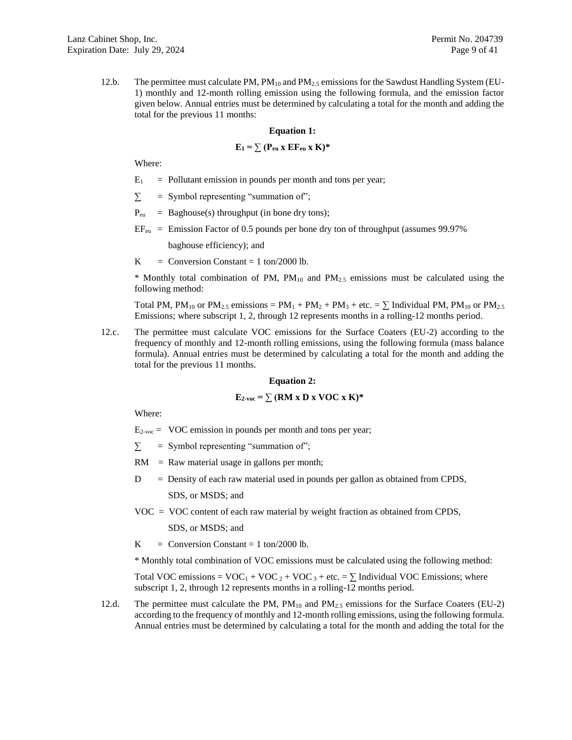12.b. The permittee must calculate PM, $PM_{10}$ and $PM_{2.5}$ emissions for the Sawdust Handling System (EU-1) monthly and 12-month rolling emission using the following formula, and the emission factor given below. Annual entries must be determined by calculating a total for the month and adding the total for the previous 11 months:

**Equation 1:**

$$E_1 = \sum (P_{eu} \times EF_{eu} \times K)^*$$

Where:

$E_1$ = Pollutant emission in pounds per month and tons per year;

$\sum$ = Symbol representing "summation of";

$P_{eu}$ = Baghouse(s) throughput (in bone dry tons);

$EF_{eu}$ = Emission Factor of 0.5 pounds per bone dry ton of throughput (assumes 99.97% baghouse efficiency); and

K = Conversion Constant = 1 ton/2000 lb.

\* Monthly total combination of PM, $PM_{10}$ and $PM_{2.5}$ emissions must be calculated using the following method:

Total PM, $PM_{10}$ or $PM_{2.5}$ emissions = $PM_1 + PM_2 + PM_3$ + etc. = $\sum$ Individual PM, $PM_{10}$ or $PM_{2.5}$ Emissions; where subscript 1, 2, through 12 represents months in a rolling-12 months period.

12.c. The permittee must calculate VOC emissions for the Surface Coaters (EU-2) according to the frequency of monthly and 12-month rolling emissions, using the following formula (mass balance formula). Annual entries must be determined by calculating a total for the month and adding the total for the previous 11 months.

**Equation 2:**

$$E_{2\text{-}voc} = \sum (RM \times D \times VOC \times K)^*$$

Where:

$E_{2\text{-}voc}$ = VOC emission in pounds per month and tons per year;

$\sum$ = Symbol representing "summation of";

RM = Raw material usage in gallons per month;

D = Density of each raw material used in pounds per gallon as obtained from CPDS, SDS, or MSDS; and

VOC = VOC content of each raw material by weight fraction as obtained from CPDS, SDS, or MSDS; and

K = Conversion Constant = 1 ton/2000 lb.

\* Monthly total combination of VOC emissions must be calculated using the following method:

Total VOC emissions = $VOC_1 + VOC_2 + VOC_3$ + etc. = $\sum$ Individual VOC Emissions; where subscript 1, 2, through 12 represents months in a rolling-12 months period.

12.d. The permittee must calculate the PM, $PM_{10}$ and $PM_{2.5}$ emissions for the Surface Coaters (EU-2) according to the frequency of monthly and 12-month rolling emissions, using the following formula. Annual entries must be determined by calculating a total for the month and adding the total for the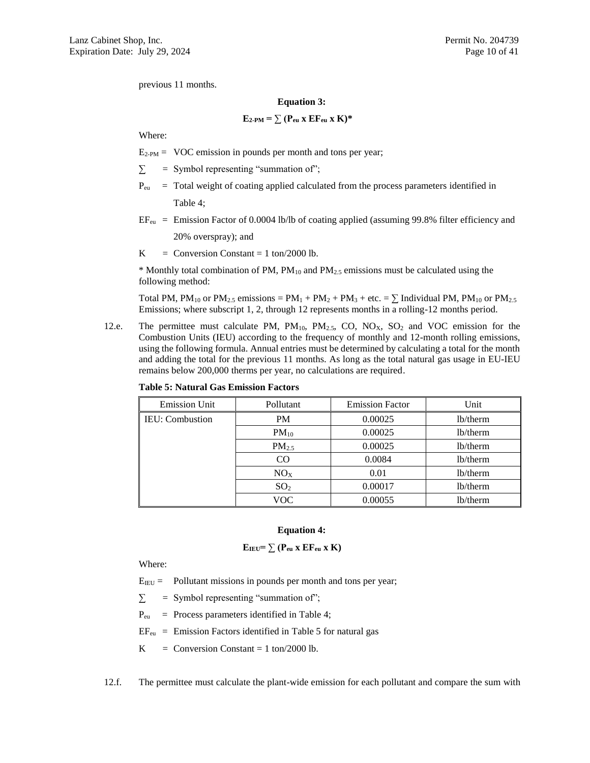previous 11 months.

**Equation 3:**

$$E_{2\text{-}PM} = \sum (P_{eu} \times EF_{eu} \times K)^*$$

Where:

$E_{2\text{-}PM}$ = VOC emission in pounds per month and tons per year;

$\sum$ = Symbol representing "summation of";

$P_{eu}$ = Total weight of coating applied calculated from the process parameters identified in Table 4;

$EF_{eu}$ = Emission Factor of 0.0004 lb/lb of coating applied (assuming 99.8% filter efficiency and 20% overspray); and

K = Conversion Constant = 1 ton/2000 lb.

* Monthly total combination of PM, $PM_{10}$ and $PM_{2.5}$ emissions must be calculated using the following method:

Total PM, $PM_{10}$ or $PM_{2.5}$ emissions = $PM_1 + PM_2 + PM_3$ + etc. = $\sum$ Individual PM, $PM_{10}$ or $PM_{2.5}$ Emissions; where subscript 1, 2, through 12 represents months in a rolling-12 months period.

12.e. The permittee must calculate PM, $PM_{10}$, $PM_{2.5}$, CO, $NO_X$, $SO_2$ and VOC emission for the Combustion Units (IEU) according to the frequency of monthly and 12-month rolling emissions, using the following formula. Annual entries must be determined by calculating a total for the month and adding the total for the previous 11 months. As long as the total natural gas usage in EU-IEU remains below 200,000 therms per year, no calculations are required.

**Table 5: Natural Gas Emission Factors**

| Emission Unit | Pollutant | Emission Factor | Unit |
|---|---|---|---|
| IEU: Combustion | PM | 0.00025 | lb/therm |
| | $PM_{10}$ | 0.00025 | lb/therm |
| | $PM_{2.5}$ | 0.00025 | lb/therm |
| | CO | 0.0084 | lb/therm |
| | $NO_X$ | 0.01 | lb/therm |
| | $SO_2$ | 0.00017 | lb/therm |
| | VOC | 0.00055 | lb/therm |

**Equation 4:**

$$E_{IEU} = \sum (P_{eu} \times EF_{eu} \times K)$$

Where:

$E_{IEU}$ = Pollutant missions in pounds per month and tons per year;

$\sum$ = Symbol representing "summation of";

$P_{eu}$ = Process parameters identified in Table 4;

$EF_{eu}$ = Emission Factors identified in Table 5 for natural gas

K = Conversion Constant = 1 ton/2000 lb.

12.f. The permittee must calculate the plant-wide emission for each pollutant and compare the sum with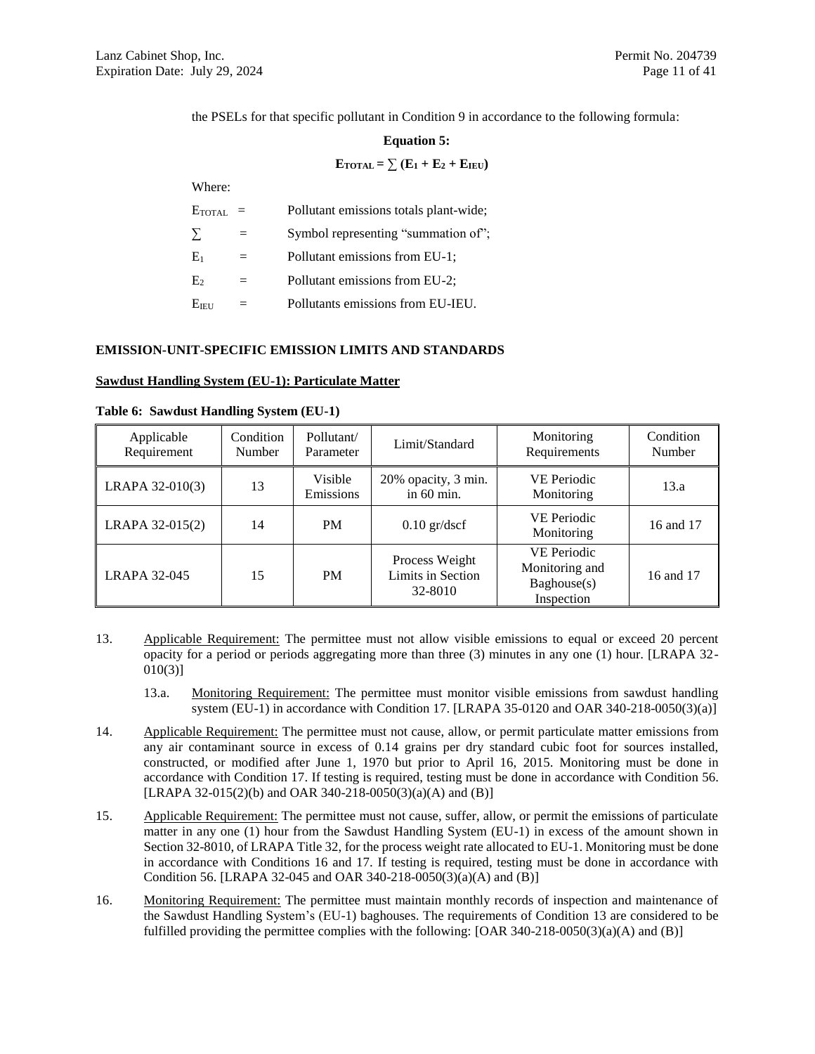the PSELs for that specific pollutant in Condition 9 in accordance to the following formula:

**Equation 5:**

$$E_{TOTAL} = \sum (E_1 + E_2 + E_{IEU})$$

Where:

$E_{TOTAL}$ = Pollutant emissions totals plant-wide;

$\sum$ = Symbol representing "summation of";

$E_1$ = Pollutant emissions from EU-1;

$E_2$ = Pollutant emissions from EU-2;

$E_{IEU}$ = Pollutants emissions from EU-IEU.

## EMISSION-UNIT-SPECIFIC EMISSION LIMITS AND STANDARDS

### Sawdust Handling System (EU-1): Particulate Matter

**Table 6: Sawdust Handling System (EU-1)**

| Applicable Requirement | Condition Number | Pollutant/ Parameter | Limit/Standard | Monitoring Requirements | Condition Number |
|---|---|---|---|---|---|
| LRAPA 32-010(3) | 13 | Visible Emissions | 20% opacity, 3 min. in 60 min. | VE Periodic Monitoring | 13.a |
| LRAPA 32-015(2) | 14 | PM | 0.10 gr/dscf | VE Periodic Monitoring | 16 and 17 |
| LRAPA 32-045 | 15 | PM | Process Weight Limits in Section 32-8010 | VE Periodic Monitoring and Baghouse(s) Inspection | 16 and 17 |

13. Applicable Requirement: The permittee must not allow visible emissions to equal or exceed 20 percent opacity for a period or periods aggregating more than three (3) minutes in any one (1) hour. [LRAPA 32-010(3)]

    13.a. Monitoring Requirement: The permittee must monitor visible emissions from sawdust handling system (EU-1) in accordance with Condition 17. [LRAPA 35-0120 and OAR 340-218-0050(3)(a)]

14. Applicable Requirement: The permittee must not cause, allow, or permit particulate matter emissions from any air contaminant source in excess of 0.14 grains per dry standard cubic foot for sources installed, constructed, or modified after June 1, 1970 but prior to April 16, 2015. Monitoring must be done in accordance with Condition 17. If testing is required, testing must be done in accordance with Condition 56. [LRAPA 32-015(2)(b) and OAR 340-218-0050(3)(a)(A) and (B)]

15. Applicable Requirement: The permittee must not cause, suffer, allow, or permit the emissions of particulate matter in any one (1) hour from the Sawdust Handling System (EU-1) in excess of the amount shown in Section 32-8010, of LRAPA Title 32, for the process weight rate allocated to EU-1. Monitoring must be done in accordance with Conditions 16 and 17. If testing is required, testing must be done in accordance with Condition 56. [LRAPA 32-045 and OAR 340-218-0050(3)(a)(A) and (B)]

16. Monitoring Requirement: The permittee must maintain monthly records of inspection and maintenance of the Sawdust Handling System's (EU-1) baghouses. The requirements of Condition 13 are considered to be fulfilled providing the permittee complies with the following: [OAR 340-218-0050(3)(a)(A) and (B)]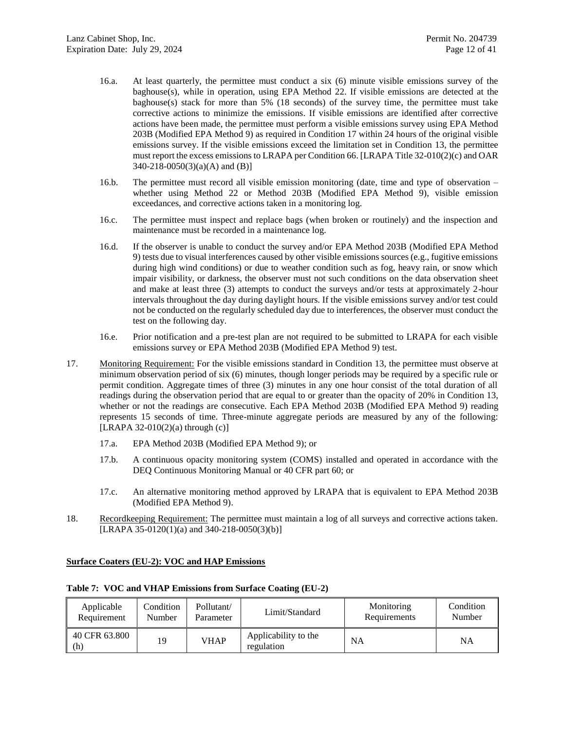16.a. At least quarterly, the permittee must conduct a six (6) minute visible emissions survey of the baghouse(s), while in operation, using EPA Method 22. If visible emissions are detected at the baghouse(s) stack for more than 5% (18 seconds) of the survey time, the permittee must take corrective actions to minimize the emissions. If visible emissions are identified after corrective actions have been made, the permittee must perform a visible emissions survey using EPA Method 203B (Modified EPA Method 9) as required in Condition 17 within 24 hours of the original visible emissions survey. If the visible emissions exceed the limitation set in Condition 13, the permittee must report the excess emissions to LRAPA per Condition 66. [LRAPA Title 32-010(2)(c) and OAR 340-218-0050(3)(a)(A) and (B)]

16.b. The permittee must record all visible emission monitoring (date, time and type of observation – whether using Method 22 or Method 203B (Modified EPA Method 9), visible emission exceedances, and corrective actions taken in a monitoring log.

16.c. The permittee must inspect and replace bags (when broken or routinely) and the inspection and maintenance must be recorded in a maintenance log.

16.d. If the observer is unable to conduct the survey and/or EPA Method 203B (Modified EPA Method 9) tests due to visual interferences caused by other visible emissions sources (e.g., fugitive emissions during high wind conditions) or due to weather condition such as fog, heavy rain, or snow which impair visibility, or darkness, the observer must not such conditions on the data observation sheet and make at least three (3) attempts to conduct the surveys and/or tests at approximately 2-hour intervals throughout the day during daylight hours. If the visible emissions survey and/or test could not be conducted on the regularly scheduled day due to interferences, the observer must conduct the test on the following day.

16.e. Prior notification and a pre-test plan are not required to be submitted to LRAPA for each visible emissions survey or EPA Method 203B (Modified EPA Method 9) test.

17. Monitoring Requirement: For the visible emissions standard in Condition 13, the permittee must observe at minimum observation period of six (6) minutes, though longer periods may be required by a specific rule or permit condition. Aggregate times of three (3) minutes in any one hour consist of the total duration of all readings during the observation period that are equal to or greater than the opacity of 20% in Condition 13, whether or not the readings are consecutive. Each EPA Method 203B (Modified EPA Method 9) reading represents 15 seconds of time. Three-minute aggregate periods are measured by any of the following: [LRAPA 32-010(2)(a) through (c)]

17.a. EPA Method 203B (Modified EPA Method 9); or

17.b. A continuous opacity monitoring system (COMS) installed and operated in accordance with the DEQ Continuous Monitoring Manual or 40 CFR part 60; or

17.c. An alternative monitoring method approved by LRAPA that is equivalent to EPA Method 203B (Modified EPA Method 9).

18. Recordkeeping Requirement: The permittee must maintain a log of all surveys and corrective actions taken. [LRAPA 35-0120(1)(a) and 340-218-0050(3)(b)]

**Surface Coaters (EU-2): VOC and HAP Emissions**

**Table 7: VOC and VHAP Emissions from Surface Coating (EU-2)**

| Applicable Requirement | Condition Number | Pollutant/ Parameter | Limit/Standard | Monitoring Requirements | Condition Number |
|---|---|---|---|---|---|
| 40 CFR 63.800 (h) | 19 | VHAP | Applicability to the regulation | NA | NA |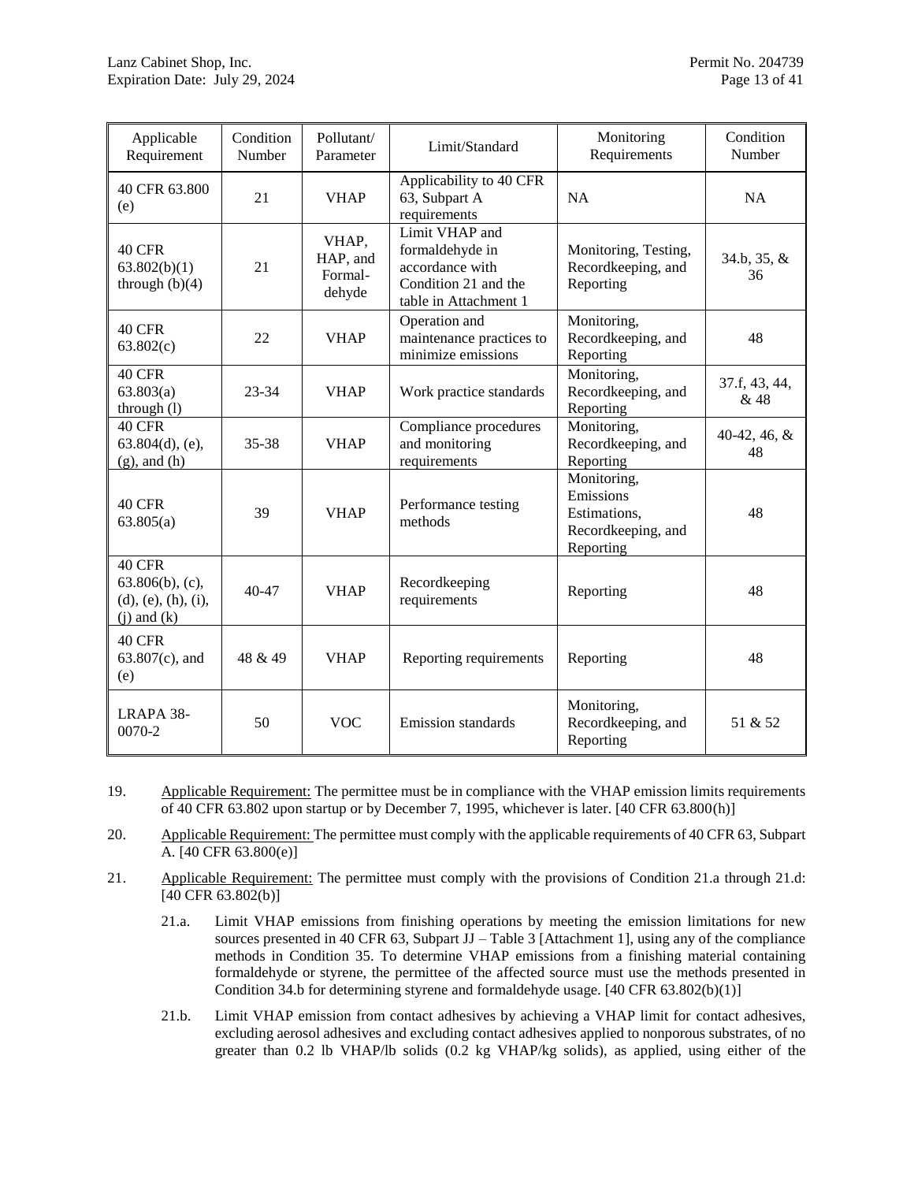| Applicable Requirement | Condition Number | Pollutant/ Parameter | Limit/Standard | Monitoring Requirements | Condition Number |
|---|---|---|---|---|---|
| 40 CFR 63.800 (e) | 21 | VHAP | Applicability to 40 CFR 63, Subpart A requirements | NA | NA |
| 40 CFR 63.802(b)(1) through (b)(4) | 21 | VHAP, HAP, and Formal-dehyde | Limit VHAP and formaldehyde in accordance with Condition 21 and the table in Attachment 1 | Monitoring, Testing, Recordkeeping, and Reporting | 34.b, 35, & 36 |
| 40 CFR 63.802(c) | 22 | VHAP | Operation and maintenance practices to minimize emissions | Monitoring, Recordkeeping, and Reporting | 48 |
| 40 CFR 63.803(a) through (l) | 23-34 | VHAP | Work practice standards | Monitoring, Recordkeeping, and Reporting | 37.f, 43, 44, & 48 |
| 40 CFR 63.804(d), (e), (g), and (h) | 35-38 | VHAP | Compliance procedures and monitoring requirements | Monitoring, Recordkeeping, and Reporting | 40-42, 46, & 48 |
| 40 CFR 63.805(a) | 39 | VHAP | Performance testing methods | Monitoring, Emissions Estimations, Recordkeeping, and Reporting | 48 |
| 40 CFR 63.806(b), (c), (d), (e), (h), (i), (j) and (k) | 40-47 | VHAP | Recordkeeping requirements | Reporting | 48 |
| 40 CFR 63.807(c), and (e) | 48 & 49 | VHAP | Reporting requirements | Reporting | 48 |
| LRAPA 38-0070-2 | 50 | VOC | Emission standards | Monitoring, Recordkeeping, and Reporting | 51 & 52 |

19. Applicable Requirement: The permittee must be in compliance with the VHAP emission limits requirements of 40 CFR 63.802 upon startup or by December 7, 1995, whichever is later. [40 CFR 63.800(h)]

20. Applicable Requirement: The permittee must comply with the applicable requirements of 40 CFR 63, Subpart A. [40 CFR 63.800(e)]

21. Applicable Requirement: The permittee must comply with the provisions of Condition 21.a through 21.d: [40 CFR 63.802(b)]

    21.a. Limit VHAP emissions from finishing operations by meeting the emission limitations for new sources presented in 40 CFR 63, Subpart JJ – Table 3 [Attachment 1], using any of the compliance methods in Condition 35. To determine VHAP emissions from a finishing material containing formaldehyde or styrene, the permittee of the affected source must use the methods presented in Condition 34.b for determining styrene and formaldehyde usage. [40 CFR 63.802(b)(1)]

    21.b. Limit VHAP emission from contact adhesives by achieving a VHAP limit for contact adhesives, excluding aerosol adhesives and excluding contact adhesives applied to nonporous substrates, of no greater than 0.2 lb VHAP/lb solids (0.2 kg VHAP/kg solids), as applied, using either of the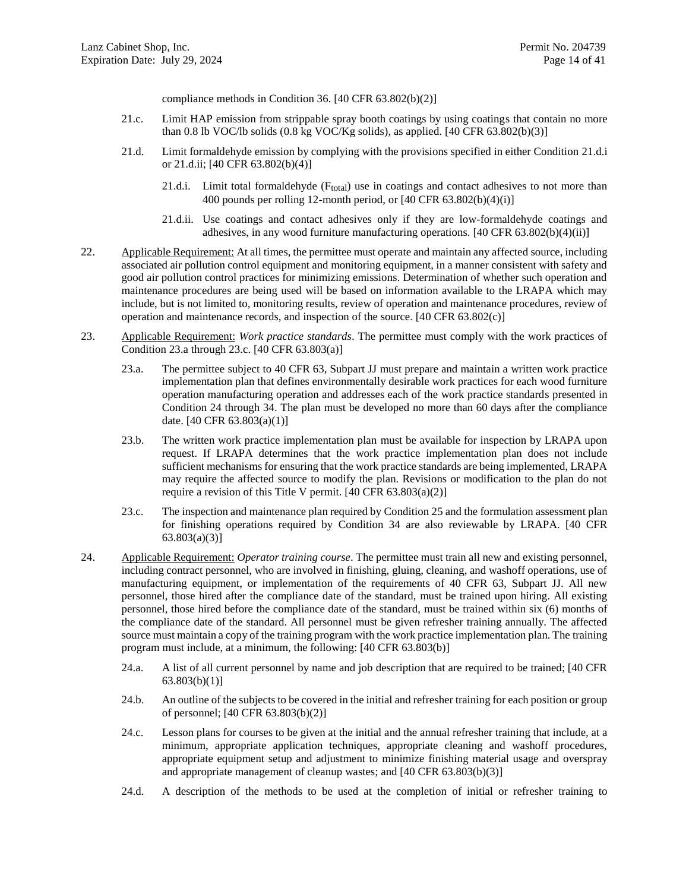compliance methods in Condition 36. [40 CFR 63.802(b)(2)]

21.c. Limit HAP emission from strippable spray booth coatings by using coatings that contain no more than 0.8 lb VOC/lb solids (0.8 kg VOC/Kg solids), as applied. [40 CFR 63.802(b)(3)]

21.d. Limit formaldehyde emission by complying with the provisions specified in either Condition 21.d.i or 21.d.ii; [40 CFR 63.802(b)(4)]

21.d.i. Limit total formaldehyde ($F_{total}$) use in coatings and contact adhesives to not more than 400 pounds per rolling 12-month period, or [40 CFR 63.802(b)(4)(i)]

21.d.ii. Use coatings and contact adhesives only if they are low-formaldehyde coatings and adhesives, in any wood furniture manufacturing operations. [40 CFR 63.802(b)(4)(ii)]

22. Applicable Requirement: At all times, the permittee must operate and maintain any affected source, including associated air pollution control equipment and monitoring equipment, in a manner consistent with safety and good air pollution control practices for minimizing emissions. Determination of whether such operation and maintenance procedures are being used will be based on information available to the LRAPA which may include, but is not limited to, monitoring results, review of operation and maintenance procedures, review of operation and maintenance records, and inspection of the source. [40 CFR 63.802(c)]

23. Applicable Requirement: *Work practice standards*. The permittee must comply with the work practices of Condition 23.a through 23.c. [40 CFR 63.803(a)]

23.a. The permittee subject to 40 CFR 63, Subpart JJ must prepare and maintain a written work practice implementation plan that defines environmentally desirable work practices for each wood furniture operation manufacturing operation and addresses each of the work practice standards presented in Condition 24 through 34. The plan must be developed no more than 60 days after the compliance date. [40 CFR 63.803(a)(1)]

23.b. The written work practice implementation plan must be available for inspection by LRAPA upon request. If LRAPA determines that the work practice implementation plan does not include sufficient mechanisms for ensuring that the work practice standards are being implemented, LRAPA may require the affected source to modify the plan. Revisions or modification to the plan do not require a revision of this Title V permit. [40 CFR 63.803(a)(2)]

23.c. The inspection and maintenance plan required by Condition 25 and the formulation assessment plan for finishing operations required by Condition 34 are also reviewable by LRAPA. [40 CFR 63.803(a)(3)]

24. Applicable Requirement: *Operator training course*. The permittee must train all new and existing personnel, including contract personnel, who are involved in finishing, gluing, cleaning, and washoff operations, use of manufacturing equipment, or implementation of the requirements of 40 CFR 63, Subpart JJ. All new personnel, those hired after the compliance date of the standard, must be trained upon hiring. All existing personnel, those hired before the compliance date of the standard, must be trained within six (6) months of the compliance date of the standard. All personnel must be given refresher training annually. The affected source must maintain a copy of the training program with the work practice implementation plan. The training program must include, at a minimum, the following: [40 CFR 63.803(b)]

24.a. A list of all current personnel by name and job description that are required to be trained; [40 CFR 63.803(b)(1)]

24.b. An outline of the subjects to be covered in the initial and refresher training for each position or group of personnel; [40 CFR 63.803(b)(2)]

24.c. Lesson plans for courses to be given at the initial and the annual refresher training that include, at a minimum, appropriate application techniques, appropriate cleaning and washoff procedures, appropriate equipment setup and adjustment to minimize finishing material usage and overspray and appropriate management of cleanup wastes; and [40 CFR 63.803(b)(3)]

24.d. A description of the methods to be used at the completion of initial or refresher training to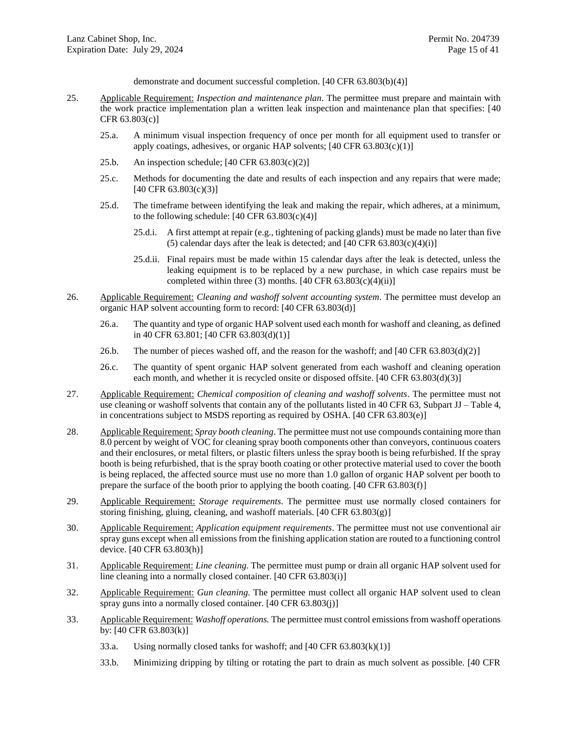demonstrate and document successful completion. [40 CFR 63.803(b)(4)]

25. Applicable Requirement: *Inspection and maintenance plan*. The permittee must prepare and maintain with the work practice implementation plan a written leak inspection and maintenance plan that specifies: [40 CFR 63.803(c)]

    25.a. A minimum visual inspection frequency of once per month for all equipment used to transfer or apply coatings, adhesives, or organic HAP solvents; [40 CFR 63.803(c)(1)]

    25.b. An inspection schedule; [40 CFR 63.803(c)(2)]

    25.c. Methods for documenting the date and results of each inspection and any repairs that were made; [40 CFR 63.803(c)(3)]

    25.d. The timeframe between identifying the leak and making the repair, which adheres, at a minimum, to the following schedule: [40 CFR 63.803(c)(4)]

        25.d.i. A first attempt at repair (e.g., tightening of packing glands) must be made no later than five (5) calendar days after the leak is detected; and [40 CFR 63.803(c)(4)(i)]

        25.d.ii. Final repairs must be made within 15 calendar days after the leak is detected, unless the leaking equipment is to be replaced by a new purchase, in which case repairs must be completed within three (3) months. [40 CFR 63.803(c)(4)(ii)]

26. Applicable Requirement: *Cleaning and washoff solvent accounting system*. The permittee must develop an organic HAP solvent accounting form to record: [40 CFR 63.803(d)]

    26.a. The quantity and type of organic HAP solvent used each month for washoff and cleaning, as defined in 40 CFR 63.801; [40 CFR 63.803(d)(1)]

    26.b. The number of pieces washed off, and the reason for the washoff; and [40 CFR 63.803(d)(2)]

    26.c. The quantity of spent organic HAP solvent generated from each washoff and cleaning operation each month, and whether it is recycled onsite or disposed offsite. [40 CFR 63.803(d)(3)]

27. Applicable Requirement: *Chemical composition of cleaning and washoff solvents*. The permittee must not use cleaning or washoff solvents that contain any of the pollutants listed in 40 CFR 63, Subpart JJ – Table 4, in concentrations subject to MSDS reporting as required by OSHA. [40 CFR 63.803(e)]

28. Applicable Requirement: *Spray booth cleaning*. The permittee must not use compounds containing more than 8.0 percent by weight of VOC for cleaning spray booth components other than conveyors, continuous coaters and their enclosures, or metal filters, or plastic filters unless the spray booth is being refurbished. If the spray booth is being refurbished, that is the spray booth coating or other protective material used to cover the booth is being replaced, the affected source must use no more than 1.0 gallon of organic HAP solvent per booth to prepare the surface of the booth prior to applying the booth coating. [40 CFR 63.803(f)]

29. Applicable Requirement: *Storage requirements*. The permittee must use normally closed containers for storing finishing, gluing, cleaning, and washoff materials. [40 CFR 63.803(g)]

30. Applicable Requirement: *Application equipment requirements*. The permittee must not use conventional air spray guns except when all emissions from the finishing application station are routed to a functioning control device. [40 CFR 63.803(h)]

31. Applicable Requirement: *Line cleaning.* The permittee must pump or drain all organic HAP solvent used for line cleaning into a normally closed container. [40 CFR 63.803(i)]

32. Applicable Requirement: *Gun cleaning.* The permittee must collect all organic HAP solvent used to clean spray guns into a normally closed container. [40 CFR 63.803(j)]

33. Applicable Requirement: *Washoff operations.* The permittee must control emissions from washoff operations by: [40 CFR 63.803(k)]

    33.a. Using normally closed tanks for washoff; and [40 CFR 63.803(k)(1)]

    33.b. Minimizing dripping by tilting or rotating the part to drain as much solvent as possible. [40 CFR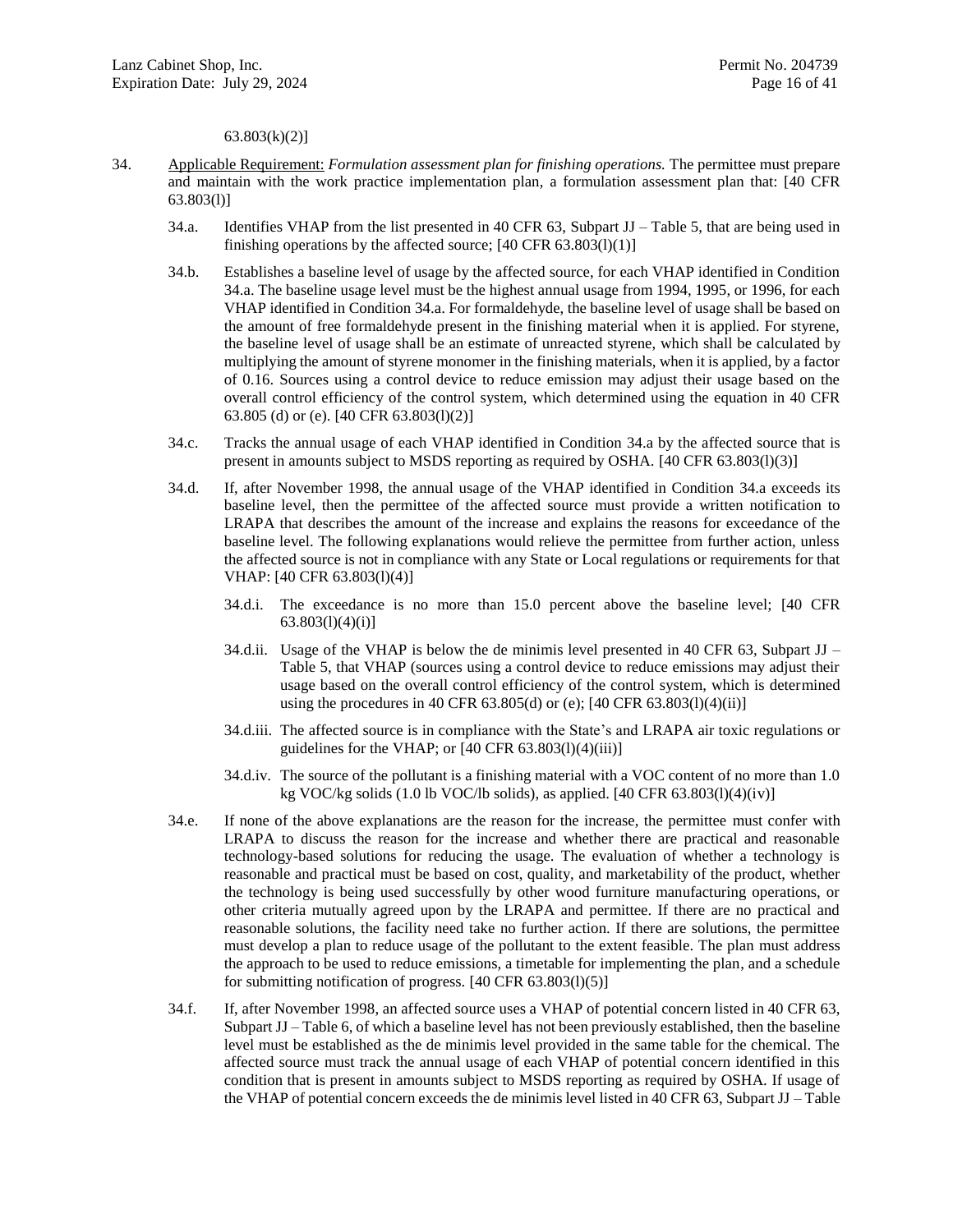63.803(k)(2)]

34. Applicable Requirement: *Formulation assessment plan for finishing operations.* The permittee must prepare and maintain with the work practice implementation plan, a formulation assessment plan that: [40 CFR 63.803(l)]

    34.a. Identifies VHAP from the list presented in 40 CFR 63, Subpart JJ – Table 5, that are being used in finishing operations by the affected source; [40 CFR 63.803(l)(1)]

    34.b. Establishes a baseline level of usage by the affected source, for each VHAP identified in Condition 34.a. The baseline usage level must be the highest annual usage from 1994, 1995, or 1996, for each VHAP identified in Condition 34.a. For formaldehyde, the baseline level of usage shall be based on the amount of free formaldehyde present in the finishing material when it is applied. For styrene, the baseline level of usage shall be an estimate of unreacted styrene, which shall be calculated by multiplying the amount of styrene monomer in the finishing materials, when it is applied, by a factor of 0.16. Sources using a control device to reduce emission may adjust their usage based on the overall control efficiency of the control system, which determined using the equation in 40 CFR 63.805 (d) or (e). [40 CFR 63.803(l)(2)]

    34.c. Tracks the annual usage of each VHAP identified in Condition 34.a by the affected source that is present in amounts subject to MSDS reporting as required by OSHA. [40 CFR 63.803(l)(3)]

    34.d. If, after November 1998, the annual usage of the VHAP identified in Condition 34.a exceeds its baseline level, then the permittee of the affected source must provide a written notification to LRAPA that describes the amount of the increase and explains the reasons for exceedance of the baseline level. The following explanations would relieve the permittee from further action, unless the affected source is not in compliance with any State or Local regulations or requirements for that VHAP: [40 CFR 63.803(l)(4)]

        34.d.i. The exceedance is no more than 15.0 percent above the baseline level; [40 CFR 63.803(l)(4)(i)]

        34.d.ii. Usage of the VHAP is below the de minimis level presented in 40 CFR 63, Subpart JJ – Table 5, that VHAP (sources using a control device to reduce emissions may adjust their usage based on the overall control efficiency of the control system, which is determined using the procedures in 40 CFR 63.805(d) or (e); [40 CFR 63.803(l)(4)(ii)]

        34.d.iii. The affected source is in compliance with the State's and LRAPA air toxic regulations or guidelines for the VHAP; or [40 CFR 63.803(l)(4)(iii)]

        34.d.iv. The source of the pollutant is a finishing material with a VOC content of no more than 1.0 kg VOC/kg solids (1.0 lb VOC/lb solids), as applied. [40 CFR 63.803(l)(4)(iv)]

    34.e. If none of the above explanations are the reason for the increase, the permittee must confer with LRAPA to discuss the reason for the increase and whether there are practical and reasonable technology-based solutions for reducing the usage. The evaluation of whether a technology is reasonable and practical must be based on cost, quality, and marketability of the product, whether the technology is being used successfully by other wood furniture manufacturing operations, or other criteria mutually agreed upon by the LRAPA and permittee. If there are no practical and reasonable solutions, the facility need take no further action. If there are solutions, the permittee must develop a plan to reduce usage of the pollutant to the extent feasible. The plan must address the approach to be used to reduce emissions, a timetable for implementing the plan, and a schedule for submitting notification of progress. [40 CFR 63.803(l)(5)]

    34.f. If, after November 1998, an affected source uses a VHAP of potential concern listed in 40 CFR 63, Subpart JJ – Table 6, of which a baseline level has not been previously established, then the baseline level must be established as the de minimis level provided in the same table for the chemical. The affected source must track the annual usage of each VHAP of potential concern identified in this condition that is present in amounts subject to MSDS reporting as required by OSHA. If usage of the VHAP of potential concern exceeds the de minimis level listed in 40 CFR 63, Subpart JJ – Table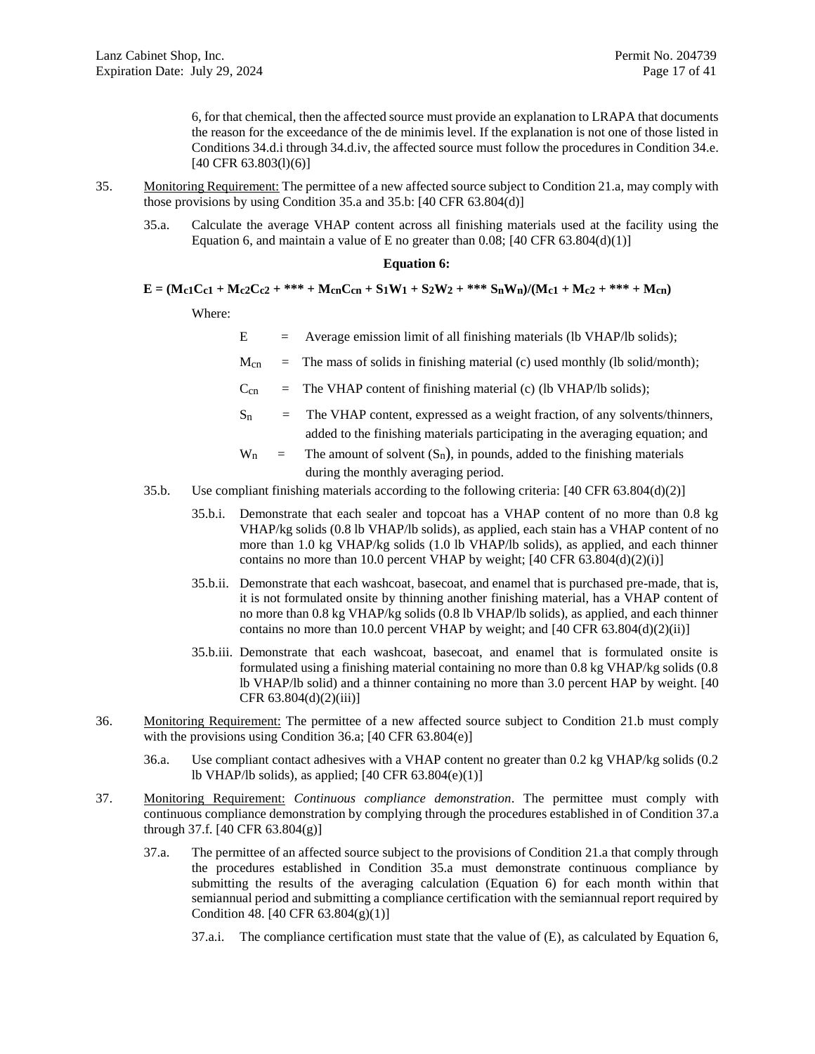6, for that chemical, then the affected source must provide an explanation to LRAPA that documents the reason for the exceedance of the de minimis level. If the explanation is not one of those listed in Conditions 34.d.i through 34.d.iv, the affected source must follow the procedures in Condition 34.e. [40 CFR 63.803(l)(6)]

35. Monitoring Requirement: The permittee of a new affected source subject to Condition 21.a, may comply with those provisions by using Condition 35.a and 35.b: [40 CFR 63.804(d)]

35.a. Calculate the average VHAP content across all finishing materials used at the facility using the Equation 6, and maintain a value of E no greater than 0.08; [40 CFR 63.804(d)(1)]

**Equation 6:**

$$E = (M_{c1}C_{c1} + M_{c2}C_{c2} + *** + M_{cn}C_{cn} + S_1W_1 + S_2W_2 + *** S_nW_n)/(M_{c1} + M_{c2} + *** + M_{cn})$$

Where:

$E$ = Average emission limit of all finishing materials (lb VHAP/lb solids);

$M_{cn}$ = The mass of solids in finishing material (c) used monthly (lb solid/month);

$C_{cn}$ = The VHAP content of finishing material (c) (lb VHAP/lb solids);

$S_n$ = The VHAP content, expressed as a weight fraction, of any solvents/thinners, added to the finishing materials participating in the averaging equation; and

$W_n$ = The amount of solvent ($S_n$), in pounds, added to the finishing materials during the monthly averaging period.

35.b. Use compliant finishing materials according to the following criteria: [40 CFR 63.804(d)(2)]

35.b.i. Demonstrate that each sealer and topcoat has a VHAP content of no more than 0.8 kg VHAP/kg solids (0.8 lb VHAP/lb solids), as applied, each stain has a VHAP content of no more than 1.0 kg VHAP/kg solids (1.0 lb VHAP/lb solids), as applied, and each thinner contains no more than 10.0 percent VHAP by weight; [40 CFR 63.804(d)(2)(i)]

35.b.ii. Demonstrate that each washcoat, basecoat, and enamel that is purchased pre-made, that is, it is not formulated onsite by thinning another finishing material, has a VHAP content of no more than 0.8 kg VHAP/kg solids (0.8 lb VHAP/lb solids), as applied, and each thinner contains no more than 10.0 percent VHAP by weight; and [40 CFR 63.804(d)(2)(ii)]

35.b.iii. Demonstrate that each washcoat, basecoat, and enamel that is formulated onsite is formulated using a finishing material containing no more than 0.8 kg VHAP/kg solids (0.8 lb VHAP/lb solid) and a thinner containing no more than 3.0 percent HAP by weight. [40 CFR 63.804(d)(2)(iii)]

36. Monitoring Requirement: The permittee of a new affected source subject to Condition 21.b must comply with the provisions using Condition 36.a; [40 CFR 63.804(e)]

36.a. Use compliant contact adhesives with a VHAP content no greater than 0.2 kg VHAP/kg solids (0.2 lb VHAP/lb solids), as applied; [40 CFR 63.804(e)(1)]

37. Monitoring Requirement: *Continuous compliance demonstration*. The permittee must comply with continuous compliance demonstration by complying through the procedures established in of Condition 37.a through 37.f. [40 CFR 63.804(g)]

37.a. The permittee of an affected source subject to the provisions of Condition 21.a that comply through the procedures established in Condition 35.a must demonstrate continuous compliance by submitting the results of the averaging calculation (Equation 6) for each month within that semiannual period and submitting a compliance certification with the semiannual report required by Condition 48. [40 CFR 63.804(g)(1)]

37.a.i. The compliance certification must state that the value of (E), as calculated by Equation 6,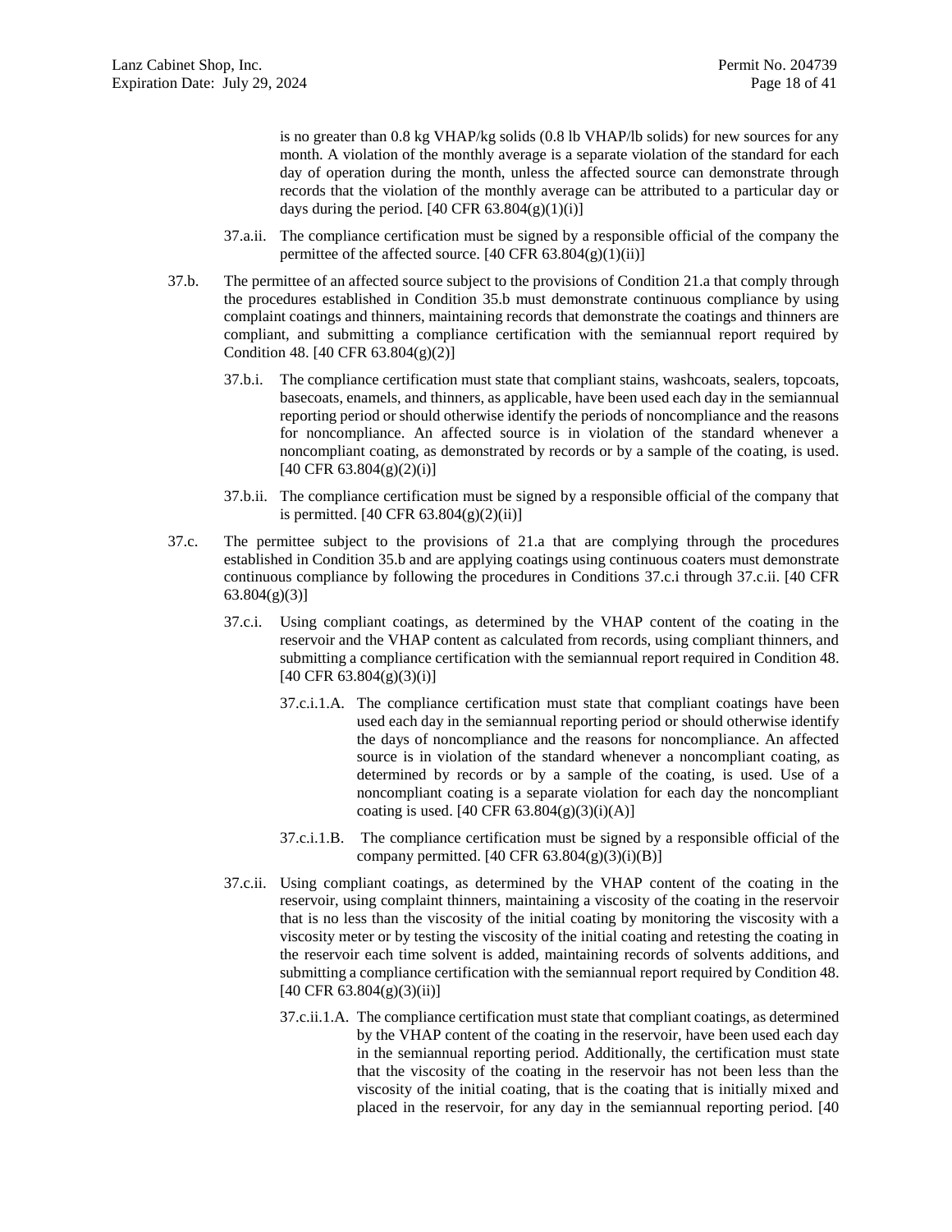is no greater than 0.8 kg VHAP/kg solids (0.8 lb VHAP/lb solids) for new sources for any month. A violation of the monthly average is a separate violation of the standard for each day of operation during the month, unless the affected source can demonstrate through records that the violation of the monthly average can be attributed to a particular day or days during the period. [40 CFR 63.804(g)(1)(i)]

37.a.ii. The compliance certification must be signed by a responsible official of the company the permittee of the affected source. [40 CFR 63.804(g)(1)(ii)]

37.b. The permittee of an affected source subject to the provisions of Condition 21.a that comply through the procedures established in Condition 35.b must demonstrate continuous compliance by using complaint coatings and thinners, maintaining records that demonstrate the coatings and thinners are compliant, and submitting a compliance certification with the semiannual report required by Condition 48. [40 CFR 63.804(g)(2)]

37.b.i. The compliance certification must state that compliant stains, washcoats, sealers, topcoats, basecoats, enamels, and thinners, as applicable, have been used each day in the semiannual reporting period or should otherwise identify the periods of noncompliance and the reasons for noncompliance. An affected source is in violation of the standard whenever a noncompliant coating, as demonstrated by records or by a sample of the coating, is used. [40 CFR 63.804(g)(2)(i)]

37.b.ii. The compliance certification must be signed by a responsible official of the company that is permitted. [40 CFR 63.804(g)(2)(ii)]

37.c. The permittee subject to the provisions of 21.a that are complying through the procedures established in Condition 35.b and are applying coatings using continuous coaters must demonstrate continuous compliance by following the procedures in Conditions 37.c.i through 37.c.ii. [40 CFR 63.804(g)(3)]

37.c.i. Using compliant coatings, as determined by the VHAP content of the coating in the reservoir and the VHAP content as calculated from records, using compliant thinners, and submitting a compliance certification with the semiannual report required in Condition 48. [40 CFR 63.804(g)(3)(i)]

37.c.i.1.A. The compliance certification must state that compliant coatings have been used each day in the semiannual reporting period or should otherwise identify the days of noncompliance and the reasons for noncompliance. An affected source is in violation of the standard whenever a noncompliant coating, as determined by records or by a sample of the coating, is used. Use of a noncompliant coating is a separate violation for each day the noncompliant coating is used. [40 CFR 63.804(g)(3)(i)(A)]

37.c.i.1.B. The compliance certification must be signed by a responsible official of the company permitted. [40 CFR 63.804(g)(3)(i)(B)]

37.c.ii. Using compliant coatings, as determined by the VHAP content of the coating in the reservoir, using complaint thinners, maintaining a viscosity of the coating in the reservoir that is no less than the viscosity of the initial coating by monitoring the viscosity with a viscosity meter or by testing the viscosity of the initial coating and retesting the coating in the reservoir each time solvent is added, maintaining records of solvents additions, and submitting a compliance certification with the semiannual report required by Condition 48. [40 CFR 63.804(g)(3)(ii)]

37.c.ii.1.A. The compliance certification must state that compliant coatings, as determined by the VHAP content of the coating in the reservoir, have been used each day in the semiannual reporting period. Additionally, the certification must state that the viscosity of the coating in the reservoir has not been less than the viscosity of the initial coating, that is the coating that is initially mixed and placed in the reservoir, for any day in the semiannual reporting period. [40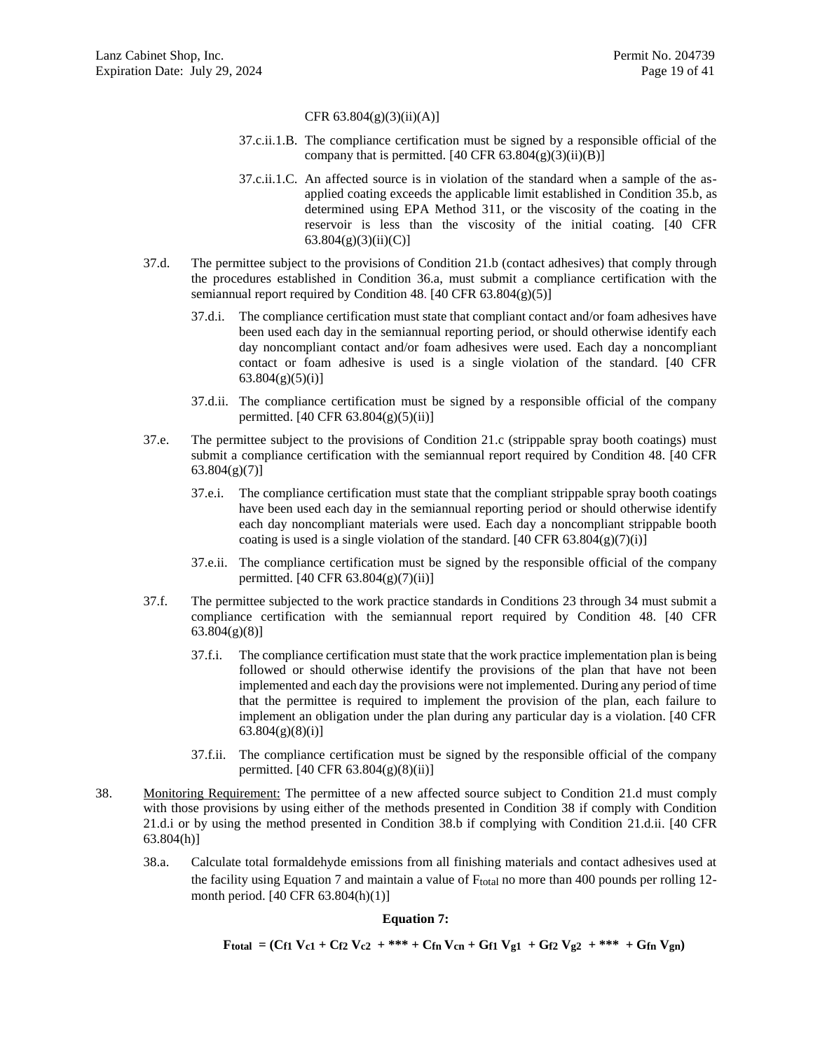CFR 63.804(g)(3)(ii)(A)]

37.c.ii.1.B. The compliance certification must be signed by a responsible official of the company that is permitted. [40 CFR 63.804(g)(3)(ii)(B)]

37.c.ii.1.C. An affected source is in violation of the standard when a sample of the as-applied coating exceeds the applicable limit established in Condition 35.b, as determined using EPA Method 311, or the viscosity of the coating in the reservoir is less than the viscosity of the initial coating. [40 CFR 63.804(g)(3)(ii)(C)]

37.d. The permittee subject to the provisions of Condition 21.b (contact adhesives) that comply through the procedures established in Condition 36.a, must submit a compliance certification with the semiannual report required by Condition 48. [40 CFR 63.804(g)(5)]

37.d.i. The compliance certification must state that compliant contact and/or foam adhesives have been used each day in the semiannual reporting period, or should otherwise identify each day noncompliant contact and/or foam adhesives were used. Each day a noncompliant contact or foam adhesive is used is a single violation of the standard. [40 CFR 63.804(g)(5)(i)]

37.d.ii. The compliance certification must be signed by a responsible official of the company permitted. [40 CFR 63.804(g)(5)(ii)]

37.e. The permittee subject to the provisions of Condition 21.c (strippable spray booth coatings) must submit a compliance certification with the semiannual report required by Condition 48. [40 CFR 63.804(g)(7)]

37.e.i. The compliance certification must state that the compliant strippable spray booth coatings have been used each day in the semiannual reporting period or should otherwise identify each day noncompliant materials were used. Each day a noncompliant strippable booth coating is used is a single violation of the standard. [40 CFR 63.804(g)(7)(i)]

37.e.ii. The compliance certification must be signed by the responsible official of the company permitted. [40 CFR 63.804(g)(7)(ii)]

37.f. The permittee subjected to the work practice standards in Conditions 23 through 34 must submit a compliance certification with the semiannual report required by Condition 48. [40 CFR 63.804(g)(8)]

37.f.i. The compliance certification must state that the work practice implementation plan is being followed or should otherwise identify the provisions of the plan that have not been implemented and each day the provisions were not implemented. During any period of time that the permittee is required to implement the provision of the plan, each failure to implement an obligation under the plan during any particular day is a violation. [40 CFR 63.804(g)(8)(i)]

37.f.ii. The compliance certification must be signed by the responsible official of the company permitted. [40 CFR 63.804(g)(8)(ii)]

38. Monitoring Requirement: The permittee of a new affected source subject to Condition 21.d must comply with those provisions by using either of the methods presented in Condition 38 if comply with Condition 21.d.i or by using the method presented in Condition 38.b if complying with Condition 21.d.ii. [40 CFR 63.804(h)]

38.a. Calculate total formaldehyde emissions from all finishing materials and contact adhesives used at the facility using Equation 7 and maintain a value of $F_{total}$ no more than 400 pounds per rolling 12-month period. [40 CFR 63.804(h)(1)]

**Equation 7:**

$$F_{total} = (C_{f1} V_{c1} + C_{f2} V_{c2} + *** + C_{fn} V_{cn} + G_{f1} V_{g1} + G_{f2} V_{g2} + *** + G_{fn} V_{gn})$$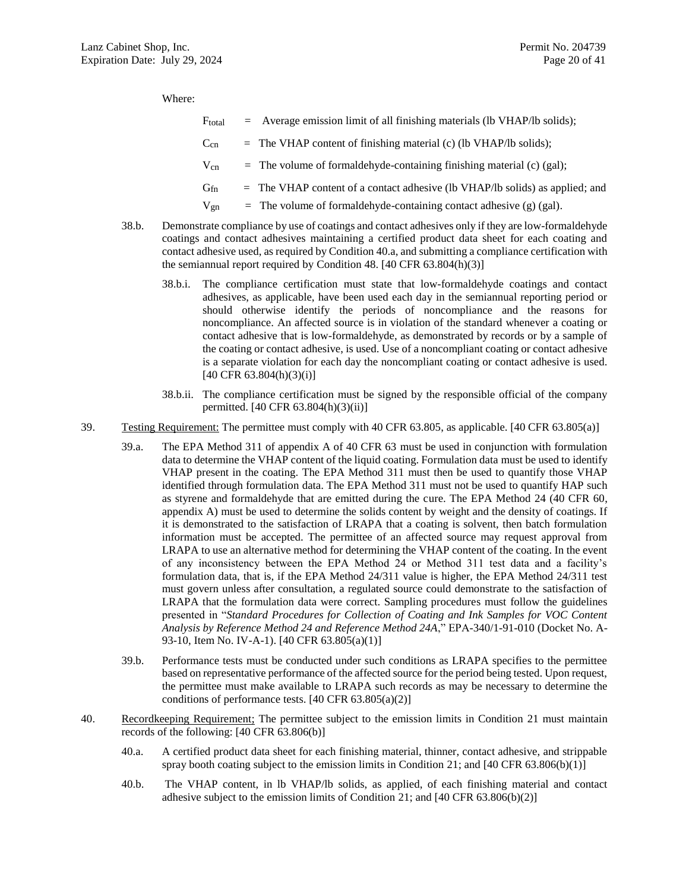Where:

$F_{total}$ = Average emission limit of all finishing materials (lb VHAP/lb solids);

$C_{cn}$ = The VHAP content of finishing material (c) (lb VHAP/lb solids);

$V_{cn}$ = The volume of formaldehyde-containing finishing material (c) (gal);

$G_{fn}$ = The VHAP content of a contact adhesive (lb VHAP/lb solids) as applied; and

$V_{gn}$ = The volume of formaldehyde-containing contact adhesive (g) (gal).

38.b. Demonstrate compliance by use of coatings and contact adhesives only if they are low-formaldehyde coatings and contact adhesives maintaining a certified product data sheet for each coating and contact adhesive used, as required by Condition 40.a, and submitting a compliance certification with the semiannual report required by Condition 48. [40 CFR 63.804(h)(3)]

38.b.i. The compliance certification must state that low-formaldehyde coatings and contact adhesives, as applicable, have been used each day in the semiannual reporting period or should otherwise identify the periods of noncompliance and the reasons for noncompliance. An affected source is in violation of the standard whenever a coating or contact adhesive that is low-formaldehyde, as demonstrated by records or by a sample of the coating or contact adhesive, is used. Use of a noncompliant coating or contact adhesive is a separate violation for each day the noncompliant coating or contact adhesive is used. [40 CFR 63.804(h)(3)(i)]

38.b.ii. The compliance certification must be signed by the responsible official of the company permitted. [40 CFR 63.804(h)(3)(ii)]

39. Testing Requirement: The permittee must comply with 40 CFR 63.805, as applicable. [40 CFR 63.805(a)]

39.a. The EPA Method 311 of appendix A of 40 CFR 63 must be used in conjunction with formulation data to determine the VHAP content of the liquid coating. Formulation data must be used to identify VHAP present in the coating. The EPA Method 311 must then be used to quantify those VHAP identified through formulation data. The EPA Method 311 must not be used to quantify HAP such as styrene and formaldehyde that are emitted during the cure. The EPA Method 24 (40 CFR 60, appendix A) must be used to determine the solids content by weight and the density of coatings. If it is demonstrated to the satisfaction of LRAPA that a coating is solvent, then batch formulation information must be accepted. The permittee of an affected source may request approval from LRAPA to use an alternative method for determining the VHAP content of the coating. In the event of any inconsistency between the EPA Method 24 or Method 311 test data and a facility's formulation data, that is, if the EPA Method 24/311 value is higher, the EPA Method 24/311 test must govern unless after consultation, a regulated source could demonstrate to the satisfaction of LRAPA that the formulation data were correct. Sampling procedures must follow the guidelines presented in "*Standard Procedures for Collection of Coating and Ink Samples for VOC Content Analysis by Reference Method 24 and Reference Method 24A*," EPA-340/1-91-010 (Docket No. A-93-10, Item No. IV-A-1). [40 CFR 63.805(a)(1)]

39.b. Performance tests must be conducted under such conditions as LRAPA specifies to the permittee based on representative performance of the affected source for the period being tested. Upon request, the permittee must make available to LRAPA such records as may be necessary to determine the conditions of performance tests. [40 CFR 63.805(a)(2)]

40. Recordkeeping Requirement; The permittee subject to the emission limits in Condition 21 must maintain records of the following: [40 CFR 63.806(b)]

40.a. A certified product data sheet for each finishing material, thinner, contact adhesive, and strippable spray booth coating subject to the emission limits in Condition 21; and [40 CFR 63.806(b)(1)]

40.b. The VHAP content, in lb VHAP/lb solids, as applied, of each finishing material and contact adhesive subject to the emission limits of Condition 21; and [40 CFR 63.806(b)(2)]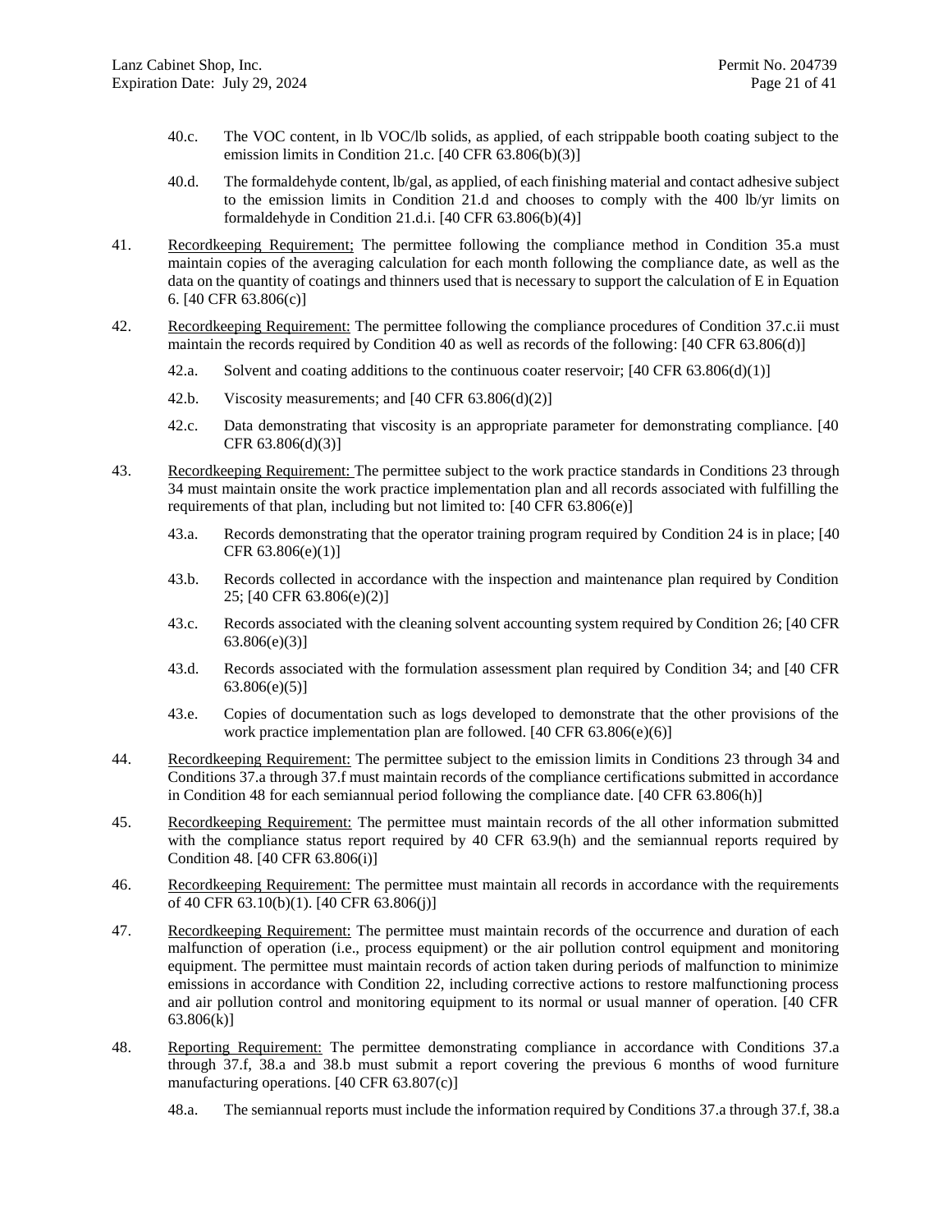40.c. The VOC content, in lb VOC/lb solids, as applied, of each strippable booth coating subject to the emission limits in Condition 21.c. [40 CFR 63.806(b)(3)]

40.d. The formaldehyde content, lb/gal, as applied, of each finishing material and contact adhesive subject to the emission limits in Condition 21.d and chooses to comply with the 400 lb/yr limits on formaldehyde in Condition 21.d.i. [40 CFR 63.806(b)(4)]

41. Recordkeeping Requirement; The permittee following the compliance method in Condition 35.a must maintain copies of the averaging calculation for each month following the compliance date, as well as the data on the quantity of coatings and thinners used that is necessary to support the calculation of E in Equation 6. [40 CFR 63.806(c)]

42. Recordkeeping Requirement: The permittee following the compliance procedures of Condition 37.c.ii must maintain the records required by Condition 40 as well as records of the following: [40 CFR 63.806(d)]

42.a. Solvent and coating additions to the continuous coater reservoir; [40 CFR 63.806(d)(1)]

42.b. Viscosity measurements; and [40 CFR 63.806(d)(2)]

42.c. Data demonstrating that viscosity is an appropriate parameter for demonstrating compliance. [40 CFR 63.806(d)(3)]

43. Recordkeeping Requirement: The permittee subject to the work practice standards in Conditions 23 through 34 must maintain onsite the work practice implementation plan and all records associated with fulfilling the requirements of that plan, including but not limited to: [40 CFR 63.806(e)]

43.a. Records demonstrating that the operator training program required by Condition 24 is in place; [40 CFR 63.806(e)(1)]

43.b. Records collected in accordance with the inspection and maintenance plan required by Condition 25; [40 CFR 63.806(e)(2)]

43.c. Records associated with the cleaning solvent accounting system required by Condition 26; [40 CFR 63.806(e)(3)]

43.d. Records associated with the formulation assessment plan required by Condition 34; and [40 CFR 63.806(e)(5)]

43.e. Copies of documentation such as logs developed to demonstrate that the other provisions of the work practice implementation plan are followed. [40 CFR 63.806(e)(6)]

44. Recordkeeping Requirement: The permittee subject to the emission limits in Conditions 23 through 34 and Conditions 37.a through 37.f must maintain records of the compliance certifications submitted in accordance in Condition 48 for each semiannual period following the compliance date. [40 CFR 63.806(h)]

45. Recordkeeping Requirement: The permittee must maintain records of the all other information submitted with the compliance status report required by 40 CFR 63.9(h) and the semiannual reports required by Condition 48. [40 CFR 63.806(i)]

46. Recordkeeping Requirement: The permittee must maintain all records in accordance with the requirements of 40 CFR 63.10(b)(1). [40 CFR 63.806(j)]

47. Recordkeeping Requirement: The permittee must maintain records of the occurrence and duration of each malfunction of operation (i.e., process equipment) or the air pollution control equipment and monitoring equipment. The permittee must maintain records of action taken during periods of malfunction to minimize emissions in accordance with Condition 22, including corrective actions to restore malfunctioning process and air pollution control and monitoring equipment to its normal or usual manner of operation. [40 CFR 63.806(k)]

48. Reporting Requirement: The permittee demonstrating compliance in accordance with Conditions 37.a through 37.f, 38.a and 38.b must submit a report covering the previous 6 months of wood furniture manufacturing operations. [40 CFR 63.807(c)]

48.a. The semiannual reports must include the information required by Conditions 37.a through 37.f, 38.a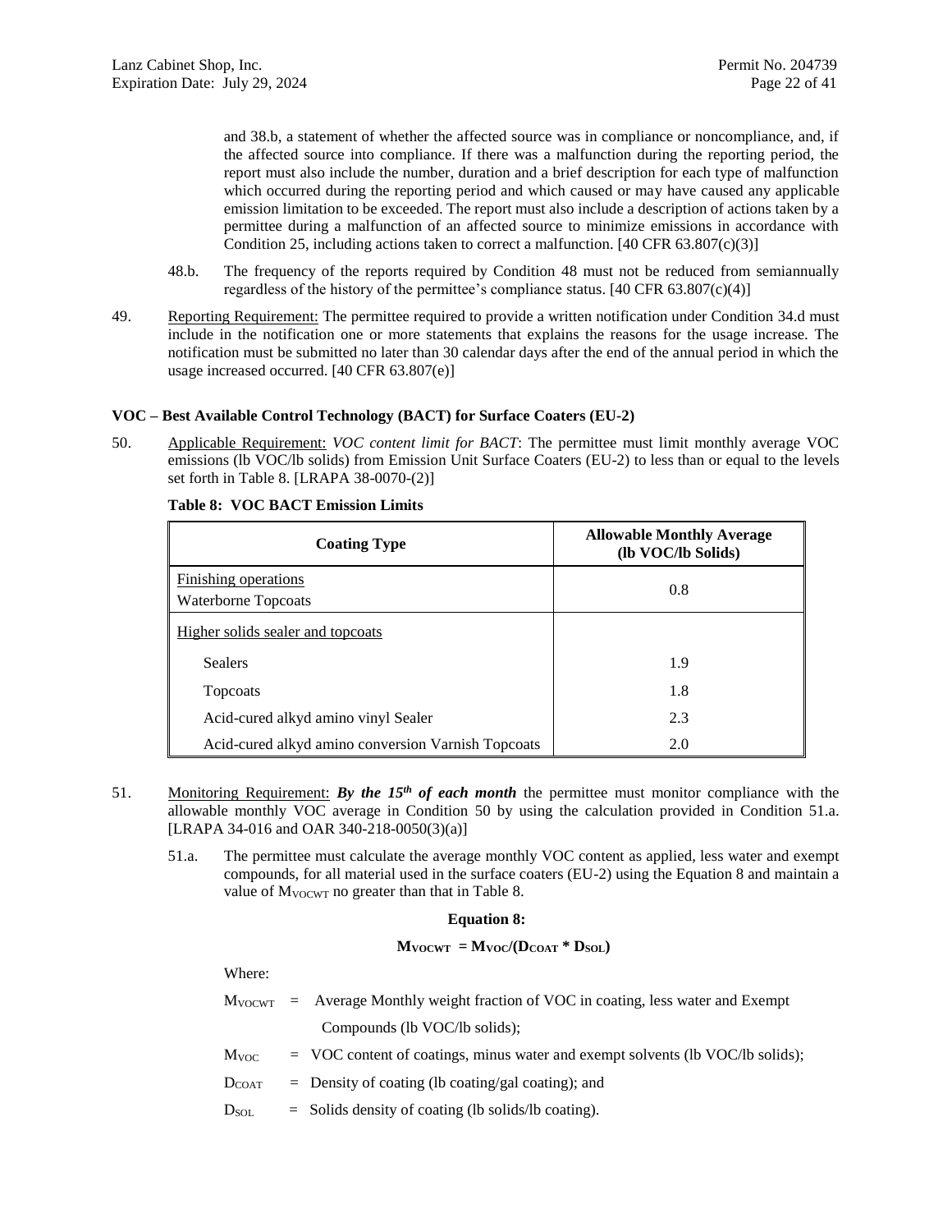and 38.b, a statement of whether the affected source was in compliance or noncompliance, and, if the affected source into compliance. If there was a malfunction during the reporting period, the report must also include the number, duration and a brief description for each type of malfunction which occurred during the reporting period and which caused or may have caused any applicable emission limitation to be exceeded. The report must also include a description of actions taken by a permittee during a malfunction of an affected source to minimize emissions in accordance with Condition 25, including actions taken to correct a malfunction. [40 CFR 63.807(c)(3)]

48.b. The frequency of the reports required by Condition 48 must not be reduced from semiannually regardless of the history of the permittee's compliance status. [40 CFR 63.807(c)(4)]

49. Reporting Requirement: The permittee required to provide a written notification under Condition 34.d must include in the notification one or more statements that explains the reasons for the usage increase. The notification must be submitted no later than 30 calendar days after the end of the annual period in which the usage increased occurred. [40 CFR 63.807(e)]

**VOC – Best Available Control Technology (BACT) for Surface Coaters (EU-2)**

50. Applicable Requirement: *VOC content limit for BACT*: The permittee must limit monthly average VOC emissions (lb VOC/lb solids) from Emission Unit Surface Coaters (EU-2) to less than or equal to the levels set forth in Table 8. [LRAPA 38-0070-(2)]

**Table 8: VOC BACT Emission Limits**

| Coating Type | Allowable Monthly Average (lb VOC/lb Solids) |
|---|---|
| Finishing operations<br>Waterborne Topcoats | 0.8 |
| Higher solids sealer and topcoats | |
| Sealers | 1.9 |
| Topcoats | 1.8 |
| Acid-cured alkyd amino vinyl Sealer | 2.3 |
| Acid-cured alkyd amino conversion Varnish Topcoats | 2.0 |

51. Monitoring Requirement: ***By the 15th of each month*** the permittee must monitor compliance with the allowable monthly VOC average in Condition 50 by using the calculation provided in Condition 51.a. [LRAPA 34-016 and OAR 340-218-0050(3)(a)]

51.a. The permittee must calculate the average monthly VOC content as applied, less water and exempt compounds, for all material used in the surface coaters (EU-2) using the Equation 8 and maintain a value of $M_{VOCWT}$ no greater than that in Table 8.

**Equation 8:**

$$M_{VOCWT} = M_{VOC}/(D_{COAT} * D_{SOL})$$

Where:

$M_{VOCWT}$ = Average Monthly weight fraction of VOC in coating, less water and Exempt Compounds (lb VOC/lb solids);

$M_{VOC}$ = VOC content of coatings, minus water and exempt solvents (lb VOC/lb solids);

$D_{COAT}$ = Density of coating (lb coating/gal coating); and

$D_{SOL}$ = Solids density of coating (lb solids/lb coating).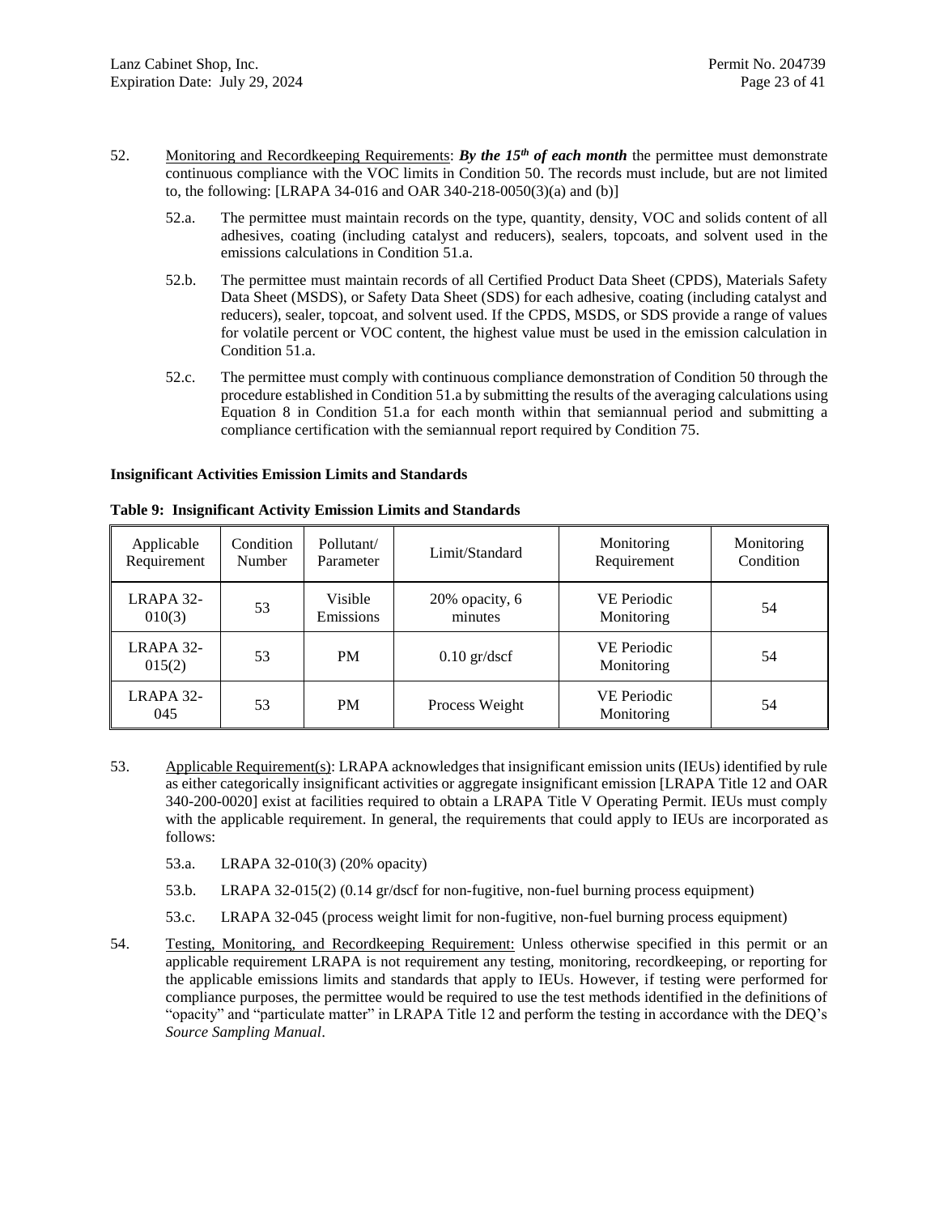52. Monitoring and Recordkeeping Requirements: ***By the 15th of each month*** the permittee must demonstrate continuous compliance with the VOC limits in Condition 50. The records must include, but are not limited to, the following: [LRAPA 34-016 and OAR 340-218-0050(3)(a) and (b)]

   52.a. The permittee must maintain records on the type, quantity, density, VOC and solids content of all adhesives, coating (including catalyst and reducers), sealers, topcoats, and solvent used in the emissions calculations in Condition 51.a.

   52.b. The permittee must maintain records of all Certified Product Data Sheet (CPDS), Materials Safety Data Sheet (MSDS), or Safety Data Sheet (SDS) for each adhesive, coating (including catalyst and reducers), sealer, topcoat, and solvent used. If the CPDS, MSDS, or SDS provide a range of values for volatile percent or VOC content, the highest value must be used in the emission calculation in Condition 51.a.

   52.c. The permittee must comply with continuous compliance demonstration of Condition 50 through the procedure established in Condition 51.a by submitting the results of the averaging calculations using Equation 8 in Condition 51.a for each month within that semiannual period and submitting a compliance certification with the semiannual report required by Condition 75.

**Insignificant Activities Emission Limits and Standards**

**Table 9: Insignificant Activity Emission Limits and Standards**

| Applicable Requirement | Condition Number | Pollutant/ Parameter | Limit/Standard | Monitoring Requirement | Monitoring Condition |
|---|---|---|---|---|---|
| LRAPA 32-010(3) | 53 | Visible Emissions | 20% opacity, 6 minutes | VE Periodic Monitoring | 54 |
| LRAPA 32-015(2) | 53 | PM | 0.10 gr/dscf | VE Periodic Monitoring | 54 |
| LRAPA 32-045 | 53 | PM | Process Weight | VE Periodic Monitoring | 54 |

53. Applicable Requirement(s): LRAPA acknowledges that insignificant emission units (IEUs) identified by rule as either categorically insignificant activities or aggregate insignificant emission [LRAPA Title 12 and OAR 340-200-0020] exist at facilities required to obtain a LRAPA Title V Operating Permit. IEUs must comply with the applicable requirement. In general, the requirements that could apply to IEUs are incorporated as follows:

   53.a. LRAPA 32-010(3) (20% opacity)

   53.b. LRAPA 32-015(2) (0.14 gr/dscf for non-fugitive, non-fuel burning process equipment)

   53.c. LRAPA 32-045 (process weight limit for non-fugitive, non-fuel burning process equipment)

54. Testing, Monitoring, and Recordkeeping Requirement: Unless otherwise specified in this permit or an applicable requirement LRAPA is not requirement any testing, monitoring, recordkeeping, or reporting for the applicable emissions limits and standards that apply to IEUs. However, if testing were performed for compliance purposes, the permittee would be required to use the test methods identified in the definitions of "opacity" and "particulate matter" in LRAPA Title 12 and perform the testing in accordance with the DEQ's *Source Sampling Manual*.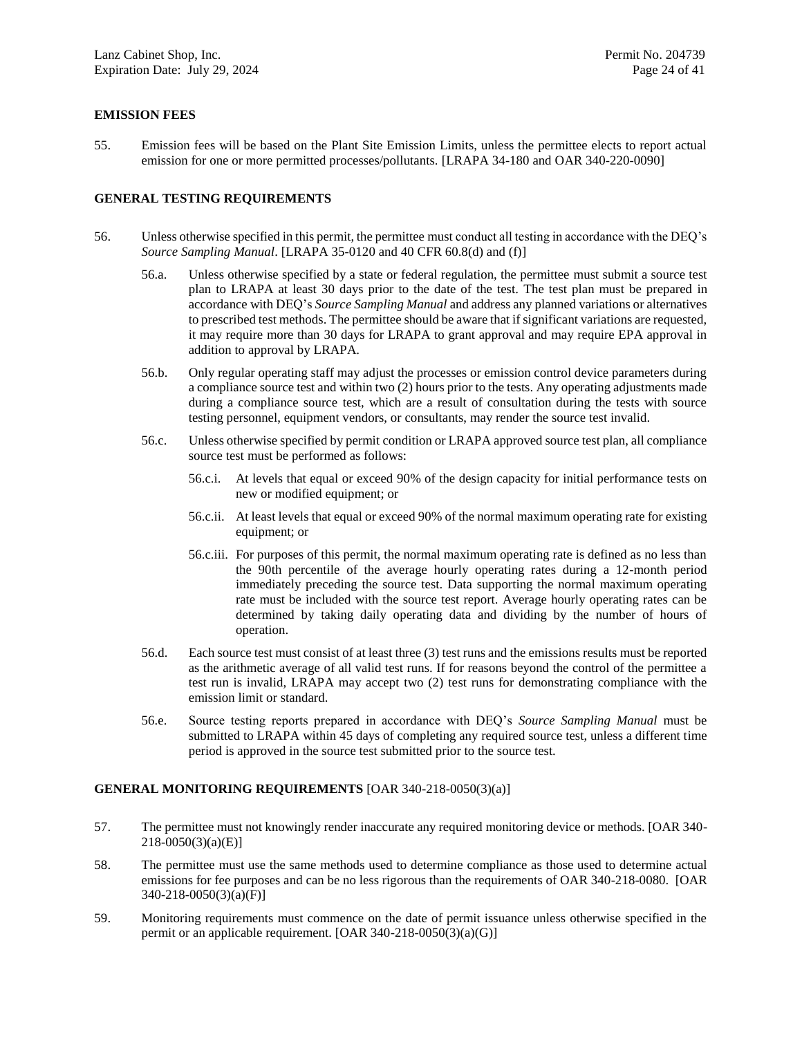## EMISSION FEES

55. Emission fees will be based on the Plant Site Emission Limits, unless the permittee elects to report actual emission for one or more permitted processes/pollutants. [LRAPA 34-180 and OAR 340-220-0090]

## GENERAL TESTING REQUIREMENTS

56. Unless otherwise specified in this permit, the permittee must conduct all testing in accordance with the DEQ's *Source Sampling Manual*. [LRAPA 35-0120 and 40 CFR 60.8(d) and (f)]

    56.a. Unless otherwise specified by a state or federal regulation, the permittee must submit a source test plan to LRAPA at least 30 days prior to the date of the test. The test plan must be prepared in accordance with DEQ's *Source Sampling Manual* and address any planned variations or alternatives to prescribed test methods. The permittee should be aware that if significant variations are requested, it may require more than 30 days for LRAPA to grant approval and may require EPA approval in addition to approval by LRAPA.

    56.b. Only regular operating staff may adjust the processes or emission control device parameters during a compliance source test and within two (2) hours prior to the tests. Any operating adjustments made during a compliance source test, which are a result of consultation during the tests with source testing personnel, equipment vendors, or consultants, may render the source test invalid.

    56.c. Unless otherwise specified by permit condition or LRAPA approved source test plan, all compliance source test must be performed as follows:

        56.c.i. At levels that equal or exceed 90% of the design capacity for initial performance tests on new or modified equipment; or

        56.c.ii. At least levels that equal or exceed 90% of the normal maximum operating rate for existing equipment; or

        56.c.iii. For purposes of this permit, the normal maximum operating rate is defined as no less than the 90th percentile of the average hourly operating rates during a 12-month period immediately preceding the source test. Data supporting the normal maximum operating rate must be included with the source test report. Average hourly operating rates can be determined by taking daily operating data and dividing by the number of hours of operation.

    56.d. Each source test must consist of at least three (3) test runs and the emissions results must be reported as the arithmetic average of all valid test runs. If for reasons beyond the control of the permittee a test run is invalid, LRAPA may accept two (2) test runs for demonstrating compliance with the emission limit or standard.

    56.e. Source testing reports prepared in accordance with DEQ's *Source Sampling Manual* must be submitted to LRAPA within 45 days of completing any required source test, unless a different time period is approved in the source test submitted prior to the source test.

## GENERAL MONITORING REQUIREMENTS [OAR 340-218-0050(3)(a)]

57. The permittee must not knowingly render inaccurate any required monitoring device or methods. [OAR 340-218-0050(3)(a)(E)]

58. The permittee must use the same methods used to determine compliance as those used to determine actual emissions for fee purposes and can be no less rigorous than the requirements of OAR 340-218-0080. [OAR 340-218-0050(3)(a)(F)]

59. Monitoring requirements must commence on the date of permit issuance unless otherwise specified in the permit or an applicable requirement. [OAR 340-218-0050(3)(a)(G)]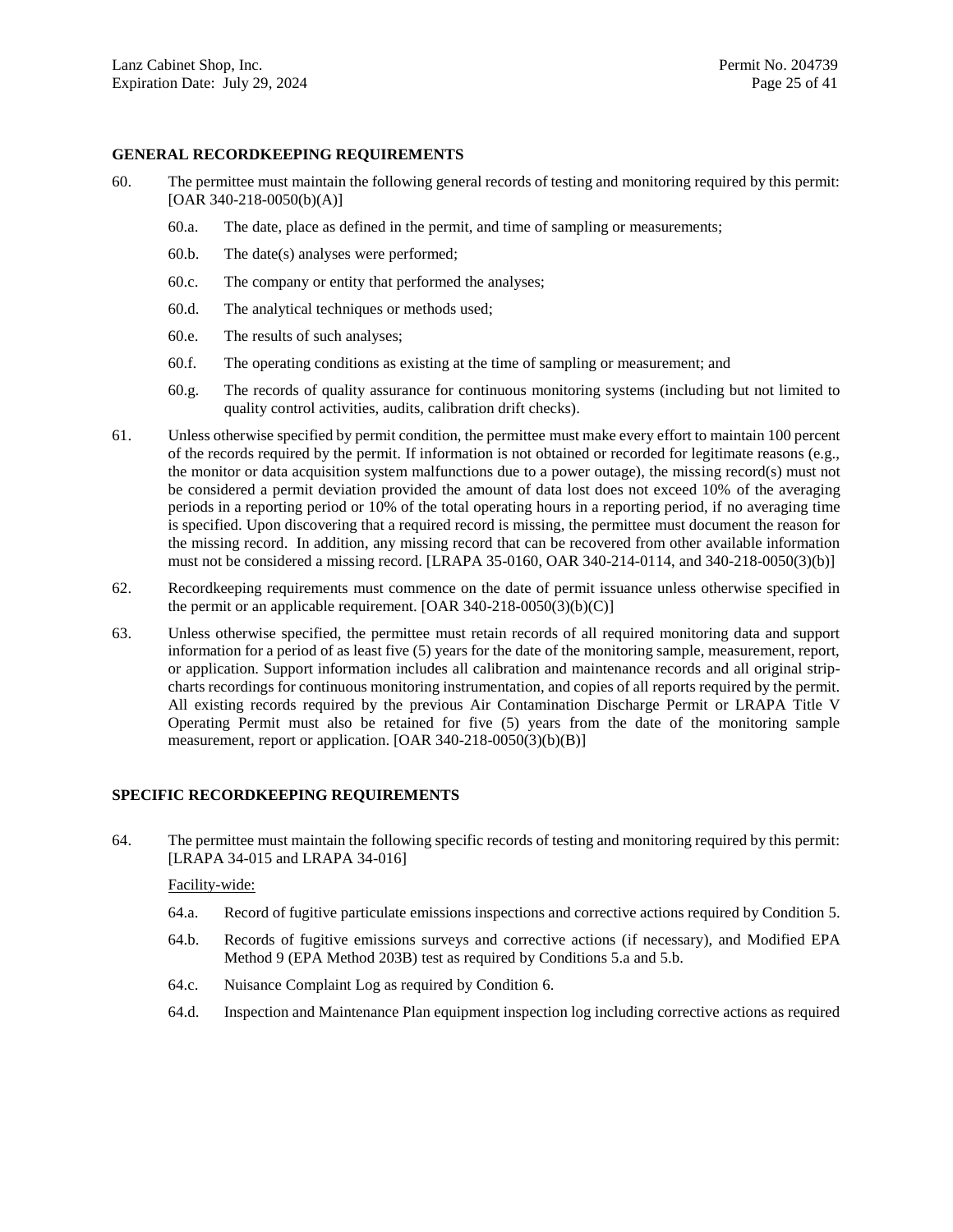**GENERAL RECORDKEEPING REQUIREMENTS**

60. The permittee must maintain the following general records of testing and monitoring required by this permit: [OAR 340-218-0050(b)(A)]

    60.a. The date, place as defined in the permit, and time of sampling or measurements;

    60.b. The date(s) analyses were performed;

    60.c. The company or entity that performed the analyses;

    60.d. The analytical techniques or methods used;

    60.e. The results of such analyses;

    60.f. The operating conditions as existing at the time of sampling or measurement; and

    60.g. The records of quality assurance for continuous monitoring systems (including but not limited to quality control activities, audits, calibration drift checks).

61. Unless otherwise specified by permit condition, the permittee must make every effort to maintain 100 percent of the records required by the permit. If information is not obtained or recorded for legitimate reasons (e.g., the monitor or data acquisition system malfunctions due to a power outage), the missing record(s) must not be considered a permit deviation provided the amount of data lost does not exceed 10% of the averaging periods in a reporting period or 10% of the total operating hours in a reporting period, if no averaging time is specified. Upon discovering that a required record is missing, the permittee must document the reason for the missing record. In addition, any missing record that can be recovered from other available information must not be considered a missing record. [LRAPA 35-0160, OAR 340-214-0114, and 340-218-0050(3)(b)]

62. Recordkeeping requirements must commence on the date of permit issuance unless otherwise specified in the permit or an applicable requirement. [OAR 340-218-0050(3)(b)(C)]

63. Unless otherwise specified, the permittee must retain records of all required monitoring data and support information for a period of as least five (5) years for the date of the monitoring sample, measurement, report, or application. Support information includes all calibration and maintenance records and all original strip-charts recordings for continuous monitoring instrumentation, and copies of all reports required by the permit. All existing records required by the previous Air Contamination Discharge Permit or LRAPA Title V Operating Permit must also be retained for five (5) years from the date of the monitoring sample measurement, report or application. [OAR 340-218-0050(3)(b)(B)]

**SPECIFIC RECORDKEEPING REQUIREMENTS**

64. The permittee must maintain the following specific records of testing and monitoring required by this permit: [LRAPA 34-015 and LRAPA 34-016]

    Facility-wide:

    64.a. Record of fugitive particulate emissions inspections and corrective actions required by Condition 5.

    64.b. Records of fugitive emissions surveys and corrective actions (if necessary), and Modified EPA Method 9 (EPA Method 203B) test as required by Conditions 5.a and 5.b.

    64.c. Nuisance Complaint Log as required by Condition 6.

    64.d. Inspection and Maintenance Plan equipment inspection log including corrective actions as required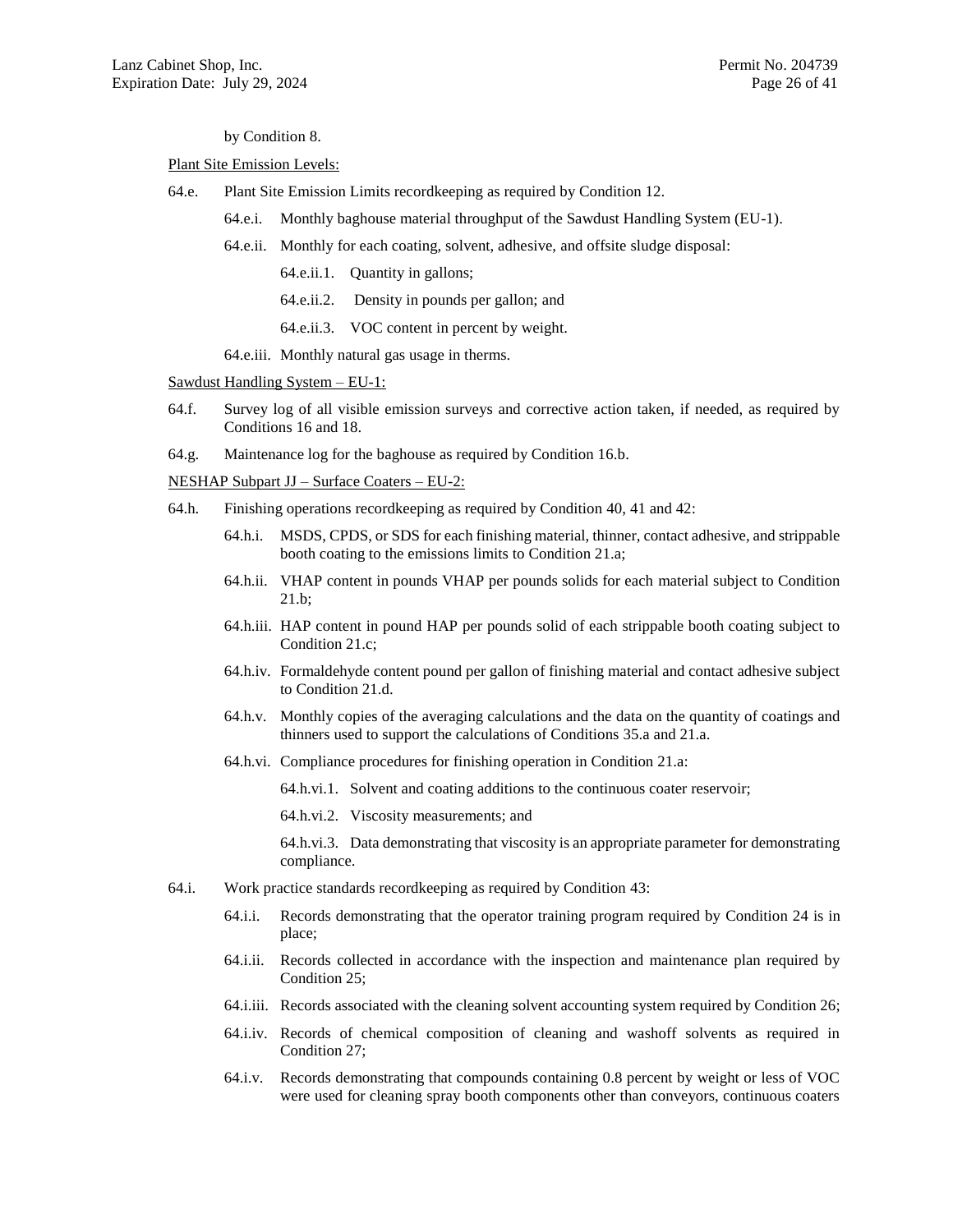by Condition 8.

<u>Plant Site Emission Levels:</u>

64.e. Plant Site Emission Limits recordkeeping as required by Condition 12.

- 64.e.i. Monthly baghouse material throughput of the Sawdust Handling System (EU-1).
- 64.e.ii. Monthly for each coating, solvent, adhesive, and offsite sludge disposal:
  - 64.e.ii.1. Quantity in gallons;
  - 64.e.ii.2. Density in pounds per gallon; and
  - 64.e.ii.3. VOC content in percent by weight.
- 64.e.iii. Monthly natural gas usage in therms.

<u>Sawdust Handling System – EU-1:</u>

64.f. Survey log of all visible emission surveys and corrective action taken, if needed, as required by Conditions 16 and 18.

64.g. Maintenance log for the baghouse as required by Condition 16.b.

<u>NESHAP Subpart JJ – Surface Coaters – EU-2:</u>

64.h. Finishing operations recordkeeping as required by Condition 40, 41 and 42:

- 64.h.i. MSDS, CPDS, or SDS for each finishing material, thinner, contact adhesive, and strippable booth coating to the emissions limits to Condition 21.a;
- 64.h.ii. VHAP content in pounds VHAP per pounds solids for each material subject to Condition 21.b;
- 64.h.iii. HAP content in pound HAP per pounds solid of each strippable booth coating subject to Condition 21.c;
- 64.h.iv. Formaldehyde content pound per gallon of finishing material and contact adhesive subject to Condition 21.d.
- 64.h.v. Monthly copies of the averaging calculations and the data on the quantity of coatings and thinners used to support the calculations of Conditions 35.a and 21.a.
- 64.h.vi. Compliance procedures for finishing operation in Condition 21.a:
  - 64.h.vi.1. Solvent and coating additions to the continuous coater reservoir;
  - 64.h.vi.2. Viscosity measurements; and
  - 64.h.vi.3. Data demonstrating that viscosity is an appropriate parameter for demonstrating compliance.

64.i. Work practice standards recordkeeping as required by Condition 43:

- 64.i.i. Records demonstrating that the operator training program required by Condition 24 is in place;
- 64.i.ii. Records collected in accordance with the inspection and maintenance plan required by Condition 25;
- 64.i.iii. Records associated with the cleaning solvent accounting system required by Condition 26;
- 64.i.iv. Records of chemical composition of cleaning and washoff solvents as required in Condition 27;
- 64.i.v. Records demonstrating that compounds containing 0.8 percent by weight or less of VOC were used for cleaning spray booth components other than conveyors, continuous coaters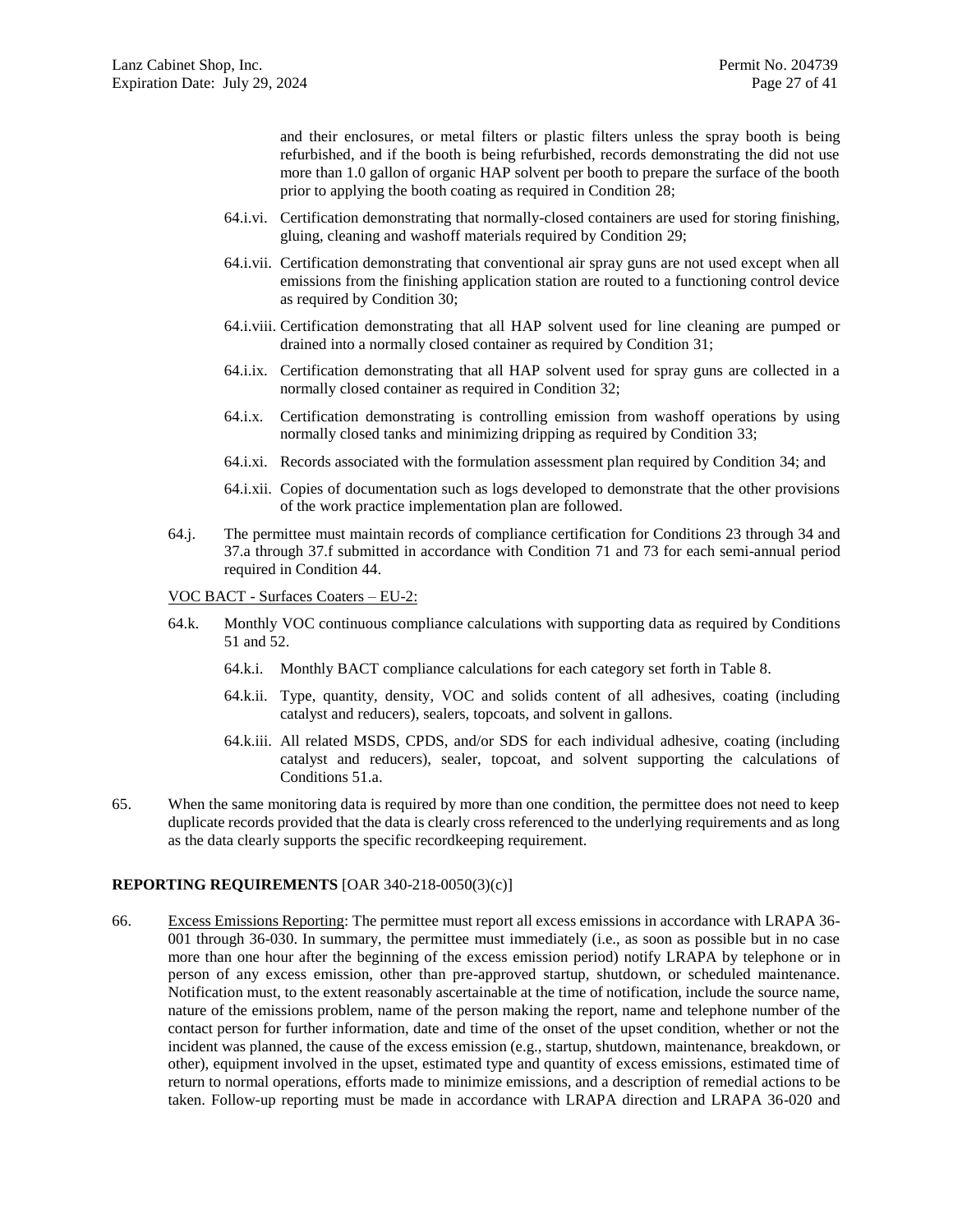and their enclosures, or metal filters or plastic filters unless the spray booth is being refurbished, and if the booth is being refurbished, records demonstrating the did not use more than 1.0 gallon of organic HAP solvent per booth to prepare the surface of the booth prior to applying the booth coating as required in Condition 28;

64.i.vi. Certification demonstrating that normally-closed containers are used for storing finishing, gluing, cleaning and washoff materials required by Condition 29;

64.i.vii. Certification demonstrating that conventional air spray guns are not used except when all emissions from the finishing application station are routed to a functioning control device as required by Condition 30;

64.i.viii. Certification demonstrating that all HAP solvent used for line cleaning are pumped or drained into a normally closed container as required by Condition 31;

64.i.ix. Certification demonstrating that all HAP solvent used for spray guns are collected in a normally closed container as required in Condition 32;

64.i.x. Certification demonstrating is controlling emission from washoff operations by using normally closed tanks and minimizing dripping as required by Condition 33;

64.i.xi. Records associated with the formulation assessment plan required by Condition 34; and

64.i.xii. Copies of documentation such as logs developed to demonstrate that the other provisions of the work practice implementation plan are followed.

64.j. The permittee must maintain records of compliance certification for Conditions 23 through 34 and 37.a through 37.f submitted in accordance with Condition 71 and 73 for each semi-annual period required in Condition 44.

<u>VOC BACT - Surfaces Coaters – EU-2:</u>

64.k. Monthly VOC continuous compliance calculations with supporting data as required by Conditions 51 and 52.

64.k.i. Monthly BACT compliance calculations for each category set forth in Table 8.

64.k.ii. Type, quantity, density, VOC and solids content of all adhesives, coating (including catalyst and reducers), sealers, topcoats, and solvent in gallons.

64.k.iii. All related MSDS, CPDS, and/or SDS for each individual adhesive, coating (including catalyst and reducers), sealer, topcoat, and solvent supporting the calculations of Conditions 51.a.

65. When the same monitoring data is required by more than one condition, the permittee does not need to keep duplicate records provided that the data is clearly cross referenced to the underlying requirements and as long as the data clearly supports the specific recordkeeping requirement.

**REPORTING REQUIREMENTS** [OAR 340-218-0050(3)(c)]

66. <u>Excess Emissions Reporting</u>: The permittee must report all excess emissions in accordance with LRAPA 36-001 through 36-030. In summary, the permittee must immediately (i.e., as soon as possible but in no case more than one hour after the beginning of the excess emission period) notify LRAPA by telephone or in person of any excess emission, other than pre-approved startup, shutdown, or scheduled maintenance. Notification must, to the extent reasonably ascertainable at the time of notification, include the source name, nature of the emissions problem, name of the person making the report, name and telephone number of the contact person for further information, date and time of the onset of the upset condition, whether or not the incident was planned, the cause of the excess emission (e.g., startup, shutdown, maintenance, breakdown, or other), equipment involved in the upset, estimated type and quantity of excess emissions, estimated time of return to normal operations, efforts made to minimize emissions, and a description of remedial actions to be taken. Follow-up reporting must be made in accordance with LRAPA direction and LRAPA 36-020 and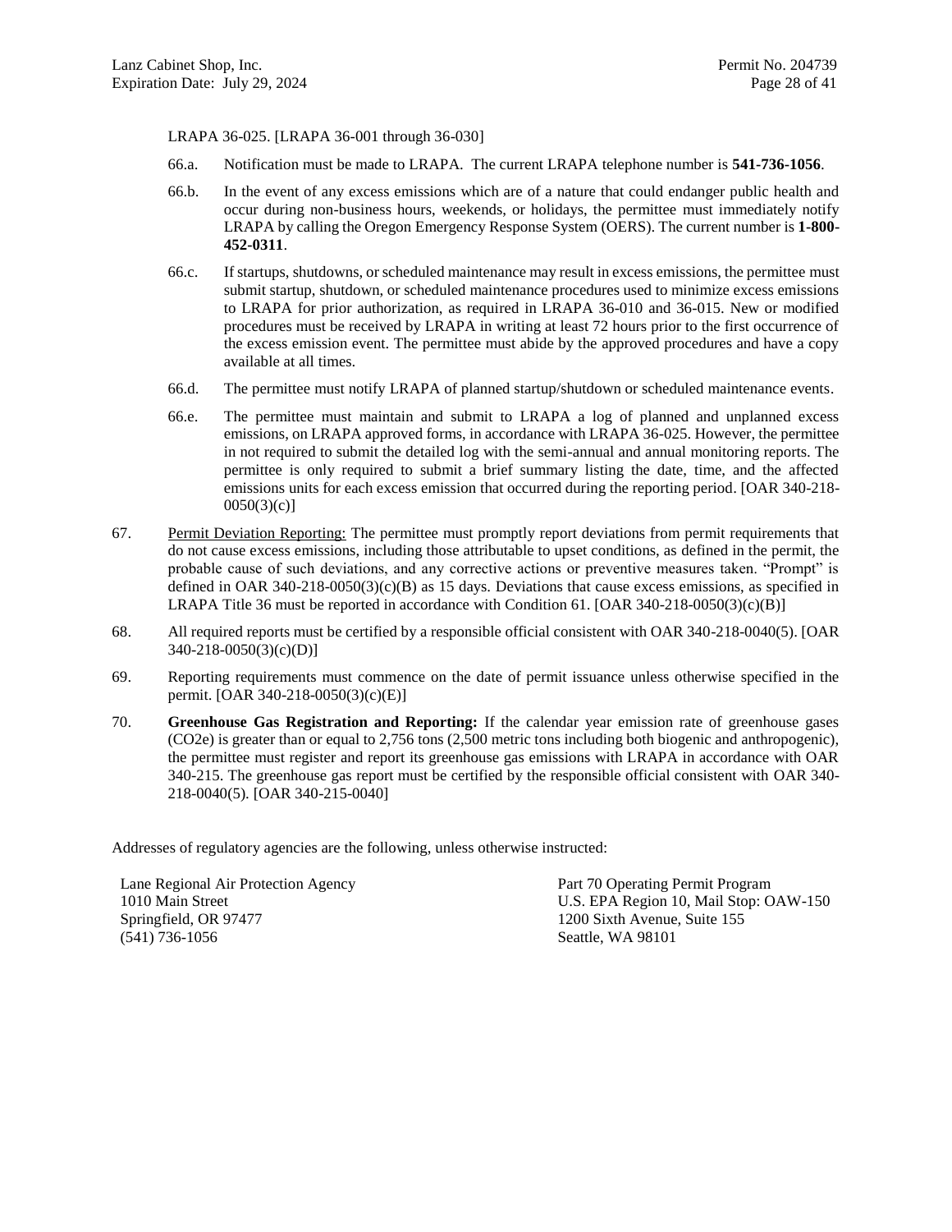LRAPA 36-025. [LRAPA 36-001 through 36-030]

66.a. Notification must be made to LRAPA. The current LRAPA telephone number is **541-736-1056**.

66.b. In the event of any excess emissions which are of a nature that could endanger public health and occur during non-business hours, weekends, or holidays, the permittee must immediately notify LRAPA by calling the Oregon Emergency Response System (OERS). The current number is **1-800-452-0311**.

66.c. If startups, shutdowns, or scheduled maintenance may result in excess emissions, the permittee must submit startup, shutdown, or scheduled maintenance procedures used to minimize excess emissions to LRAPA for prior authorization, as required in LRAPA 36-010 and 36-015. New or modified procedures must be received by LRAPA in writing at least 72 hours prior to the first occurrence of the excess emission event. The permittee must abide by the approved procedures and have a copy available at all times.

66.d. The permittee must notify LRAPA of planned startup/shutdown or scheduled maintenance events.

66.e. The permittee must maintain and submit to LRAPA a log of planned and unplanned excess emissions, on LRAPA approved forms, in accordance with LRAPA 36-025. However, the permittee in not required to submit the detailed log with the semi-annual and annual monitoring reports. The permittee is only required to submit a brief summary listing the date, time, and the affected emissions units for each excess emission that occurred during the reporting period. [OAR 340-218-0050(3)(c)]

67. Permit Deviation Reporting: The permittee must promptly report deviations from permit requirements that do not cause excess emissions, including those attributable to upset conditions, as defined in the permit, the probable cause of such deviations, and any corrective actions or preventive measures taken. "Prompt" is defined in OAR 340-218-0050(3)(c)(B) as 15 days. Deviations that cause excess emissions, as specified in LRAPA Title 36 must be reported in accordance with Condition 61. [OAR 340-218-0050(3)(c)(B)]

68. All required reports must be certified by a responsible official consistent with OAR 340-218-0040(5). [OAR 340-218-0050(3)(c)(D)]

69. Reporting requirements must commence on the date of permit issuance unless otherwise specified in the permit. [OAR 340-218-0050(3)(c)(E)]

70. **Greenhouse Gas Registration and Reporting:** If the calendar year emission rate of greenhouse gases (CO2e) is greater than or equal to 2,756 tons (2,500 metric tons including both biogenic and anthropogenic), the permittee must register and report its greenhouse gas emissions with LRAPA in accordance with OAR 340-215. The greenhouse gas report must be certified by the responsible official consistent with OAR 340-218-0040(5). [OAR 340-215-0040]

Addresses of regulatory agencies are the following, unless otherwise instructed:

Lane Regional Air Protection Agency
1010 Main Street
Springfield, OR 97477
(541) 736-1056

Part 70 Operating Permit Program
U.S. EPA Region 10, Mail Stop: OAW-150
1200 Sixth Avenue, Suite 155
Seattle, WA 98101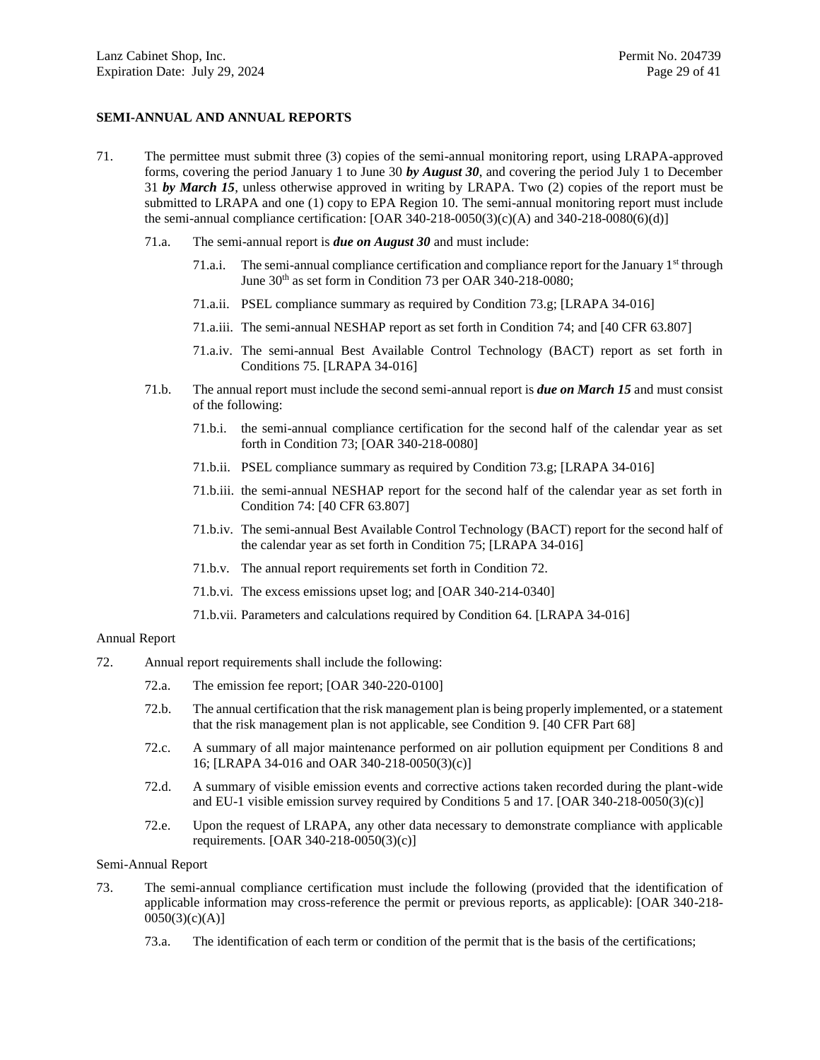## SEMI-ANNUAL AND ANNUAL REPORTS

71. The permittee must submit three (3) copies of the semi-annual monitoring report, using LRAPA-approved forms, covering the period January 1 to June 30 ***by August 30***, and covering the period July 1 to December 31 ***by March 15***, unless otherwise approved in writing by LRAPA. Two (2) copies of the report must be submitted to LRAPA and one (1) copy to EPA Region 10. The semi-annual monitoring report must include the semi-annual compliance certification: [OAR 340-218-0050(3)(c)(A) and 340-218-0080(6)(d)]

    71.a. The semi-annual report is ***due on August 30*** and must include:

        71.a.i. The semi-annual compliance certification and compliance report for the January 1st through June 30th as set form in Condition 73 per OAR 340-218-0080;

        71.a.ii. PSEL compliance summary as required by Condition 73.g; [LRAPA 34-016]

        71.a.iii. The semi-annual NESHAP report as set forth in Condition 74; and [40 CFR 63.807]

        71.a.iv. The semi-annual Best Available Control Technology (BACT) report as set forth in Conditions 75. [LRAPA 34-016]

    71.b. The annual report must include the second semi-annual report is ***due on March 15*** and must consist of the following:

        71.b.i. the semi-annual compliance certification for the second half of the calendar year as set forth in Condition 73; [OAR 340-218-0080]

        71.b.ii. PSEL compliance summary as required by Condition 73.g; [LRAPA 34-016]

        71.b.iii. the semi-annual NESHAP report for the second half of the calendar year as set forth in Condition 74: [40 CFR 63.807]

        71.b.iv. The semi-annual Best Available Control Technology (BACT) report for the second half of the calendar year as set forth in Condition 75; [LRAPA 34-016]

        71.b.v. The annual report requirements set forth in Condition 72.

        71.b.vi. The excess emissions upset log; and [OAR 340-214-0340]

        71.b.vii. Parameters and calculations required by Condition 64. [LRAPA 34-016]

Annual Report

72. Annual report requirements shall include the following:

    72.a. The emission fee report; [OAR 340-220-0100]

    72.b. The annual certification that the risk management plan is being properly implemented, or a statement that the risk management plan is not applicable, see Condition 9. [40 CFR Part 68]

    72.c. A summary of all major maintenance performed on air pollution equipment per Conditions 8 and 16; [LRAPA 34-016 and OAR 340-218-0050(3)(c)]

    72.d. A summary of visible emission events and corrective actions taken recorded during the plant-wide and EU-1 visible emission survey required by Conditions 5 and 17. [OAR 340-218-0050(3)(c)]

    72.e. Upon the request of LRAPA, any other data necessary to demonstrate compliance with applicable requirements. [OAR 340-218-0050(3)(c)]

Semi-Annual Report

73. The semi-annual compliance certification must include the following (provided that the identification of applicable information may cross-reference the permit or previous reports, as applicable): [OAR 340-218-0050(3)(c)(A)]

    73.a. The identification of each term or condition of the permit that is the basis of the certifications;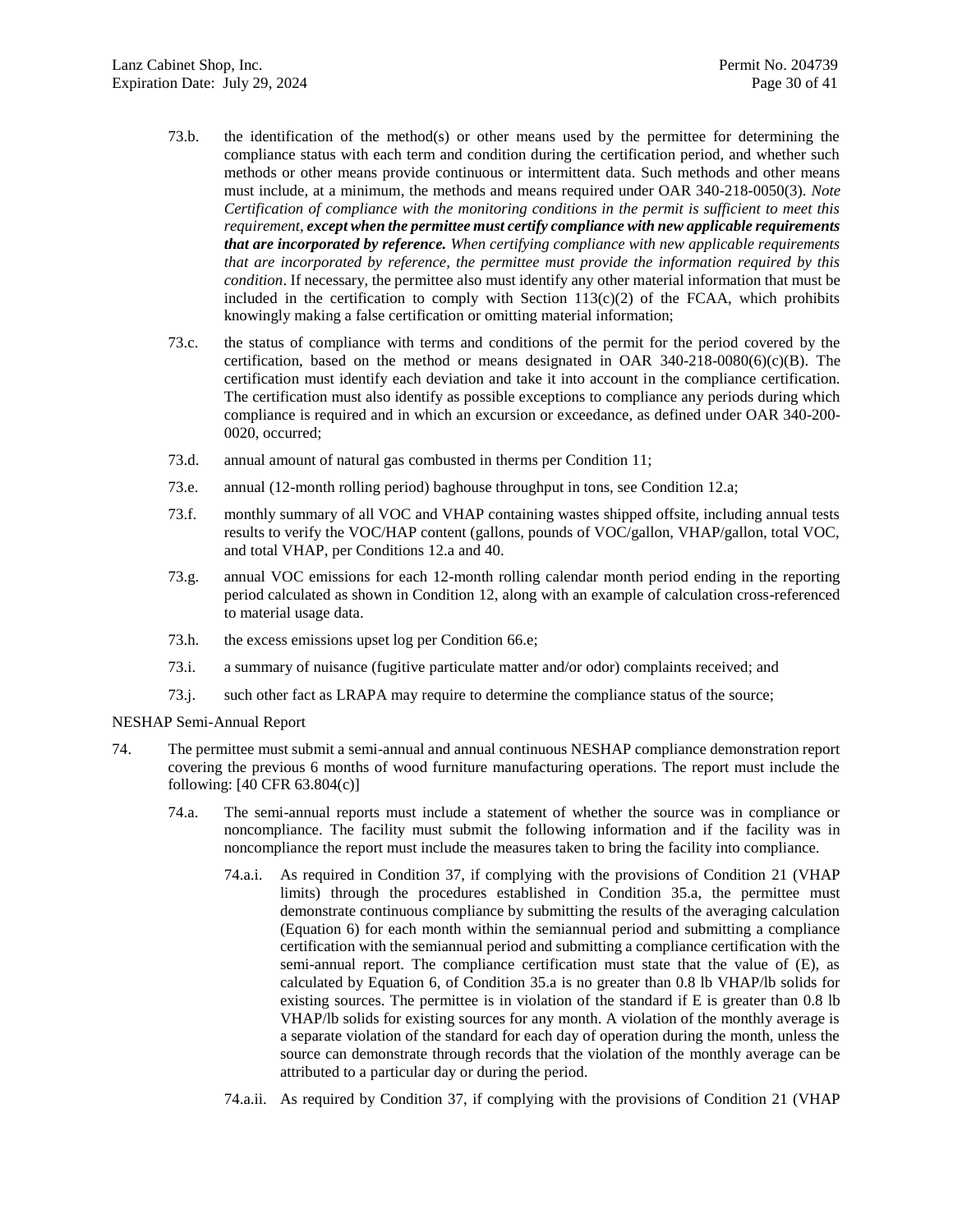73.b. the identification of the method(s) or other means used by the permittee for determining the compliance status with each term and condition during the certification period, and whether such methods or other means provide continuous or intermittent data. Such methods and other means must include, at a minimum, the methods and means required under OAR 340-218-0050(3). *Note Certification of compliance with the monitoring conditions in the permit is sufficient to meet this requirement,* ***except when the permittee must certify compliance with new applicable requirements that are incorporated by reference.*** *When certifying compliance with new applicable requirements that are incorporated by reference, the permittee must provide the information required by this condition*. If necessary, the permittee also must identify any other material information that must be included in the certification to comply with Section 113(c)(2) of the FCAA, which prohibits knowingly making a false certification or omitting material information;

73.c. the status of compliance with terms and conditions of the permit for the period covered by the certification, based on the method or means designated in OAR 340-218-0080(6)(c)(B). The certification must identify each deviation and take it into account in the compliance certification. The certification must also identify as possible exceptions to compliance any periods during which compliance is required and in which an excursion or exceedance, as defined under OAR 340-200-0020, occurred;

73.d. annual amount of natural gas combusted in therms per Condition 11;

73.e. annual (12-month rolling period) baghouse throughput in tons, see Condition 12.a;

73.f. monthly summary of all VOC and VHAP containing wastes shipped offsite, including annual tests results to verify the VOC/HAP content (gallons, pounds of VOC/gallon, VHAP/gallon, total VOC, and total VHAP, per Conditions 12.a and 40.

73.g. annual VOC emissions for each 12-month rolling calendar month period ending in the reporting period calculated as shown in Condition 12, along with an example of calculation cross-referenced to material usage data.

73.h. the excess emissions upset log per Condition 66.e;

73.i. a summary of nuisance (fugitive particulate matter and/or odor) complaints received; and

73.j. such other fact as LRAPA may require to determine the compliance status of the source;

NESHAP Semi-Annual Report

74. The permittee must submit a semi-annual and annual continuous NESHAP compliance demonstration report covering the previous 6 months of wood furniture manufacturing operations. The report must include the following: [40 CFR 63.804(c)]

74.a. The semi-annual reports must include a statement of whether the source was in compliance or noncompliance. The facility must submit the following information and if the facility was in noncompliance the report must include the measures taken to bring the facility into compliance.

74.a.i. As required in Condition 37, if complying with the provisions of Condition 21 (VHAP limits) through the procedures established in Condition 35.a, the permittee must demonstrate continuous compliance by submitting the results of the averaging calculation (Equation 6) for each month within the semiannual period and submitting a compliance certification with the semiannual period and submitting a compliance certification with the semi-annual report. The compliance certification must state that the value of (E), as calculated by Equation 6, of Condition 35.a is no greater than 0.8 lb VHAP/lb solids for existing sources. The permittee is in violation of the standard if E is greater than 0.8 lb VHAP/lb solids for existing sources for any month. A violation of the monthly average is a separate violation of the standard for each day of operation during the month, unless the source can demonstrate through records that the violation of the monthly average can be attributed to a particular day or during the period.

74.a.ii. As required by Condition 37, if complying with the provisions of Condition 21 (VHAP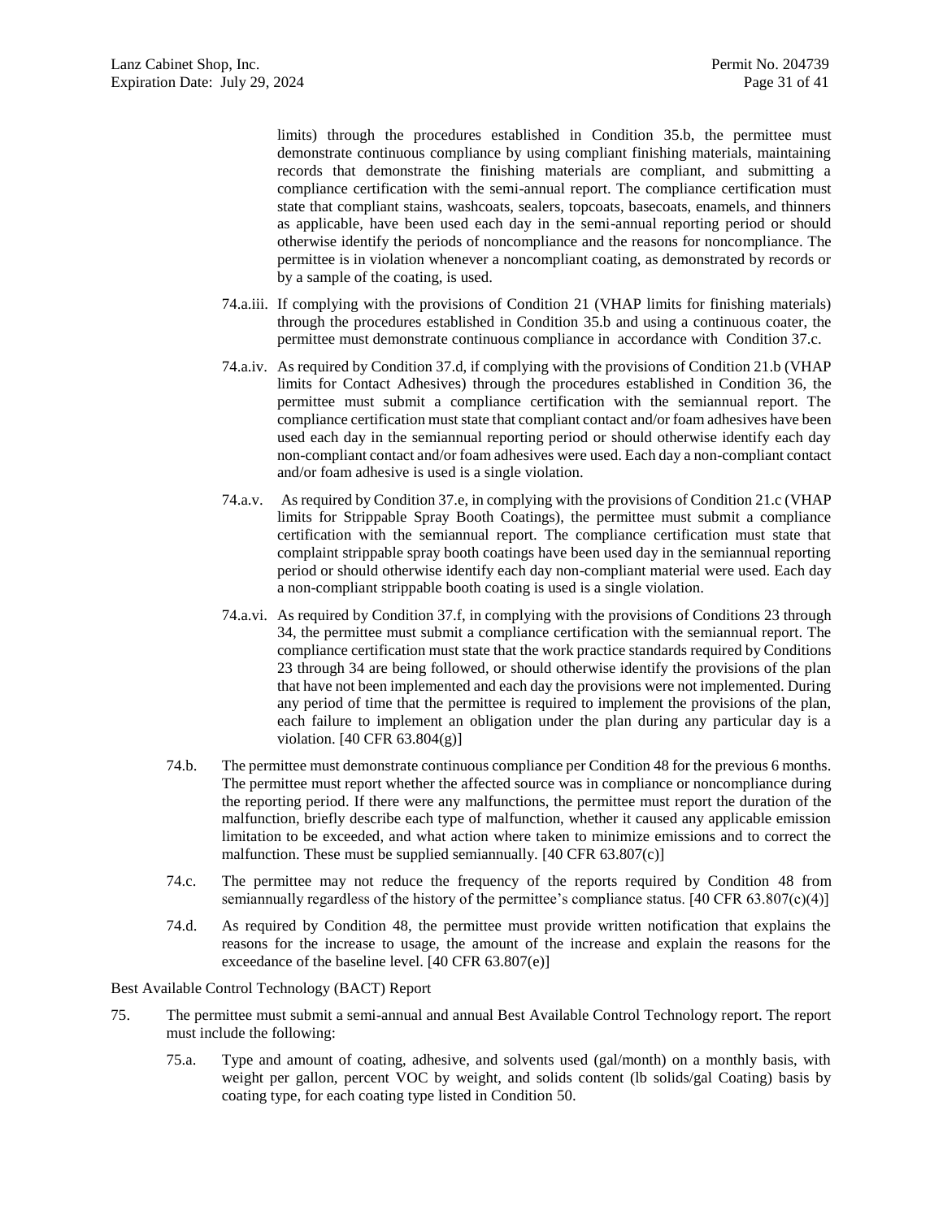limits) through the procedures established in Condition 35.b, the permittee must demonstrate continuous compliance by using compliant finishing materials, maintaining records that demonstrate the finishing materials are compliant, and submitting a compliance certification with the semi-annual report. The compliance certification must state that compliant stains, washcoats, sealers, topcoats, basecoats, enamels, and thinners as applicable, have been used each day in the semi-annual reporting period or should otherwise identify the periods of noncompliance and the reasons for noncompliance. The permittee is in violation whenever a noncompliant coating, as demonstrated by records or by a sample of the coating, is used.

74.a.iii. If complying with the provisions of Condition 21 (VHAP limits for finishing materials) through the procedures established in Condition 35.b and using a continuous coater, the permittee must demonstrate continuous compliance in accordance with Condition 37.c.

74.a.iv. As required by Condition 37.d, if complying with the provisions of Condition 21.b (VHAP limits for Contact Adhesives) through the procedures established in Condition 36, the permittee must submit a compliance certification with the semiannual report. The compliance certification must state that compliant contact and/or foam adhesives have been used each day in the semiannual reporting period or should otherwise identify each day non-compliant contact and/or foam adhesives were used. Each day a non-compliant contact and/or foam adhesive is used is a single violation.

74.a.v. As required by Condition 37.e, in complying with the provisions of Condition 21.c (VHAP limits for Strippable Spray Booth Coatings), the permittee must submit a compliance certification with the semiannual report. The compliance certification must state that complaint strippable spray booth coatings have been used day in the semiannual reporting period or should otherwise identify each day non-compliant material were used. Each day a non-compliant strippable booth coating is used is a single violation.

74.a.vi. As required by Condition 37.f, in complying with the provisions of Conditions 23 through 34, the permittee must submit a compliance certification with the semiannual report. The compliance certification must state that the work practice standards required by Conditions 23 through 34 are being followed, or should otherwise identify the provisions of the plan that have not been implemented and each day the provisions were not implemented. During any period of time that the permittee is required to implement the provisions of the plan, each failure to implement an obligation under the plan during any particular day is a violation. [40 CFR 63.804(g)]

74.b. The permittee must demonstrate continuous compliance per Condition 48 for the previous 6 months. The permittee must report whether the affected source was in compliance or noncompliance during the reporting period. If there were any malfunctions, the permittee must report the duration of the malfunction, briefly describe each type of malfunction, whether it caused any applicable emission limitation to be exceeded, and what action where taken to minimize emissions and to correct the malfunction. These must be supplied semiannually. [40 CFR 63.807(c)]

74.c. The permittee may not reduce the frequency of the reports required by Condition 48 from semiannually regardless of the history of the permittee's compliance status. [40 CFR 63.807(c)(4)]

74.d. As required by Condition 48, the permittee must provide written notification that explains the reasons for the increase to usage, the amount of the increase and explain the reasons for the exceedance of the baseline level. [40 CFR 63.807(e)]

Best Available Control Technology (BACT) Report

75. The permittee must submit a semi-annual and annual Best Available Control Technology report. The report must include the following:

75.a. Type and amount of coating, adhesive, and solvents used (gal/month) on a monthly basis, with weight per gallon, percent VOC by weight, and solids content (lb solids/gal Coating) basis by coating type, for each coating type listed in Condition 50.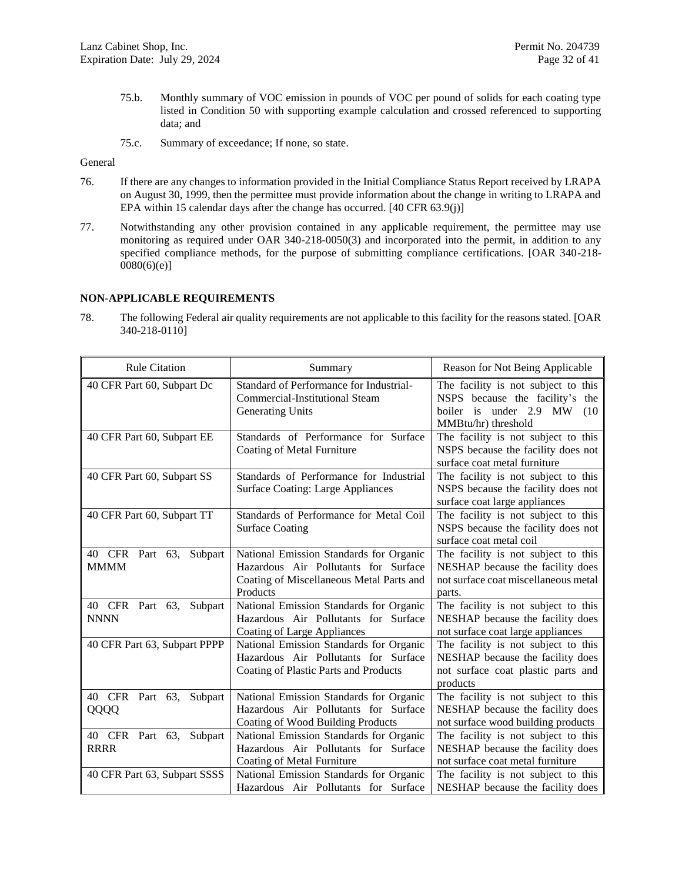75.b. Monthly summary of VOC emission in pounds of VOC per pound of solids for each coating type listed in Condition 50 with supporting example calculation and crossed referenced to supporting data; and

75.c. Summary of exceedance; If none, so state.

General

76. If there are any changes to information provided in the Initial Compliance Status Report received by LRAPA on August 30, 1999, then the permittee must provide information about the change in writing to LRAPA and EPA within 15 calendar days after the change has occurred. [40 CFR 63.9(j)]

77. Notwithstanding any other provision contained in any applicable requirement, the permittee may use monitoring as required under OAR 340-218-0050(3) and incorporated into the permit, in addition to any specified compliance methods, for the purpose of submitting compliance certifications. [OAR 340-218-0080(6)(e)]

**NON-APPLICABLE REQUIREMENTS**

78. The following Federal air quality requirements are not applicable to this facility for the reasons stated. [OAR 340-218-0110]

| Rule Citation | Summary | Reason for Not Being Applicable |
|---|---|---|
| 40 CFR Part 60, Subpart Dc | Standard of Performance for Industrial-Commercial-Institutional Steam Generating Units | The facility is not subject to this NSPS because the facility's the boiler is under 2.9 MW (10 MMBtu/hr) threshold |
| 40 CFR Part 60, Subpart EE | Standards of Performance for Surface Coating of Metal Furniture | The facility is not subject to this NSPS because the facility does not surface coat metal furniture |
| 40 CFR Part 60, Subpart SS | Standards of Performance for Industrial Surface Coating: Large Appliances | The facility is not subject to this NSPS because the facility does not surface coat large appliances |
| 40 CFR Part 60, Subpart TT | Standards of Performance for Metal Coil Surface Coating | The facility is not subject to this NSPS because the facility does not surface coat metal coil |
| 40 CFR Part 63, Subpart MMMM | National Emission Standards for Organic Hazardous Air Pollutants for Surface Coating of Miscellaneous Metal Parts and Products | The facility is not subject to this NESHAP because the facility does not surface coat miscellaneous metal parts. |
| 40 CFR Part 63, Subpart NNNN | National Emission Standards for Organic Hazardous Air Pollutants for Surface Coating of Large Appliances | The facility is not subject to this NESHAP because the facility does not surface coat large appliances |
| 40 CFR Part 63, Subpart PPPP | National Emission Standards for Organic Hazardous Air Pollutants for Surface Coating of Plastic Parts and Products | The facility is not subject to this NESHAP because the facility does not surface coat plastic parts and products |
| 40 CFR Part 63, Subpart QQQQ | National Emission Standards for Organic Hazardous Air Pollutants for Surface Coating of Wood Building Products | The facility is not subject to this NESHAP because the facility does not surface wood building products |
| 40 CFR Part 63, Subpart RRRR | National Emission Standards for Organic Hazardous Air Pollutants for Surface Coating of Metal Furniture | The facility is not subject to this NESHAP because the facility does not surface coat metal furniture |
| 40 CFR Part 63, Subpart SSSS | National Emission Standards for Organic Hazardous Air Pollutants for Surface | The facility is not subject to this NESHAP because the facility does |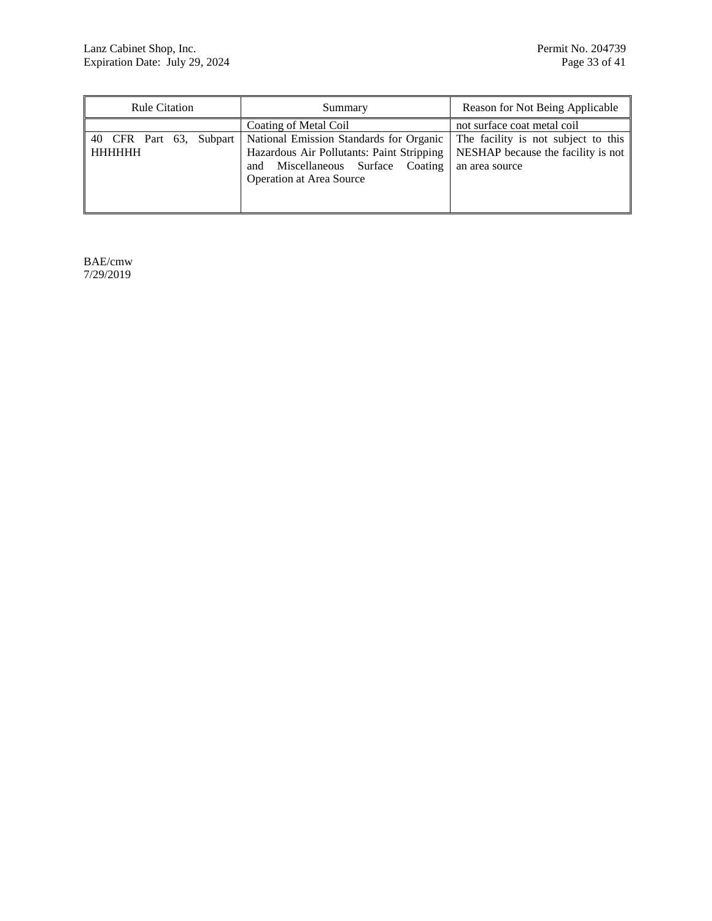| Rule Citation | Summary | Reason for Not Being Applicable |
|---|---|---|
| | Coating of Metal Coil | not surface coat metal coil |
| 40 CFR Part 63, Subpart HHHHHH | National Emission Standards for Organic Hazardous Air Pollutants: Paint Stripping and Miscellaneous Surface Coating Operation at Area Source | The facility is not subject to this NESHAP because the facility is not an area source |

BAE/cmw
7/29/2019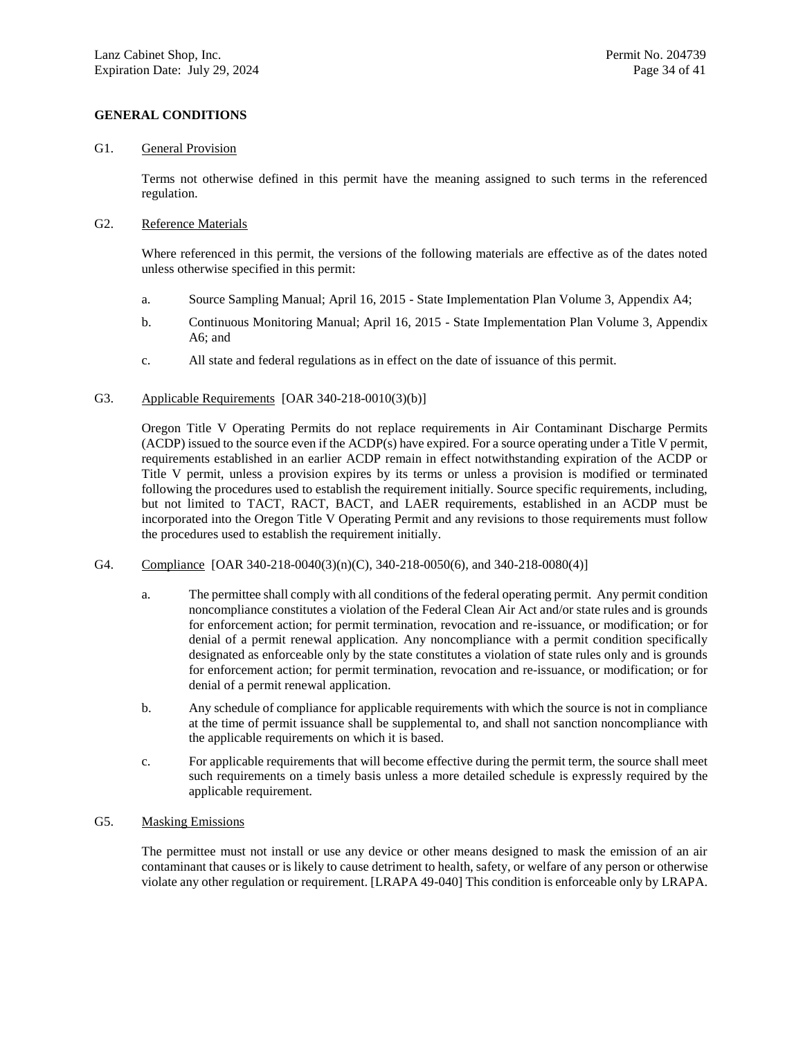## GENERAL CONDITIONS

G1. General Provision

Terms not otherwise defined in this permit have the meaning assigned to such terms in the referenced regulation.

G2. Reference Materials

Where referenced in this permit, the versions of the following materials are effective as of the dates noted unless otherwise specified in this permit:

a. Source Sampling Manual; April 16, 2015 - State Implementation Plan Volume 3, Appendix A4;

b. Continuous Monitoring Manual; April 16, 2015 - State Implementation Plan Volume 3, Appendix A6; and

c. All state and federal regulations as in effect on the date of issuance of this permit.

G3. Applicable Requirements [OAR 340-218-0010(3)(b)]

Oregon Title V Operating Permits do not replace requirements in Air Contaminant Discharge Permits (ACDP) issued to the source even if the ACDP(s) have expired. For a source operating under a Title V permit, requirements established in an earlier ACDP remain in effect notwithstanding expiration of the ACDP or Title V permit, unless a provision expires by its terms or unless a provision is modified or terminated following the procedures used to establish the requirement initially. Source specific requirements, including, but not limited to TACT, RACT, BACT, and LAER requirements, established in an ACDP must be incorporated into the Oregon Title V Operating Permit and any revisions to those requirements must follow the procedures used to establish the requirement initially.

G4. Compliance [OAR 340-218-0040(3)(n)(C), 340-218-0050(6), and 340-218-0080(4)]

a. The permittee shall comply with all conditions of the federal operating permit. Any permit condition noncompliance constitutes a violation of the Federal Clean Air Act and/or state rules and is grounds for enforcement action; for permit termination, revocation and re-issuance, or modification; or for denial of a permit renewal application. Any noncompliance with a permit condition specifically designated as enforceable only by the state constitutes a violation of state rules only and is grounds for enforcement action; for permit termination, revocation and re-issuance, or modification; or for denial of a permit renewal application.

b. Any schedule of compliance for applicable requirements with which the source is not in compliance at the time of permit issuance shall be supplemental to, and shall not sanction noncompliance with the applicable requirements on which it is based.

c. For applicable requirements that will become effective during the permit term, the source shall meet such requirements on a timely basis unless a more detailed schedule is expressly required by the applicable requirement.

G5. Masking Emissions

The permittee must not install or use any device or other means designed to mask the emission of an air contaminant that causes or is likely to cause detriment to health, safety, or welfare of any person or otherwise violate any other regulation or requirement. [LRAPA 49-040] This condition is enforceable only by LRAPA.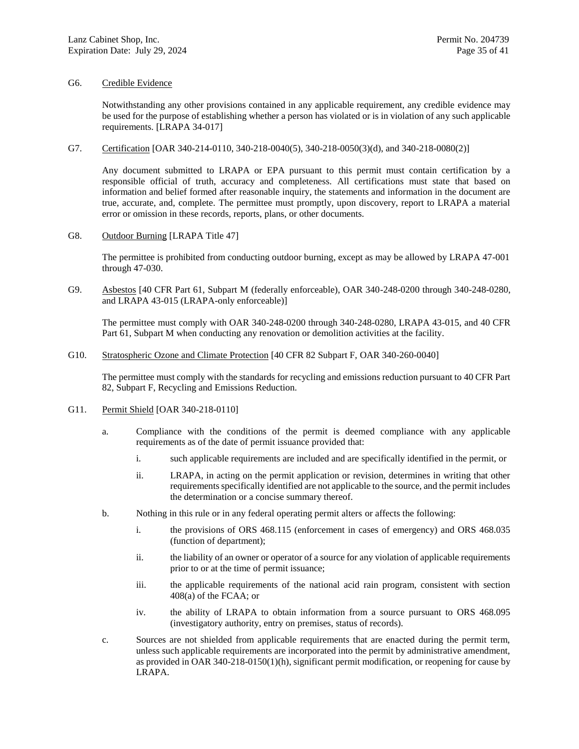G6. Credible Evidence

Notwithstanding any other provisions contained in any applicable requirement, any credible evidence may be used for the purpose of establishing whether a person has violated or is in violation of any such applicable requirements. [LRAPA 34-017]

G7. Certification [OAR 340-214-0110, 340-218-0040(5), 340-218-0050(3)(d), and 340-218-0080(2)]

Any document submitted to LRAPA or EPA pursuant to this permit must contain certification by a responsible official of truth, accuracy and completeness. All certifications must state that based on information and belief formed after reasonable inquiry, the statements and information in the document are true, accurate, and, complete. The permittee must promptly, upon discovery, report to LRAPA a material error or omission in these records, reports, plans, or other documents.

G8. Outdoor Burning [LRAPA Title 47]

The permittee is prohibited from conducting outdoor burning, except as may be allowed by LRAPA 47-001 through 47-030.

G9. Asbestos [40 CFR Part 61, Subpart M (federally enforceable), OAR 340-248-0200 through 340-248-0280, and LRAPA 43-015 (LRAPA-only enforceable)]

The permittee must comply with OAR 340-248-0200 through 340-248-0280, LRAPA 43-015, and 40 CFR Part 61, Subpart M when conducting any renovation or demolition activities at the facility.

G10. Stratospheric Ozone and Climate Protection [40 CFR 82 Subpart F, OAR 340-260-0040]

The permittee must comply with the standards for recycling and emissions reduction pursuant to 40 CFR Part 82, Subpart F, Recycling and Emissions Reduction.

G11. Permit Shield [OAR 340-218-0110]

a. Compliance with the conditions of the permit is deemed compliance with any applicable requirements as of the date of permit issuance provided that:

   i. such applicable requirements are included and are specifically identified in the permit, or

   ii. LRAPA, in acting on the permit application or revision, determines in writing that other requirements specifically identified are not applicable to the source, and the permit includes the determination or a concise summary thereof.

b. Nothing in this rule or in any federal operating permit alters or affects the following:

   i. the provisions of ORS 468.115 (enforcement in cases of emergency) and ORS 468.035 (function of department);

   ii. the liability of an owner or operator of a source for any violation of applicable requirements prior to or at the time of permit issuance;

   iii. the applicable requirements of the national acid rain program, consistent with section 408(a) of the FCAA; or

   iv. the ability of LRAPA to obtain information from a source pursuant to ORS 468.095 (investigatory authority, entry on premises, status of records).

c. Sources are not shielded from applicable requirements that are enacted during the permit term, unless such applicable requirements are incorporated into the permit by administrative amendment, as provided in OAR 340-218-0150(1)(h), significant permit modification, or reopening for cause by LRAPA.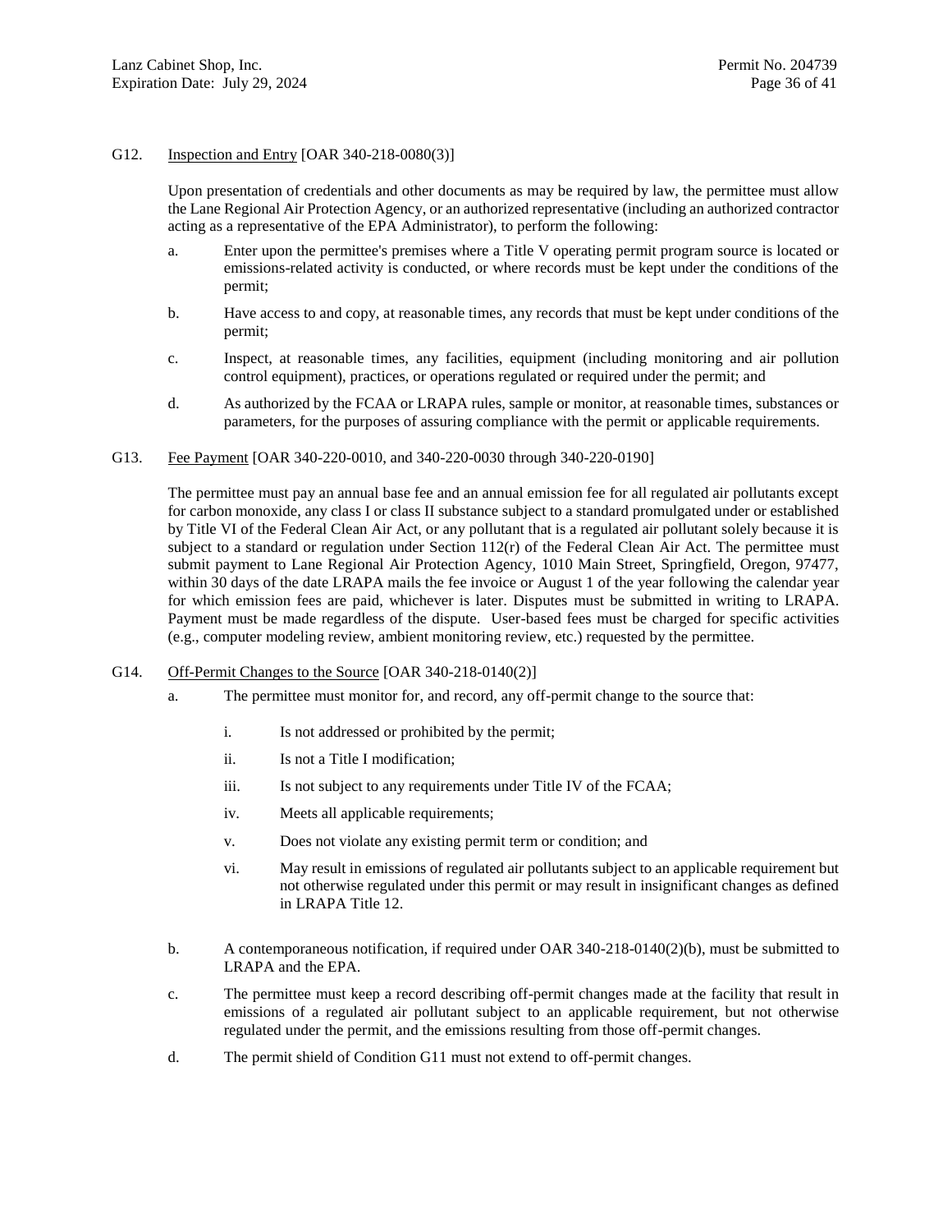G12. Inspection and Entry [OAR 340-218-0080(3)]

Upon presentation of credentials and other documents as may be required by law, the permittee must allow the Lane Regional Air Protection Agency, or an authorized representative (including an authorized contractor acting as a representative of the EPA Administrator), to perform the following:

a. Enter upon the permittee's premises where a Title V operating permit program source is located or emissions-related activity is conducted, or where records must be kept under the conditions of the permit;

b. Have access to and copy, at reasonable times, any records that must be kept under conditions of the permit;

c. Inspect, at reasonable times, any facilities, equipment (including monitoring and air pollution control equipment), practices, or operations regulated or required under the permit; and

d. As authorized by the FCAA or LRAPA rules, sample or monitor, at reasonable times, substances or parameters, for the purposes of assuring compliance with the permit or applicable requirements.

G13. Fee Payment [OAR 340-220-0010, and 340-220-0030 through 340-220-0190]

The permittee must pay an annual base fee and an annual emission fee for all regulated air pollutants except for carbon monoxide, any class I or class II substance subject to a standard promulgated under or established by Title VI of the Federal Clean Air Act, or any pollutant that is a regulated air pollutant solely because it is subject to a standard or regulation under Section 112(r) of the Federal Clean Air Act. The permittee must submit payment to Lane Regional Air Protection Agency, 1010 Main Street, Springfield, Oregon, 97477, within 30 days of the date LRAPA mails the fee invoice or August 1 of the year following the calendar year for which emission fees are paid, whichever is later. Disputes must be submitted in writing to LRAPA. Payment must be made regardless of the dispute. User-based fees must be charged for specific activities (e.g., computer modeling review, ambient monitoring review, etc.) requested by the permittee.

G14. Off-Permit Changes to the Source [OAR 340-218-0140(2)]

a. The permittee must monitor for, and record, any off-permit change to the source that:

   i. Is not addressed or prohibited by the permit;

   ii. Is not a Title I modification;

   iii. Is not subject to any requirements under Title IV of the FCAA;

   iv. Meets all applicable requirements;

   v. Does not violate any existing permit term or condition; and

   vi. May result in emissions of regulated air pollutants subject to an applicable requirement but not otherwise regulated under this permit or may result in insignificant changes as defined in LRAPA Title 12.

b. A contemporaneous notification, if required under OAR 340-218-0140(2)(b), must be submitted to LRAPA and the EPA.

c. The permittee must keep a record describing off-permit changes made at the facility that result in emissions of a regulated air pollutant subject to an applicable requirement, but not otherwise regulated under the permit, and the emissions resulting from those off-permit changes.

d. The permit shield of Condition G11 must not extend to off-permit changes.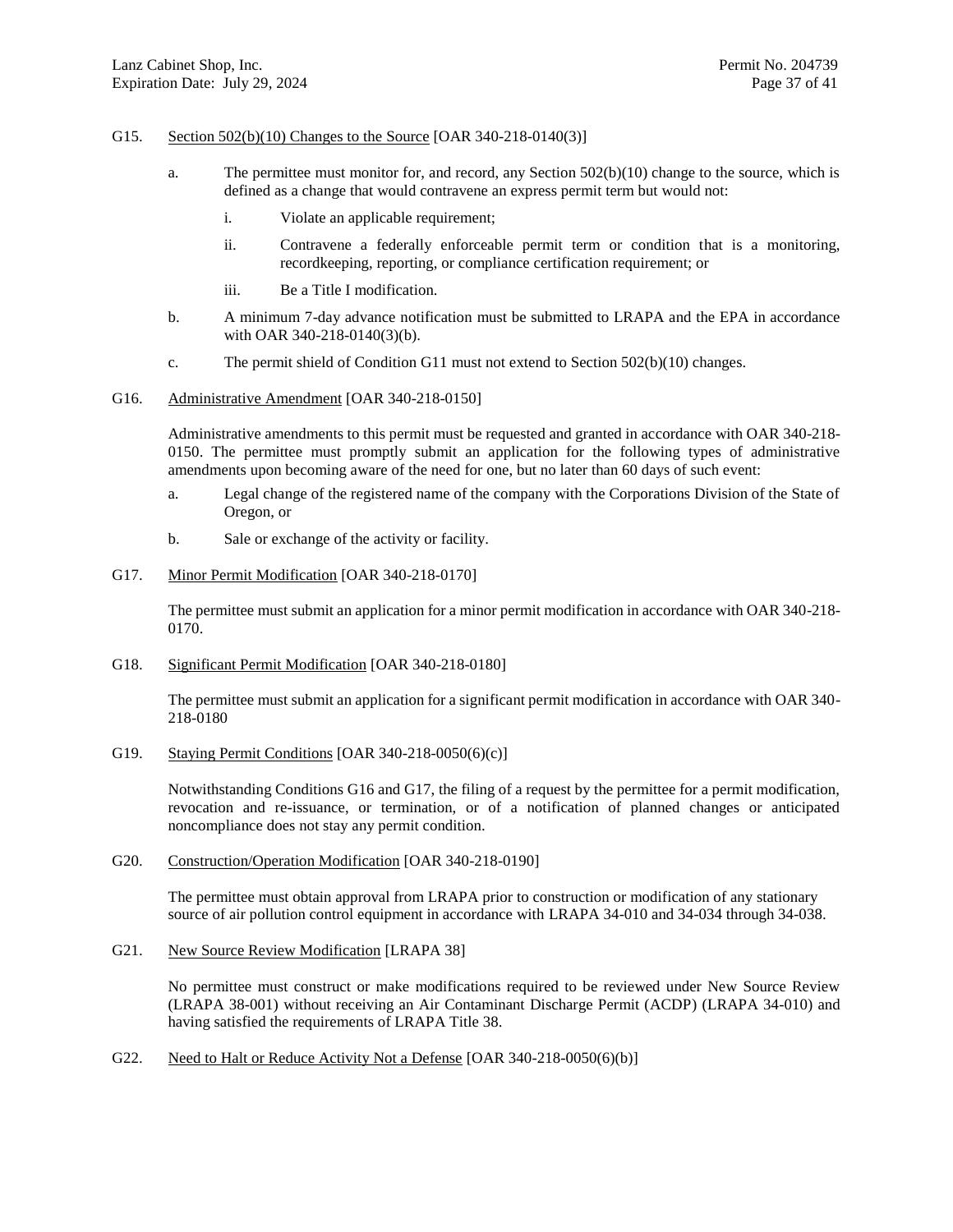G15. Section 502(b)(10) Changes to the Source [OAR 340-218-0140(3)]

a. The permittee must monitor for, and record, any Section 502(b)(10) change to the source, which is defined as a change that would contravene an express permit term but would not:

i. Violate an applicable requirement;

ii. Contravene a federally enforceable permit term or condition that is a monitoring, recordkeeping, reporting, or compliance certification requirement; or

iii. Be a Title I modification.

b. A minimum 7-day advance notification must be submitted to LRAPA and the EPA in accordance with OAR 340-218-0140(3)(b).

c. The permit shield of Condition G11 must not extend to Section 502(b)(10) changes.

G16. Administrative Amendment [OAR 340-218-0150]

Administrative amendments to this permit must be requested and granted in accordance with OAR 340-218-0150. The permittee must promptly submit an application for the following types of administrative amendments upon becoming aware of the need for one, but no later than 60 days of such event:

a. Legal change of the registered name of the company with the Corporations Division of the State of Oregon, or

b. Sale or exchange of the activity or facility.

G17. Minor Permit Modification [OAR 340-218-0170]

The permittee must submit an application for a minor permit modification in accordance with OAR 340-218-0170.

G18. Significant Permit Modification [OAR 340-218-0180]

The permittee must submit an application for a significant permit modification in accordance with OAR 340-218-0180

G19. Staying Permit Conditions [OAR 340-218-0050(6)(c)]

Notwithstanding Conditions G16 and G17, the filing of a request by the permittee for a permit modification, revocation and re-issuance, or termination, or of a notification of planned changes or anticipated noncompliance does not stay any permit condition.

G20. Construction/Operation Modification [OAR 340-218-0190]

The permittee must obtain approval from LRAPA prior to construction or modification of any stationary source of air pollution control equipment in accordance with LRAPA 34-010 and 34-034 through 34-038.

G21. New Source Review Modification [LRAPA 38]

No permittee must construct or make modifications required to be reviewed under New Source Review (LRAPA 38-001) without receiving an Air Contaminant Discharge Permit (ACDP) (LRAPA 34-010) and having satisfied the requirements of LRAPA Title 38.

G22. Need to Halt or Reduce Activity Not a Defense [OAR 340-218-0050(6)(b)]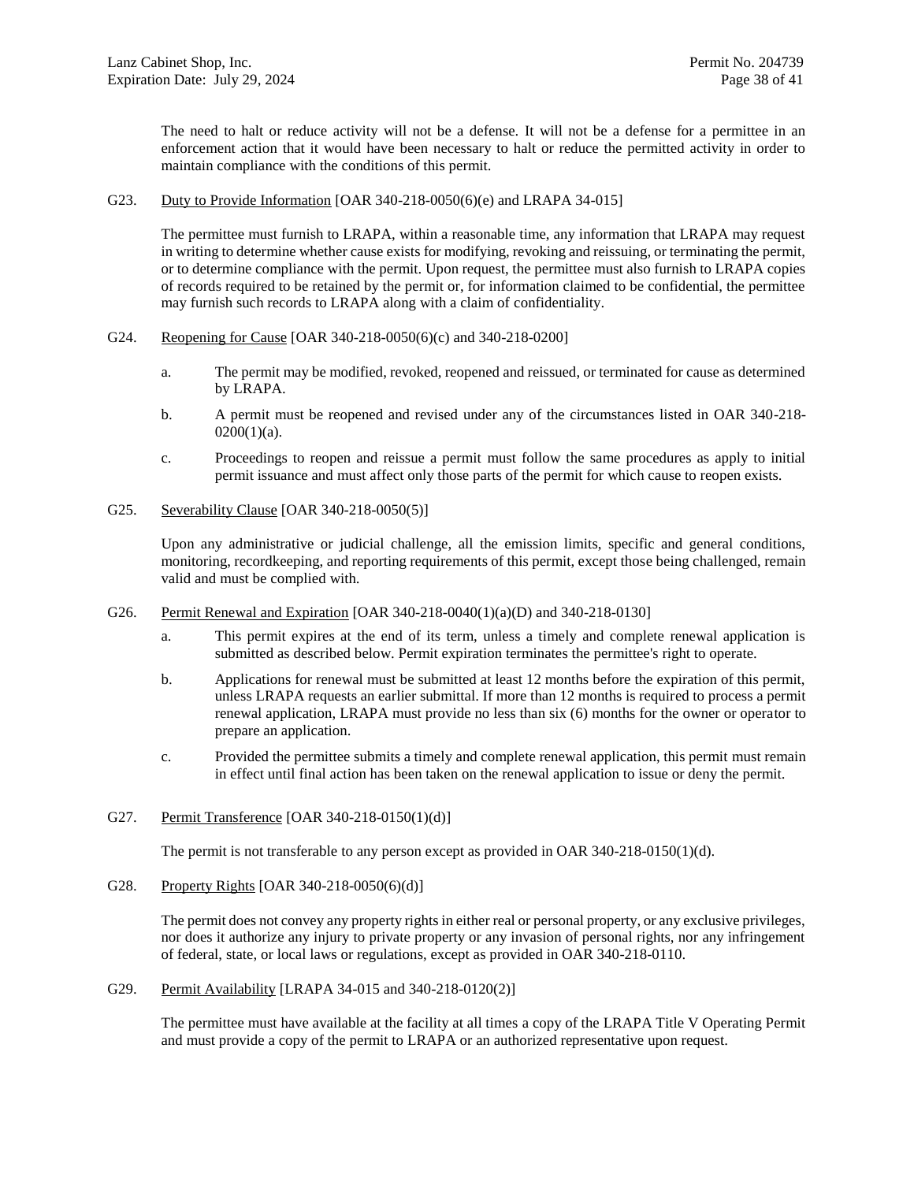The need to halt or reduce activity will not be a defense. It will not be a defense for a permittee in an enforcement action that it would have been necessary to halt or reduce the permitted activity in order to maintain compliance with the conditions of this permit.

G23. Duty to Provide Information [OAR 340-218-0050(6)(e) and LRAPA 34-015]

The permittee must furnish to LRAPA, within a reasonable time, any information that LRAPA may request in writing to determine whether cause exists for modifying, revoking and reissuing, or terminating the permit, or to determine compliance with the permit. Upon request, the permittee must also furnish to LRAPA copies of records required to be retained by the permit or, for information claimed to be confidential, the permittee may furnish such records to LRAPA along with a claim of confidentiality.

G24. Reopening for Cause [OAR 340-218-0050(6)(c) and 340-218-0200]

a. The permit may be modified, revoked, reopened and reissued, or terminated for cause as determined by LRAPA.

b. A permit must be reopened and revised under any of the circumstances listed in OAR 340-218-0200(1)(a).

c. Proceedings to reopen and reissue a permit must follow the same procedures as apply to initial permit issuance and must affect only those parts of the permit for which cause to reopen exists.

G25. Severability Clause [OAR 340-218-0050(5)]

Upon any administrative or judicial challenge, all the emission limits, specific and general conditions, monitoring, recordkeeping, and reporting requirements of this permit, except those being challenged, remain valid and must be complied with.

G26. Permit Renewal and Expiration [OAR 340-218-0040(1)(a)(D) and 340-218-0130]

a. This permit expires at the end of its term, unless a timely and complete renewal application is submitted as described below. Permit expiration terminates the permittee's right to operate.

b. Applications for renewal must be submitted at least 12 months before the expiration of this permit, unless LRAPA requests an earlier submittal. If more than 12 months is required to process a permit renewal application, LRAPA must provide no less than six (6) months for the owner or operator to prepare an application.

c. Provided the permittee submits a timely and complete renewal application, this permit must remain in effect until final action has been taken on the renewal application to issue or deny the permit.

G27. Permit Transference [OAR 340-218-0150(1)(d)]

The permit is not transferable to any person except as provided in OAR 340-218-0150(1)(d).

G28. Property Rights [OAR 340-218-0050(6)(d)]

The permit does not convey any property rights in either real or personal property, or any exclusive privileges, nor does it authorize any injury to private property or any invasion of personal rights, nor any infringement of federal, state, or local laws or regulations, except as provided in OAR 340-218-0110.

G29. Permit Availability [LRAPA 34-015 and 340-218-0120(2)]

The permittee must have available at the facility at all times a copy of the LRAPA Title V Operating Permit and must provide a copy of the permit to LRAPA or an authorized representative upon request.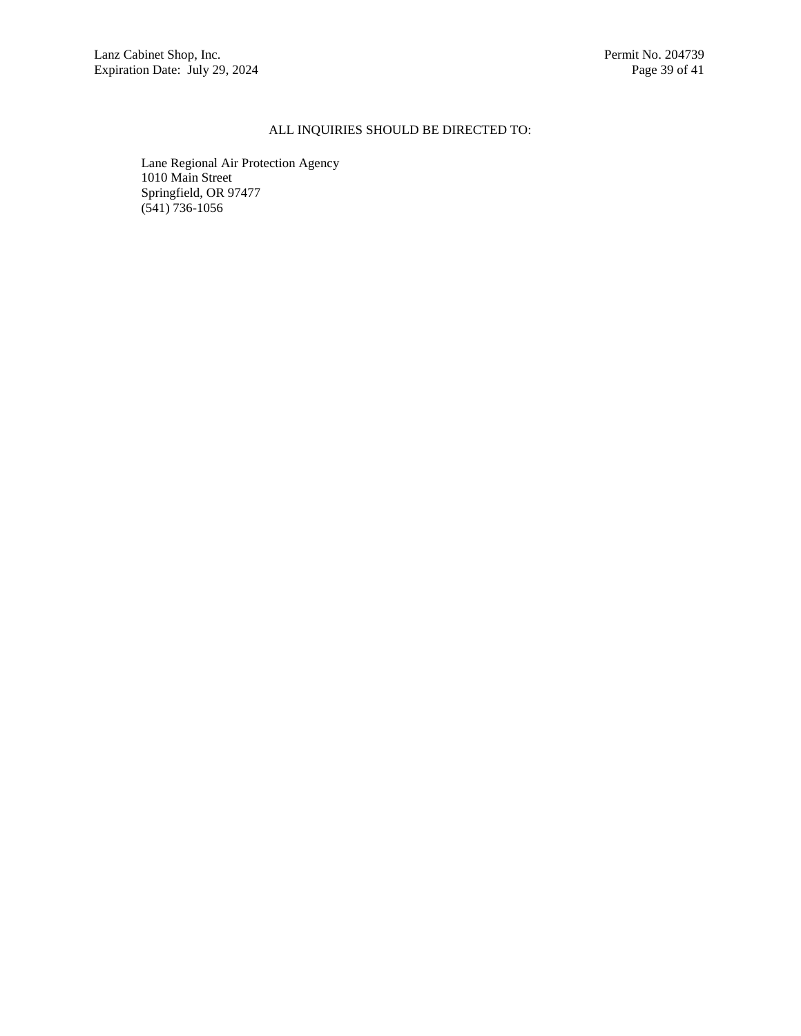ALL INQUIRIES SHOULD BE DIRECTED TO:

Lane Regional Air Protection Agency
1010 Main Street
Springfield, OR 97477
(541) 736-1056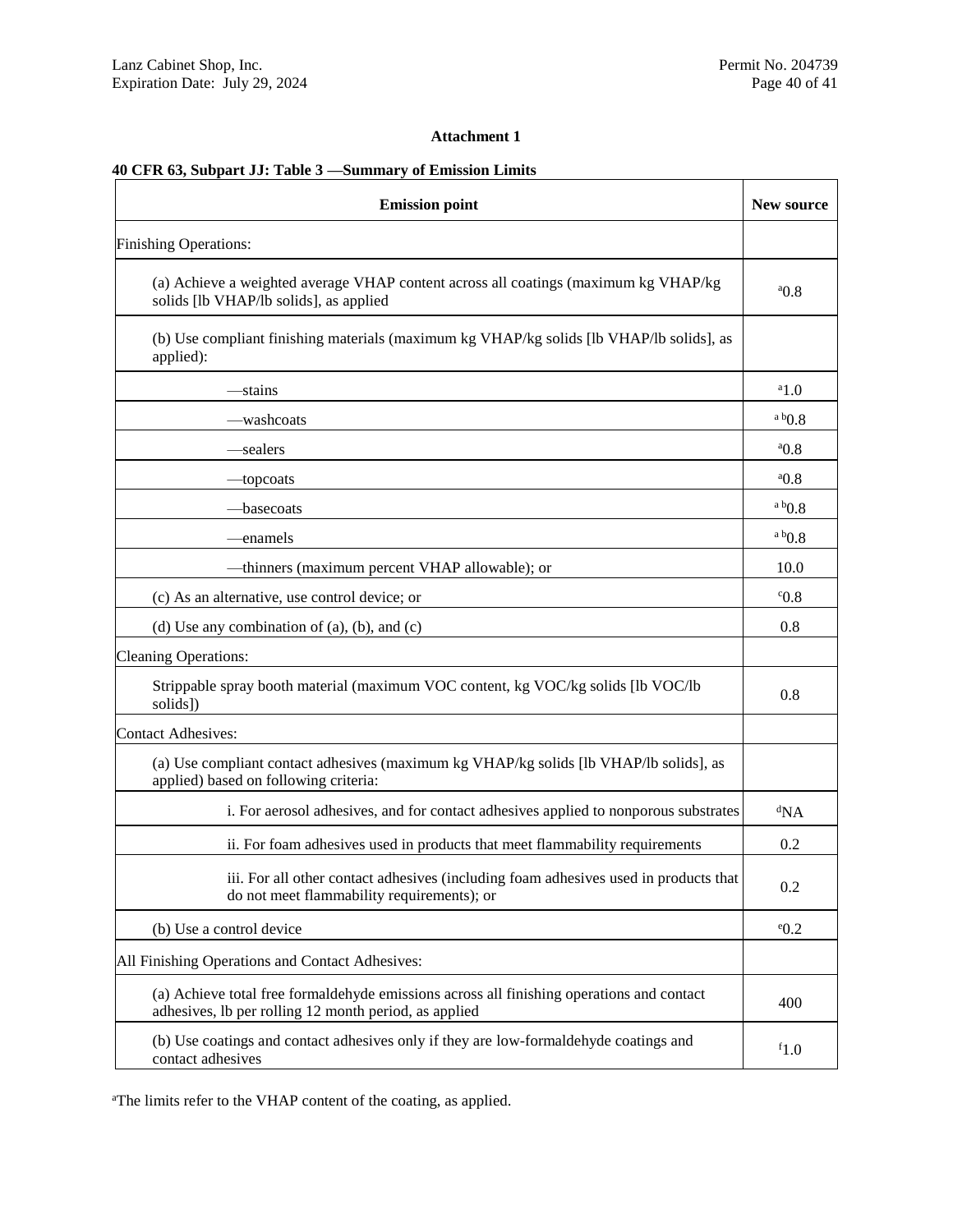**Attachment 1**

**40 CFR 63, Subpart JJ: Table 3 —Summary of Emission Limits**

| Emission point | New source |
|---|---|
| Finishing Operations: | |
| (a) Achieve a weighted average VHAP content across all coatings (maximum kg VHAP/kg solids [lb VHAP/lb solids], as applied | [a]0.8 |
| (b) Use compliant finishing materials (maximum kg VHAP/kg solids [lb VHAP/lb solids], as applied): | |
| —stains | [a]1.0 |
| —washcoats | [a b]0.8 |
| —sealers | [a]0.8 |
| —topcoats | [a]0.8 |
| —basecoats | [a b]0.8 |
| —enamels | [a b]0.8 |
| —thinners (maximum percent VHAP allowable); or | 10.0 |
| (c) As an alternative, use control device; or | [c]0.8 |
| (d) Use any combination of (a), (b), and (c) | 0.8 |
| Cleaning Operations: | |
| Strippable spray booth material (maximum VOC content, kg VOC/kg solids [lb VOC/lb solids]) | 0.8 |
| Contact Adhesives: | |
| (a) Use compliant contact adhesives (maximum kg VHAP/kg solids [lb VHAP/lb solids], as applied) based on following criteria: | |
| i. For aerosol adhesives, and for contact adhesives applied to nonporous substrates | [d]NA |
| ii. For foam adhesives used in products that meet flammability requirements | 0.2 |
| iii. For all other contact adhesives (including foam adhesives used in products that do not meet flammability requirements); or | 0.2 |
| (b) Use a control device | [e]0.2 |
| All Finishing Operations and Contact Adhesives: | |
| (a) Achieve total free formaldehyde emissions across all finishing operations and contact adhesives, lb per rolling 12 month period, as applied | 400 |
| (b) Use coatings and contact adhesives only if they are low-formaldehyde coatings and contact adhesives | [f]1.0 |

[a]The limits refer to the VHAP content of the coating, as applied.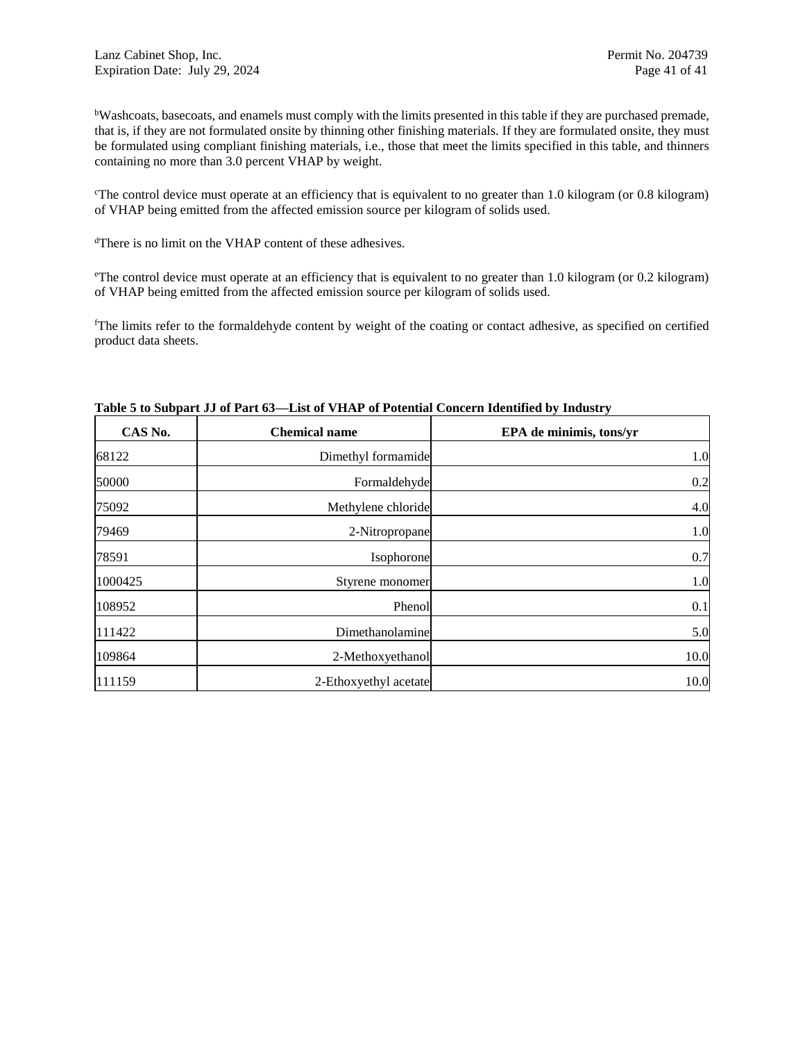[b]Washcoats, basecoats, and enamels must comply with the limits presented in this table if they are purchased premade, that is, if they are not formulated onsite by thinning other finishing materials. If they are formulated onsite, they must be formulated using compliant finishing materials, i.e., those that meet the limits specified in this table, and thinners containing no more than 3.0 percent VHAP by weight.

[c]The control device must operate at an efficiency that is equivalent to no greater than 1.0 kilogram (or 0.8 kilogram) of VHAP being emitted from the affected emission source per kilogram of solids used.

[d]There is no limit on the VHAP content of these adhesives.

[e]The control device must operate at an efficiency that is equivalent to no greater than 1.0 kilogram (or 0.2 kilogram) of VHAP being emitted from the affected emission source per kilogram of solids used.

[f]The limits refer to the formaldehyde content by weight of the coating or contact adhesive, as specified on certified product data sheets.

**Table 5 to Subpart JJ of Part 63—List of VHAP of Potential Concern Identified by Industry**

| CAS No. | Chemical name | EPA de minimis, tons/yr |
|---|---|---|
| 68122 | Dimethyl formamide | 1.0 |
| 50000 | Formaldehyde | 0.2 |
| 75092 | Methylene chloride | 4.0 |
| 79469 | 2-Nitropropane | 1.0 |
| 78591 | Isophorone | 0.7 |
| 1000425 | Styrene monomer | 1.0 |
| 108952 | Phenol | 0.1 |
| 111422 | Dimethanolamine | 5.0 |
| 109864 | 2-Methoxyethanol | 10.0 |
| 111159 | 2-Ethoxyethyl acetate | 10.0 |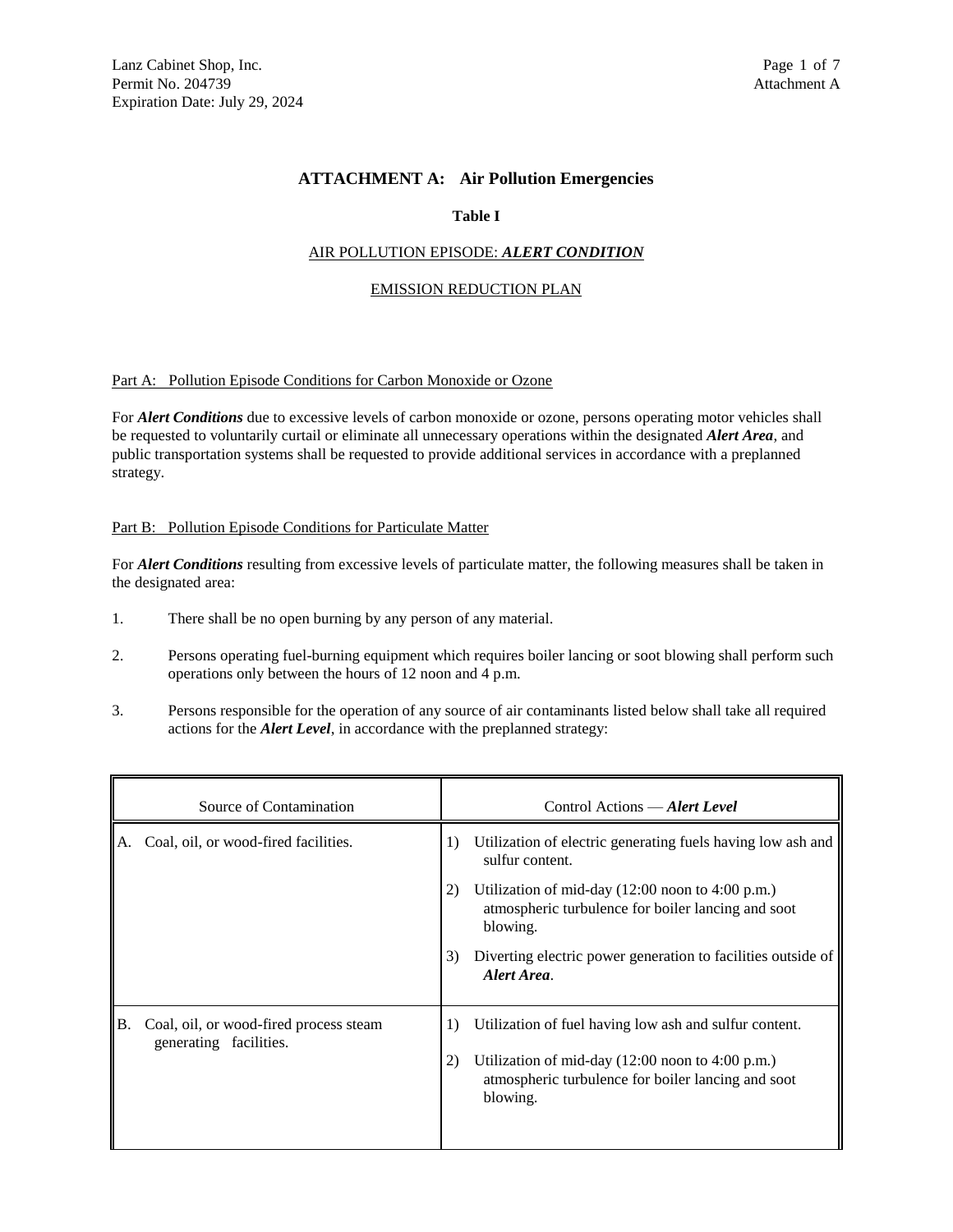# ATTACHMENT A: Air Pollution Emergencies

## Table I

### AIR POLLUTION EPISODE: ***ALERT CONDITION***

### EMISSION REDUCTION PLAN

Part A: Pollution Episode Conditions for Carbon Monoxide or Ozone

For ***Alert Conditions*** due to excessive levels of carbon monoxide or ozone, persons operating motor vehicles shall be requested to voluntarily curtail or eliminate all unnecessary operations within the designated ***Alert Area***, and public transportation systems shall be requested to provide additional services in accordance with a preplanned strategy.

Part B: Pollution Episode Conditions for Particulate Matter

For ***Alert Conditions*** resulting from excessive levels of particulate matter, the following measures shall be taken in the designated area:

1. There shall be no open burning by any person of any material.

2. Persons operating fuel-burning equipment which requires boiler lancing or soot blowing shall perform such operations only between the hours of 12 noon and 4 p.m.

3. Persons responsible for the operation of any source of air contaminants listed below shall take all required actions for the ***Alert Level***, in accordance with the preplanned strategy:

| Source of Contamination | Control Actions — ***Alert Level*** |
|---|---|
| A. Coal, oil, or wood-fired facilities. | 1) Utilization of electric generating fuels having low ash and sulfur content.<br>2) Utilization of mid-day (12:00 noon to 4:00 p.m.) atmospheric turbulence for boiler lancing and soot blowing.<br>3) Diverting electric power generation to facilities outside of ***Alert Area***. |
| B. Coal, oil, or wood-fired process steam generating facilities. | 1) Utilization of fuel having low ash and sulfur content.<br>2) Utilization of mid-day (12:00 noon to 4:00 p.m.) atmospheric turbulence for boiler lancing and soot blowing. |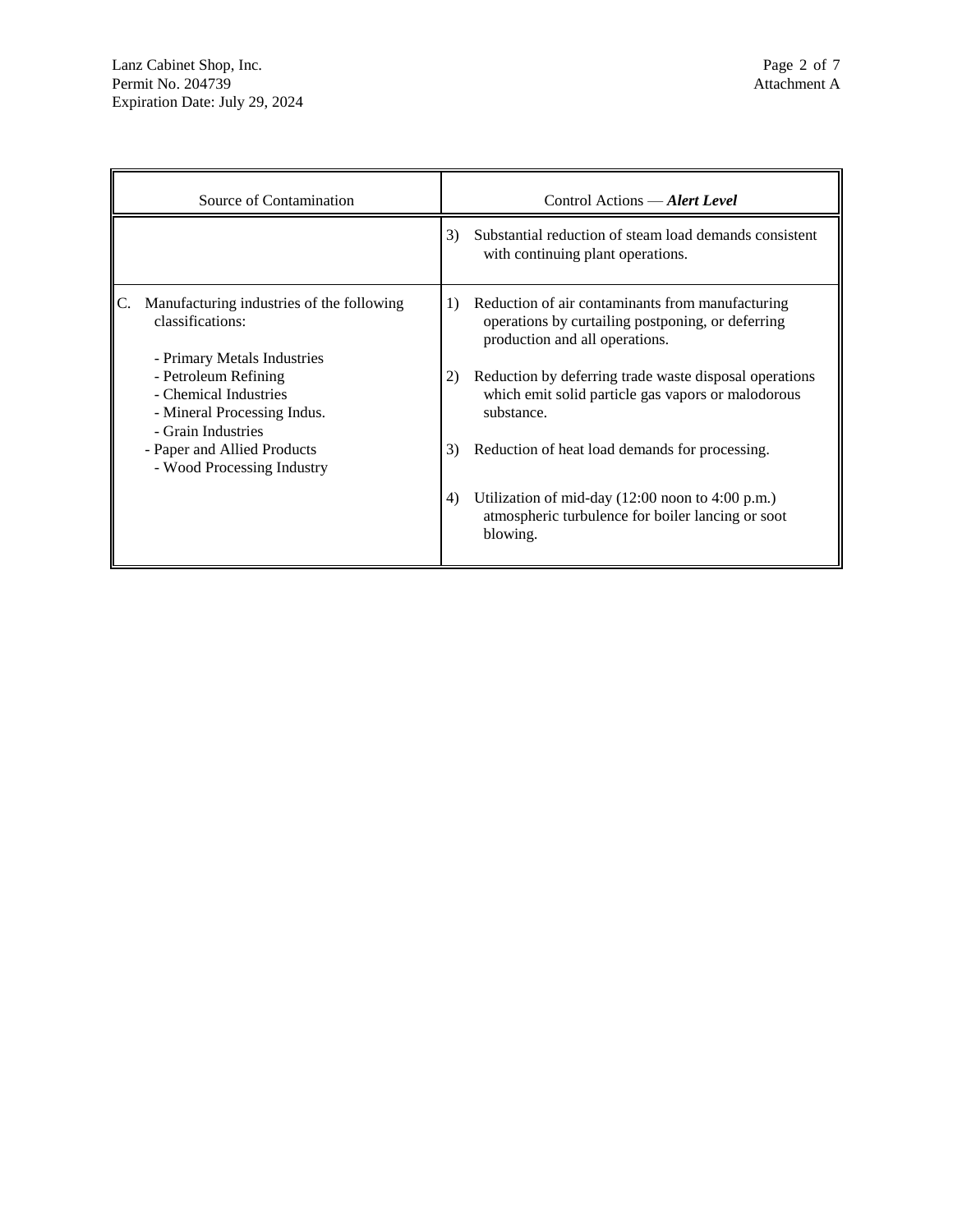| Source of Contamination | Control Actions — ***Alert Level*** |
| --- | --- |
| | 3) Substantial reduction of steam load demands consistent with continuing plant operations. |
| C. Manufacturing industries of the following classifications:<br><br>- Primary Metals Industries<br>- Petroleum Refining<br>- Chemical Industries<br>- Mineral Processing Indus.<br>- Grain Industries<br>- Paper and Allied Products<br>- Wood Processing Industry | 1) Reduction of air contaminants from manufacturing operations by curtailing postponing, or deferring production and all operations.<br><br>2) Reduction by deferring trade waste disposal operations which emit solid particle gas vapors or malodorous substance.<br><br>3) Reduction of heat load demands for processing.<br><br>4) Utilization of mid-day (12:00 noon to 4:00 p.m.) atmospheric turbulence for boiler lancing or soot blowing. |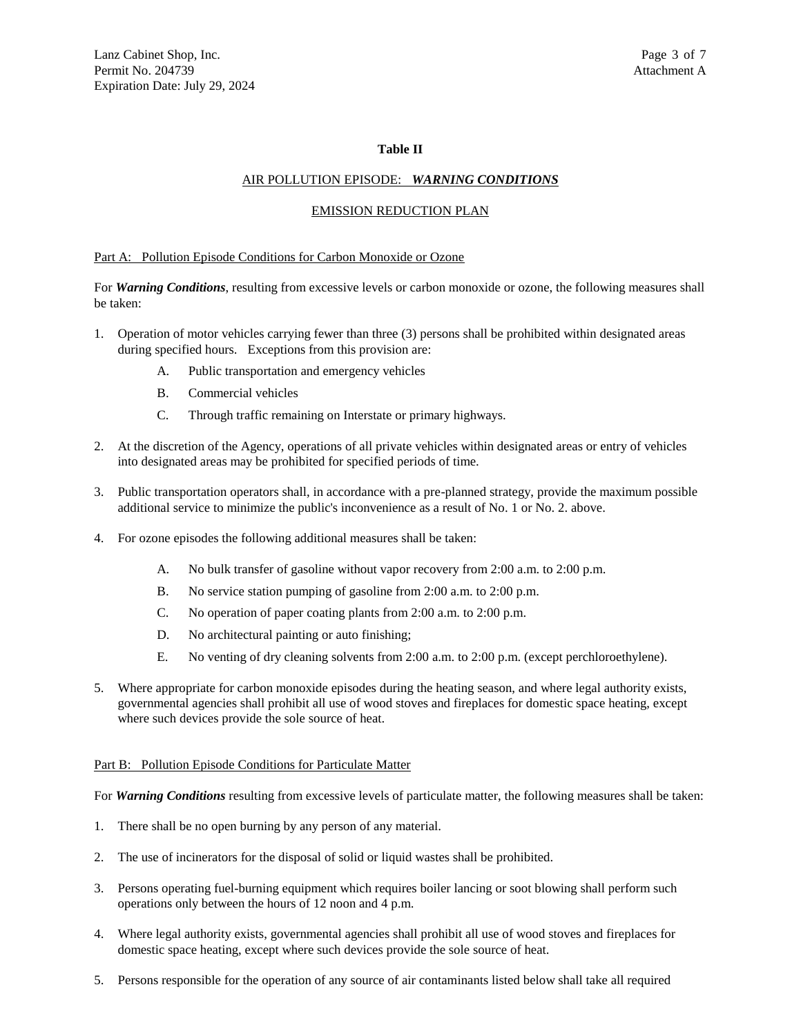**Table II**

AIR POLLUTION EPISODE: ***WARNING CONDITIONS***

EMISSION REDUCTION PLAN

Part A: Pollution Episode Conditions for Carbon Monoxide or Ozone

For ***Warning Conditions***, resulting from excessive levels or carbon monoxide or ozone, the following measures shall be taken:

1. Operation of motor vehicles carrying fewer than three (3) persons shall be prohibited within designated areas during specified hours. Exceptions from this provision are:
   - A. Public transportation and emergency vehicles
   - B. Commercial vehicles
   - C. Through traffic remaining on Interstate or primary highways.
2. At the discretion of the Agency, operations of all private vehicles within designated areas or entry of vehicles into designated areas may be prohibited for specified periods of time.
3. Public transportation operators shall, in accordance with a pre-planned strategy, provide the maximum possible additional service to minimize the public's inconvenience as a result of No. 1 or No. 2. above.
4. For ozone episodes the following additional measures shall be taken:
   - A. No bulk transfer of gasoline without vapor recovery from 2:00 a.m. to 2:00 p.m.
   - B. No service station pumping of gasoline from 2:00 a.m. to 2:00 p.m.
   - C. No operation of paper coating plants from 2:00 a.m. to 2:00 p.m.
   - D. No architectural painting or auto finishing;
   - E. No venting of dry cleaning solvents from 2:00 a.m. to 2:00 p.m. (except perchloroethylene).
5. Where appropriate for carbon monoxide episodes during the heating season, and where legal authority exists, governmental agencies shall prohibit all use of wood stoves and fireplaces for domestic space heating, except where such devices provide the sole source of heat.

Part B: Pollution Episode Conditions for Particulate Matter

For ***Warning Conditions*** resulting from excessive levels of particulate matter, the following measures shall be taken:

1. There shall be no open burning by any person of any material.
2. The use of incinerators for the disposal of solid or liquid wastes shall be prohibited.
3. Persons operating fuel-burning equipment which requires boiler lancing or soot blowing shall perform such operations only between the hours of 12 noon and 4 p.m.
4. Where legal authority exists, governmental agencies shall prohibit all use of wood stoves and fireplaces for domestic space heating, except where such devices provide the sole source of heat.
5. Persons responsible for the operation of any source of air contaminants listed below shall take all required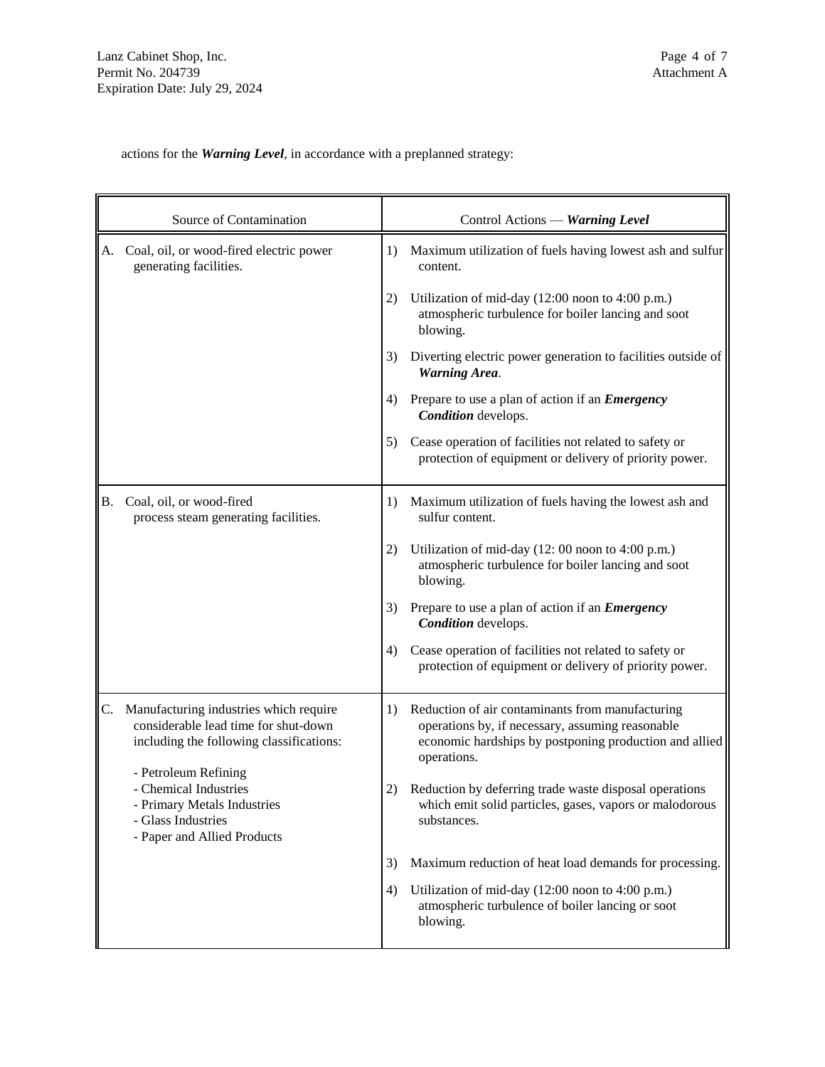actions for the ***Warning Level***, in accordance with a preplanned strategy:

| Source of Contamination | Control Actions — ***Warning Level*** |
|---|---|
| A. Coal, oil, or wood-fired electric power generating facilities. | 1) Maximum utilization of fuels having lowest ash and sulfur content.<br><br>2) Utilization of mid-day (12:00 noon to 4:00 p.m.) atmospheric turbulence for boiler lancing and soot blowing.<br><br>3) Diverting electric power generation to facilities outside of ***Warning Area***.<br><br>4) Prepare to use a plan of action if an ***Emergency Condition*** develops.<br><br>5) Cease operation of facilities not related to safety or protection of equipment or delivery of priority power. |
| B. Coal, oil, or wood-fired process steam generating facilities. | 1) Maximum utilization of fuels having the lowest ash and sulfur content.<br><br>2) Utilization of mid-day (12: 00 noon to 4:00 p.m.) atmospheric turbulence for boiler lancing and soot blowing.<br><br>3) Prepare to use a plan of action if an ***Emergency Condition*** develops.<br><br>4) Cease operation of facilities not related to safety or protection of equipment or delivery of priority power. |
| C. Manufacturing industries which require considerable lead time for shut-down including the following classifications:<br><br>- Petroleum Refining<br>- Chemical Industries<br>- Primary Metals Industries<br>- Glass Industries<br>- Paper and Allied Products | 1) Reduction of air contaminants from manufacturing operations by, if necessary, assuming reasonable economic hardships by postponing production and allied operations.<br><br>2) Reduction by deferring trade waste disposal operations which emit solid particles, gases, vapors or malodorous substances.<br><br>3) Maximum reduction of heat load demands for processing.<br><br>4) Utilization of mid-day (12:00 noon to 4:00 p.m.) atmospheric turbulence of boiler lancing or soot blowing. |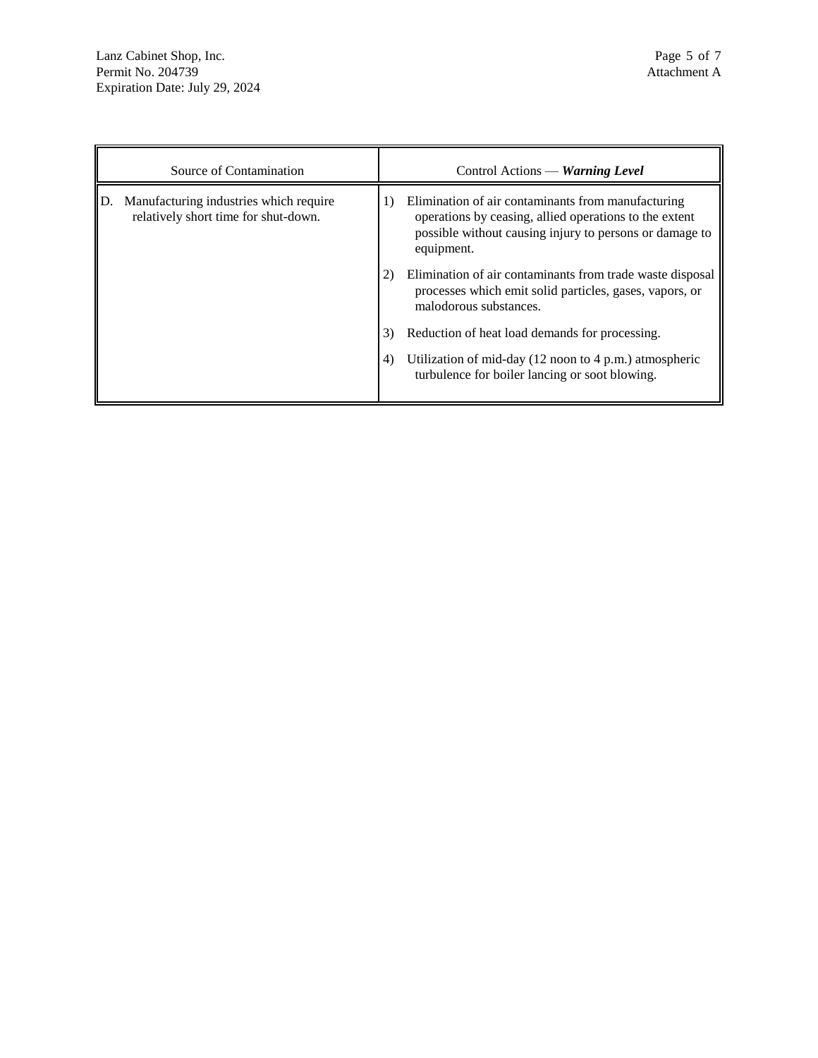| Source of Contamination | Control Actions — ***Warning Level*** |
|---|---|
| D. Manufacturing industries which require relatively short time for shut-down. | 1) Elimination of air contaminants from manufacturing operations by ceasing, allied operations to the extent possible without causing injury to persons or damage to equipment.<br><br>2) Elimination of air contaminants from trade waste disposal processes which emit solid particles, gases, vapors, or malodorous substances.<br><br>3) Reduction of heat load demands for processing.<br><br>4) Utilization of mid-day (12 noon to 4 p.m.) atmospheric turbulence for boiler lancing or soot blowing. |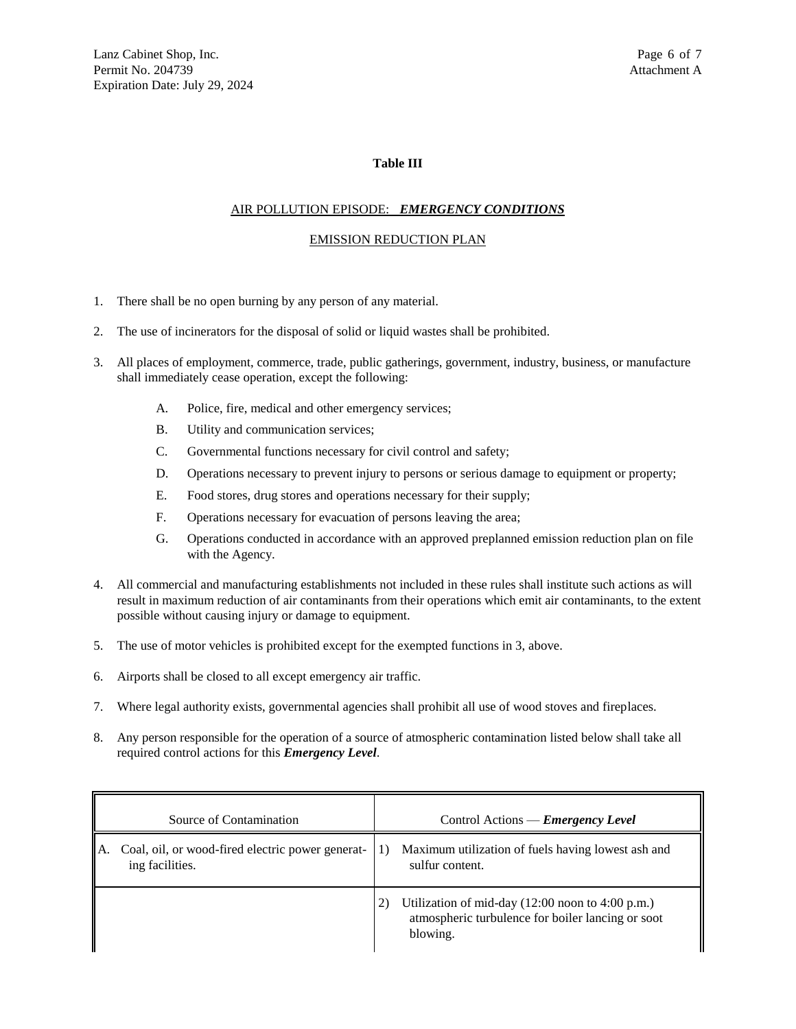**Table III**

AIR POLLUTION EPISODE: ***EMERGENCY CONDITIONS***

EMISSION REDUCTION PLAN

1. There shall be no open burning by any person of any material.

2. The use of incinerators for the disposal of solid or liquid wastes shall be prohibited.

3. All places of employment, commerce, trade, public gatherings, government, industry, business, or manufacture shall immediately cease operation, except the following:

   A. Police, fire, medical and other emergency services;

   B. Utility and communication services;

   C. Governmental functions necessary for civil control and safety;

   D. Operations necessary to prevent injury to persons or serious damage to equipment or property;

   E. Food stores, drug stores and operations necessary for their supply;

   F. Operations necessary for evacuation of persons leaving the area;

   G. Operations conducted in accordance with an approved preplanned emission reduction plan on file with the Agency.

4. All commercial and manufacturing establishments not included in these rules shall institute such actions as will result in maximum reduction of air contaminants from their operations which emit air contaminants, to the extent possible without causing injury or damage to equipment.

5. The use of motor vehicles is prohibited except for the exempted functions in 3, above.

6. Airports shall be closed to all except emergency air traffic.

7. Where legal authority exists, governmental agencies shall prohibit all use of wood stoves and fireplaces.

8. Any person responsible for the operation of a source of atmospheric contamination listed below shall take all required control actions for this ***Emergency Level***.

| Source of Contamination | Control Actions — ***Emergency Level*** |
|---|---|
| A. Coal, oil, or wood-fired electric power generating facilities. | 1) Maximum utilization of fuels having lowest ash and sulfur content. |
| | 2) Utilization of mid-day (12:00 noon to 4:00 p.m.) atmospheric turbulence for boiler lancing or soot blowing. |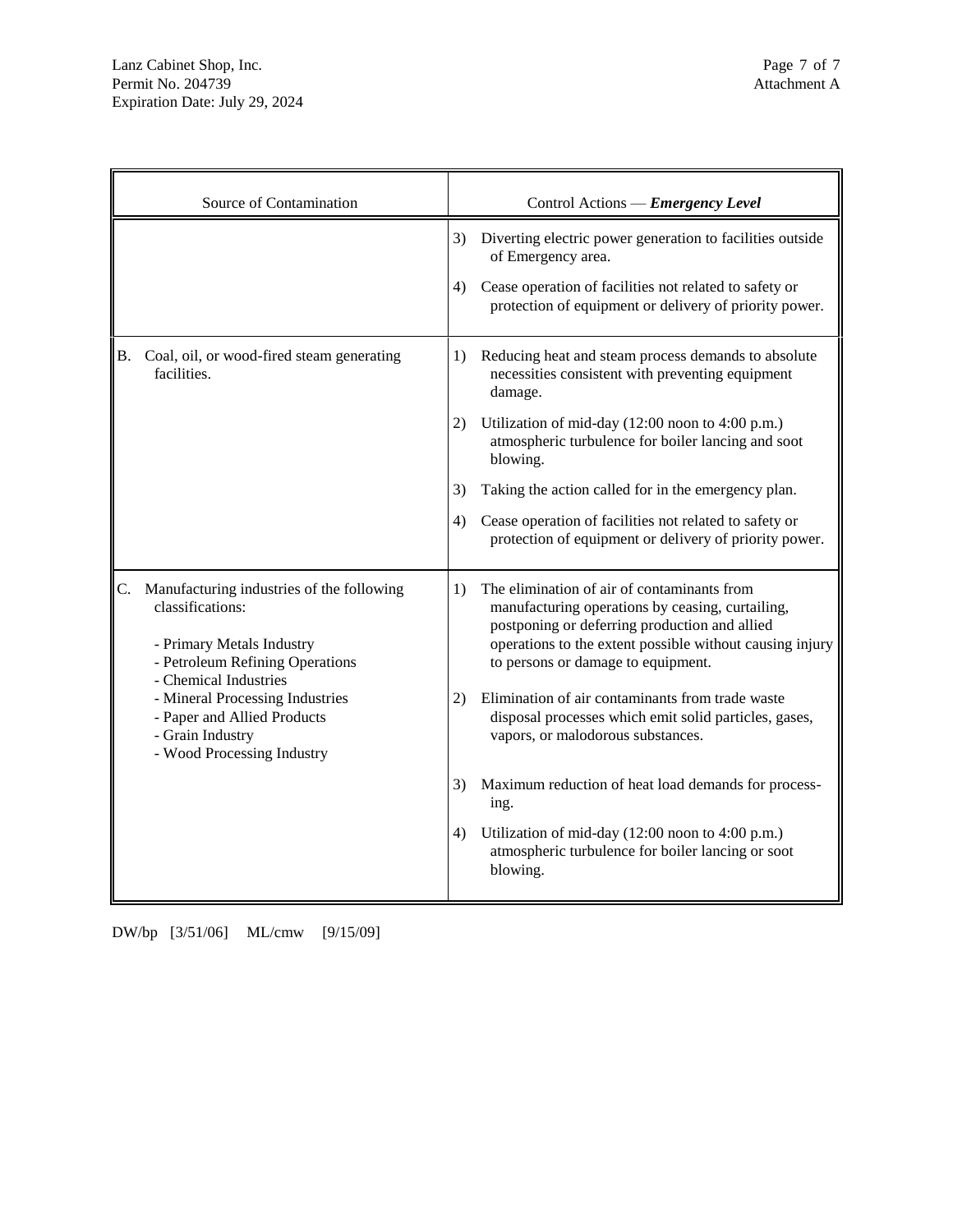| Source of Contamination | Control Actions — ***Emergency Level*** |
|---|---|
| | 3) Diverting electric power generation to facilities outside of Emergency area.<br><br>4) Cease operation of facilities not related to safety or protection of equipment or delivery of priority power. |
| B. Coal, oil, or wood-fired steam generating facilities. | 1) Reducing heat and steam process demands to absolute necessities consistent with preventing equipment damage.<br><br>2) Utilization of mid-day (12:00 noon to 4:00 p.m.) atmospheric turbulence for boiler lancing and soot blowing.<br><br>3) Taking the action called for in the emergency plan.<br><br>4) Cease operation of facilities not related to safety or protection of equipment or delivery of priority power. |
| C. Manufacturing industries of the following classifications:<br><br>- Primary Metals Industry<br>- Petroleum Refining Operations<br>- Chemical Industries<br>- Mineral Processing Industries<br>- Paper and Allied Products<br>- Grain Industry<br>- Wood Processing Industry | 1) The elimination of air of contaminants from manufacturing operations by ceasing, curtailing, postponing or deferring production and allied operations to the extent possible without causing injury to persons or damage to equipment.<br><br>2) Elimination of air contaminants from trade waste disposal processes which emit solid particles, gases, vapors, or malodorous substances.<br><br>3) Maximum reduction of heat load demands for processing.<br><br>4) Utilization of mid-day (12:00 noon to 4:00 p.m.) atmospheric turbulence for boiler lancing or soot blowing. |

DW/bp [3/51/06] ML/cmw [9/15/09]